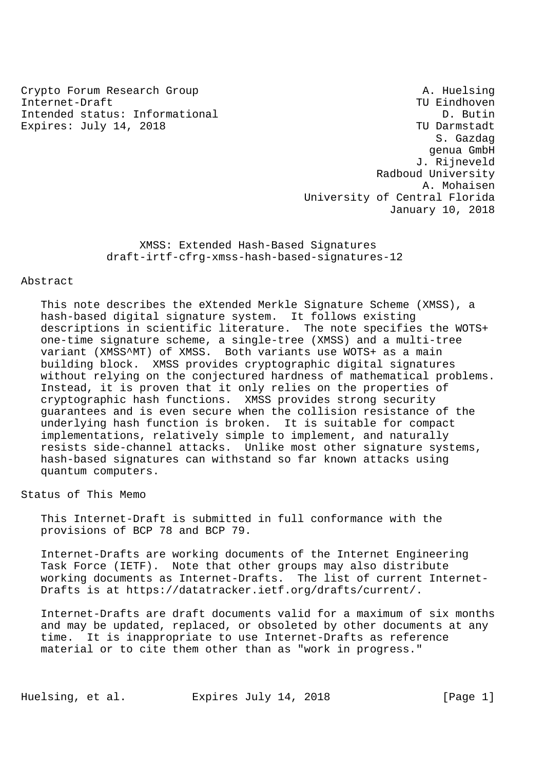Crypto Forum Research Group  
Internet-Draft  
Intended status: Informational  
Expires: July 14, 2018

A. Huelsing  
TU Eindhoven  
D. Butin  
TU Darmstadt  
S. Gazdag  
genua GmbH  
J. Rijneveld  
Radboud University  
A. Mohaisen  
University of Central Florida  
January 10, 2018

# XMSS: Extended Hash-Based Signatures
draft-irtf-cfrg-xmss-hash-based-signatures-12

## Abstract

This note describes the eXtended Merkle Signature Scheme (XMSS), a hash-based digital signature system. It follows existing descriptions in scientific literature. The note specifies the WOTS+ one-time signature scheme, a single-tree (XMSS) and a multi-tree variant (XMSS^MT) of XMSS. Both variants use WOTS+ as a main building block. XMSS provides cryptographic digital signatures without relying on the conjectured hardness of mathematical problems. Instead, it is proven that it only relies on the properties of cryptographic hash functions. XMSS provides strong security guarantees and is even secure when the collision resistance of the underlying hash function is broken. It is suitable for compact implementations, relatively simple to implement, and naturally resists side-channel attacks. Unlike most other signature systems, hash-based signatures can withstand so far known attacks using quantum computers.

## Status of This Memo

This Internet-Draft is submitted in full conformance with the provisions of BCP 78 and BCP 79.

Internet-Drafts are working documents of the Internet Engineering Task Force (IETF). Note that other groups may also distribute working documents as Internet-Drafts. The list of current Internet-Drafts is at https://datatracker.ietf.org/drafts/current/.

Internet-Drafts are draft documents valid for a maximum of six months and may be updated, replaced, or obsoleted by other documents at any time. It is inappropriate to use Internet-Drafts as reference material or to cite them other than as "work in progress."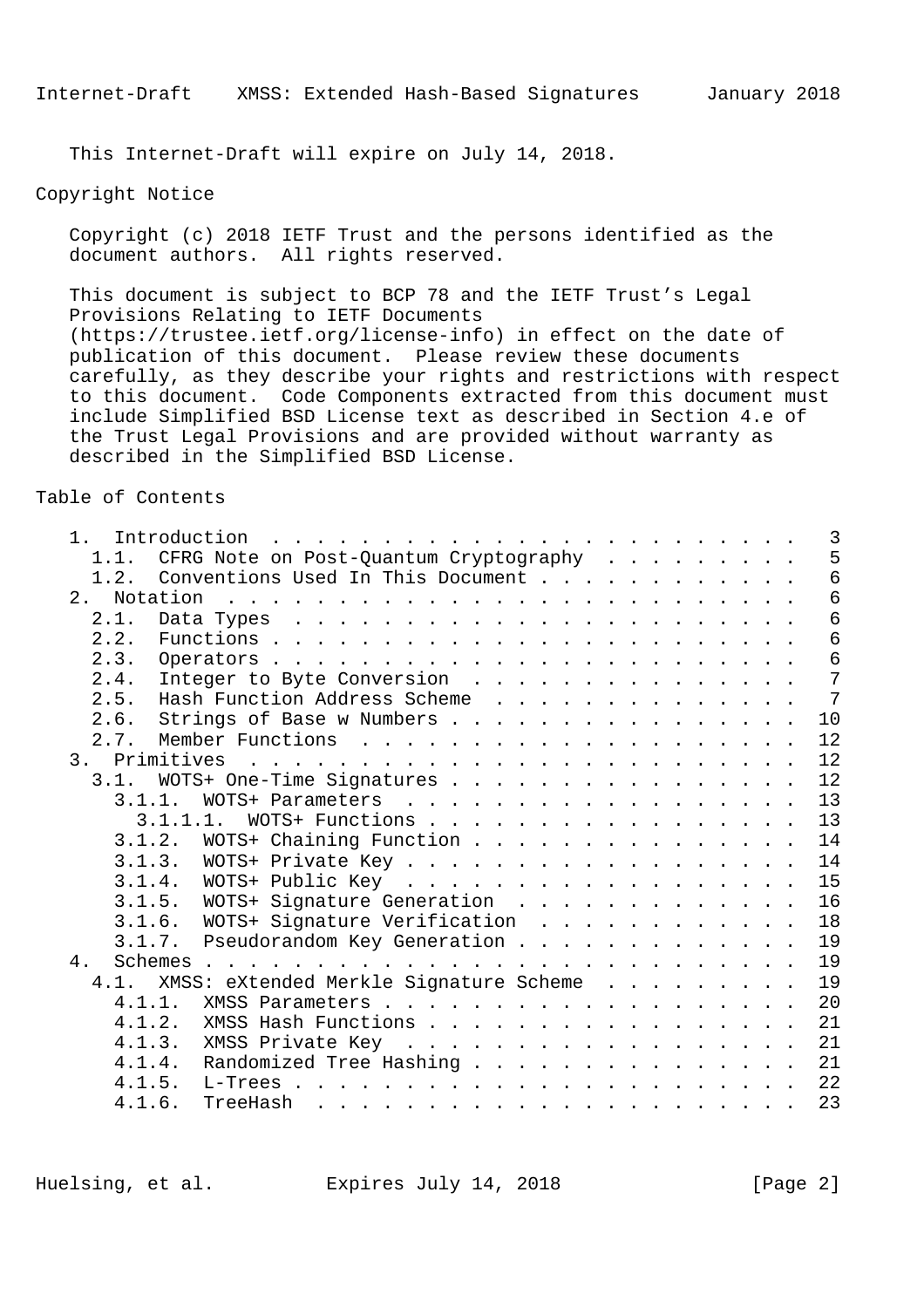This Internet-Draft will expire on July 14, 2018.

## Copyright Notice

Copyright (c) 2018 IETF Trust and the persons identified as the document authors. All rights reserved.

This document is subject to BCP 78 and the IETF Trust's Legal Provisions Relating to IETF Documents (https://trustee.ietf.org/license-info) in effect on the date of publication of this document. Please review these documents carefully, as they describe your rights and restrictions with respect to this document. Code Components extracted from this document must include Simplified BSD License text as described in Section 4.e of the Trust Legal Provisions and are provided without warranty as described in the Simplified BSD License.

## Table of Contents

```
   1.  Introduction . . . . . . . . . . . . . . . . . . . . . . . .   3
     1.1.  CFRG Note on Post-Quantum Cryptography . . . . . . . . .   5
     1.2.  Conventions Used In This Document . . . . . . . . . . . .   6
   2.  Notation . . . . . . . . . . . . . . . . . . . . . . . . . .   6
     2.1.  Data Types . . . . . . . . . . . . . . . . . . . . . . .   6
     2.2.  Functions . . . . . . . . . . . . . . . . . . . . . . . .   6
     2.3.  Operators . . . . . . . . . . . . . . . . . . . . . . . .   6
     2.4.  Integer to Byte Conversion . . . . . . . . . . . . . . .   7
     2.5.  Hash Function Address Scheme . . . . . . . . . . . . . .   7
     2.6.  Strings of Base w Numbers . . . . . . . . . . . . . . . .  10
     2.7.  Member Functions . . . . . . . . . . . . . . . . . . . .  12
   3.  Primitives . . . . . . . . . . . . . . . . . . . . . . . . .  12
     3.1.  WOTS+ One-Time Signatures . . . . . . . . . . . . . . . .  12
       3.1.1.  WOTS+ Parameters . . . . . . . . . . . . . . . . . .  13
         3.1.1.1.  WOTS+ Functions . . . . . . . . . . . . . . . . .  13
       3.1.2.  WOTS+ Chaining Function . . . . . . . . . . . . . . .  14
       3.1.3.  WOTS+ Private Key . . . . . . . . . . . . . . . . . .  14
       3.1.4.  WOTS+ Public Key . . . . . . . . . . . . . . . . . .  15
       3.1.5.  WOTS+ Signature Generation . . . . . . . . . . . . .  16
       3.1.6.  WOTS+ Signature Verification . . . . . . . . . . . .  18
       3.1.7.  Pseudorandom Key Generation . . . . . . . . . . . . .  19
   4.  Schemes . . . . . . . . . . . . . . . . . . . . . . . . . . .  19
     4.1.  XMSS: eXtended Merkle Signature Scheme . . . . . . . . .  19
       4.1.1.  XMSS Parameters . . . . . . . . . . . . . . . . . . .  20
       4.1.2.  XMSS Hash Functions . . . . . . . . . . . . . . . . .  21
       4.1.3.  XMSS Private Key . . . . . . . . . . . . . . . . . .  21
       4.1.4.  Randomized Tree Hashing . . . . . . . . . . . . . . .  21
       4.1.5.  L-Trees . . . . . . . . . . . . . . . . . . . . . . .  22
       4.1.6.  TreeHash . . . . . . . . . . . . . . . . . . . . . .  23
```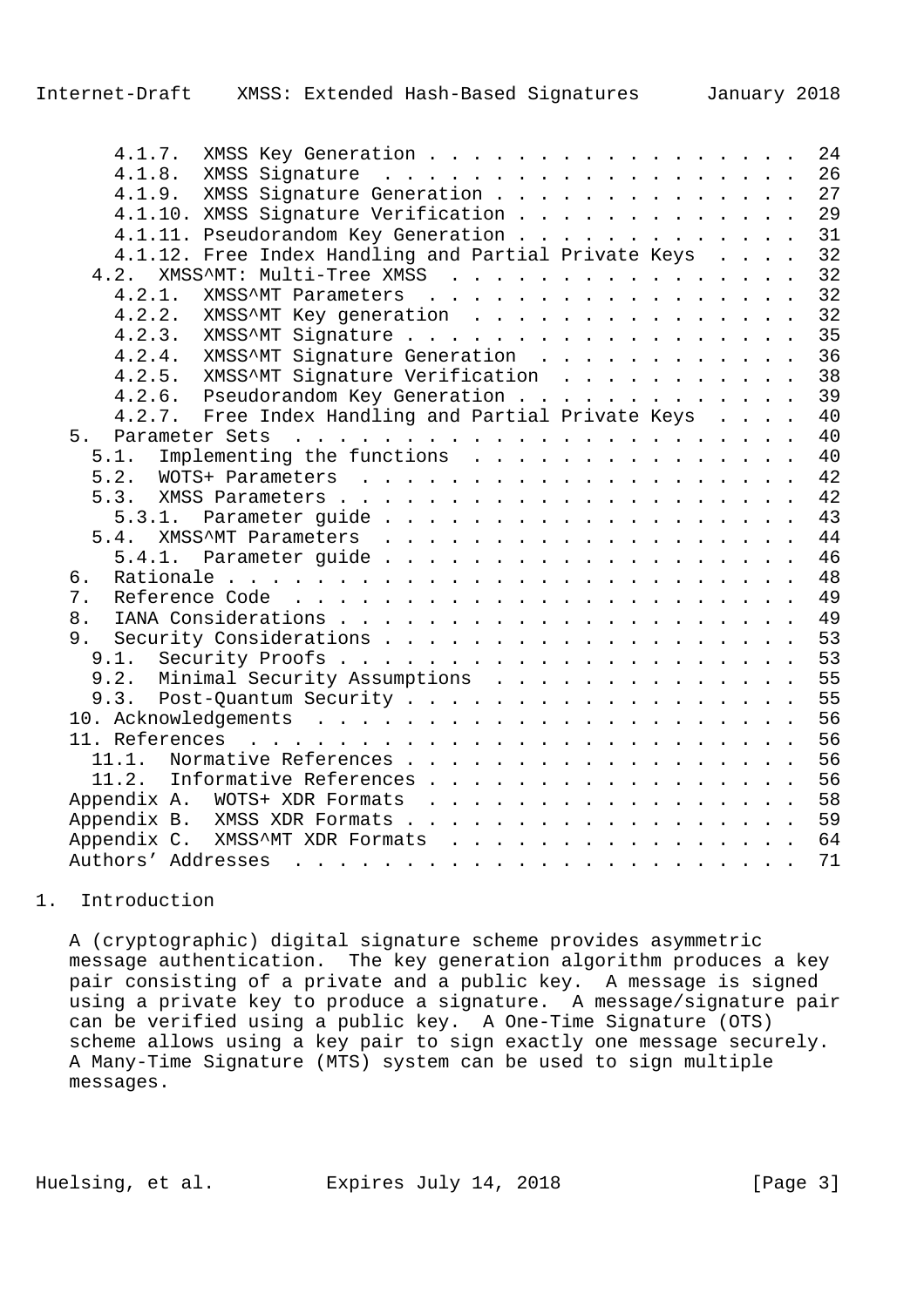4.1.7. XMSS Key Generation . . . . . . . . . . . . . . . . . 24
4.1.8. XMSS Signature . . . . . . . . . . . . . . . . . . . . 26
4.1.9. XMSS Signature Generation . . . . . . . . . . . . . . 27
4.1.10. XMSS Signature Verification . . . . . . . . . . . . . 29
4.1.11. Pseudorandom Key Generation . . . . . . . . . . . . . 31
4.1.12. Free Index Handling and Partial Private Keys . . . . 32
4.2. XMSS^MT: Multi-Tree XMSS . . . . . . . . . . . . . . . . 32
4.2.1. XMSS^MT Parameters . . . . . . . . . . . . . . . . . 32
4.2.2. XMSS^MT Key generation . . . . . . . . . . . . . . . 32
4.2.3. XMSS^MT Signature . . . . . . . . . . . . . . . . . . 35
4.2.4. XMSS^MT Signature Generation . . . . . . . . . . . . 36
4.2.5. XMSS^MT Signature Verification . . . . . . . . . . . 38
4.2.6. Pseudorandom Key Generation . . . . . . . . . . . . . 39
4.2.7. Free Index Handling and Partial Private Keys . . . . 40
5. Parameter Sets . . . . . . . . . . . . . . . . . . . . . . . 40
5.1. Implementing the functions . . . . . . . . . . . . . . . 40
5.2. WOTS+ Parameters . . . . . . . . . . . . . . . . . . . . 42
5.3. XMSS Parameters . . . . . . . . . . . . . . . . . . . . . 42
5.3.1. Parameter guide . . . . . . . . . . . . . . . . . . . 43
5.4. XMSS^MT Parameters . . . . . . . . . . . . . . . . . . . 44
5.4.1. Parameter guide . . . . . . . . . . . . . . . . . . . 46
6. Rationale . . . . . . . . . . . . . . . . . . . . . . . . . . 48
7. Reference Code . . . . . . . . . . . . . . . . . . . . . . . 49
8. IANA Considerations . . . . . . . . . . . . . . . . . . . . . 49
9. Security Considerations . . . . . . . . . . . . . . . . . . . 53
9.1. Security Proofs . . . . . . . . . . . . . . . . . . . . . 53
9.2. Minimal Security Assumptions . . . . . . . . . . . . . . 55
9.3. Post-Quantum Security . . . . . . . . . . . . . . . . . . 55
10. Acknowledgements . . . . . . . . . . . . . . . . . . . . . . 56
11. References . . . . . . . . . . . . . . . . . . . . . . . . . 56
11.1. Normative References . . . . . . . . . . . . . . . . . . 56
11.2. Informative References . . . . . . . . . . . . . . . . . 56
Appendix A. WOTS+ XDR Formats . . . . . . . . . . . . . . . . . 58
Appendix B. XMSS XDR Formats . . . . . . . . . . . . . . . . . . 59
Appendix C. XMSS^MT XDR Formats . . . . . . . . . . . . . . . . 64
Authors' Addresses . . . . . . . . . . . . . . . . . . . . . . . 71

# 1. Introduction

A (cryptographic) digital signature scheme provides asymmetric message authentication. The key generation algorithm produces a key pair consisting of a private and a public key. A message is signed using a private key to produce a signature. A message/signature pair can be verified using a public key. A One-Time Signature (OTS) scheme allows using a key pair to sign exactly one message securely. A Many-Time Signature (MTS) system can be used to sign multiple messages.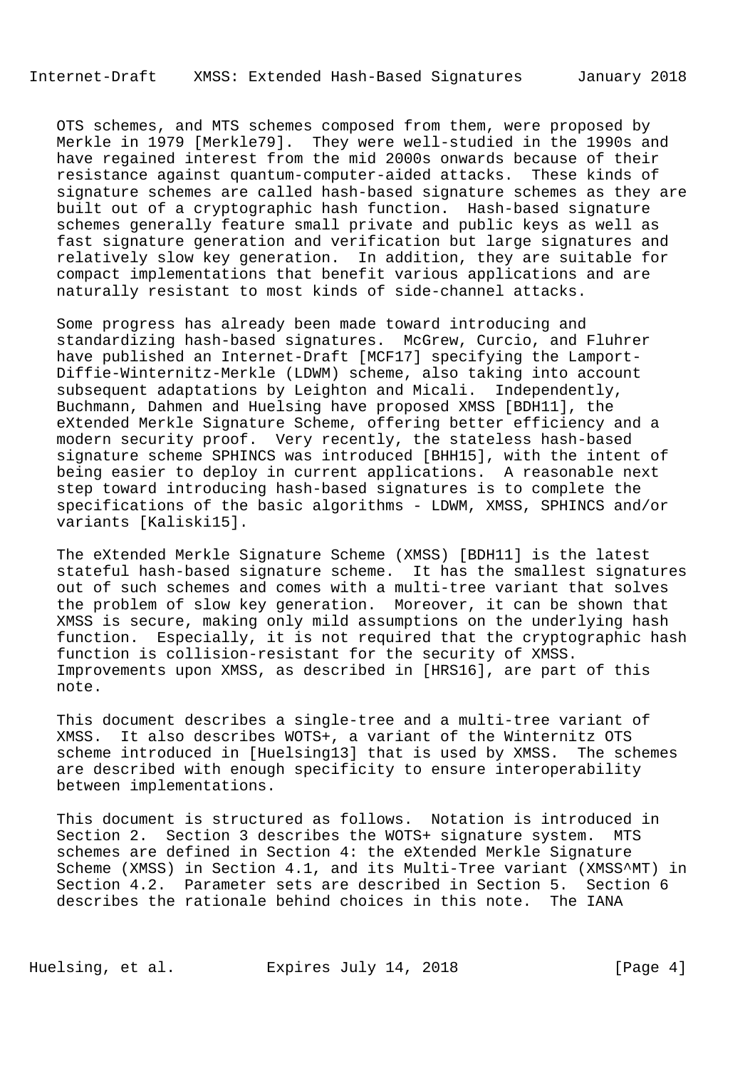OTS schemes, and MTS schemes composed from them, were proposed by Merkle in 1979 [Merkle79]. They were well-studied in the 1990s and have regained interest from the mid 2000s onwards because of their resistance against quantum-computer-aided attacks. These kinds of signature schemes are called hash-based signature schemes as they are built out of a cryptographic hash function. Hash-based signature schemes generally feature small private and public keys as well as fast signature generation and verification but large signatures and relatively slow key generation. In addition, they are suitable for compact implementations that benefit various applications and are naturally resistant to most kinds of side-channel attacks.

Some progress has already been made toward introducing and standardizing hash-based signatures. McGrew, Curcio, and Fluhrer have published an Internet-Draft [MCF17] specifying the Lamport-Diffie-Winternitz-Merkle (LDWM) scheme, also taking into account subsequent adaptations by Leighton and Micali. Independently, Buchmann, Dahmen and Huelsing have proposed XMSS [BDH11], the eXtended Merkle Signature Scheme, offering better efficiency and a modern security proof. Very recently, the stateless hash-based signature scheme SPHINCS was introduced [BHH15], with the intent of being easier to deploy in current applications. A reasonable next step toward introducing hash-based signatures is to complete the specifications of the basic algorithms - LDWM, XMSS, SPHINCS and/or variants [Kaliski15].

The eXtended Merkle Signature Scheme (XMSS) [BDH11] is the latest stateful hash-based signature scheme. It has the smallest signatures out of such schemes and comes with a multi-tree variant that solves the problem of slow key generation. Moreover, it can be shown that XMSS is secure, making only mild assumptions on the underlying hash function. Especially, it is not required that the cryptographic hash function is collision-resistant for the security of XMSS. Improvements upon XMSS, as described in [HRS16], are part of this note.

This document describes a single-tree and a multi-tree variant of XMSS. It also describes WOTS+, a variant of the Winternitz OTS scheme introduced in [Huelsing13] that is used by XMSS. The schemes are described with enough specificity to ensure interoperability between implementations.

This document is structured as follows. Notation is introduced in Section 2. Section 3 describes the WOTS+ signature system. MTS schemes are defined in Section 4: the eXtended Merkle Signature Scheme (XMSS) in Section 4.1, and its Multi-Tree variant (XMSS^MT) in Section 4.2. Parameter sets are described in Section 5. Section 6 describes the rationale behind choices in this note. The IANA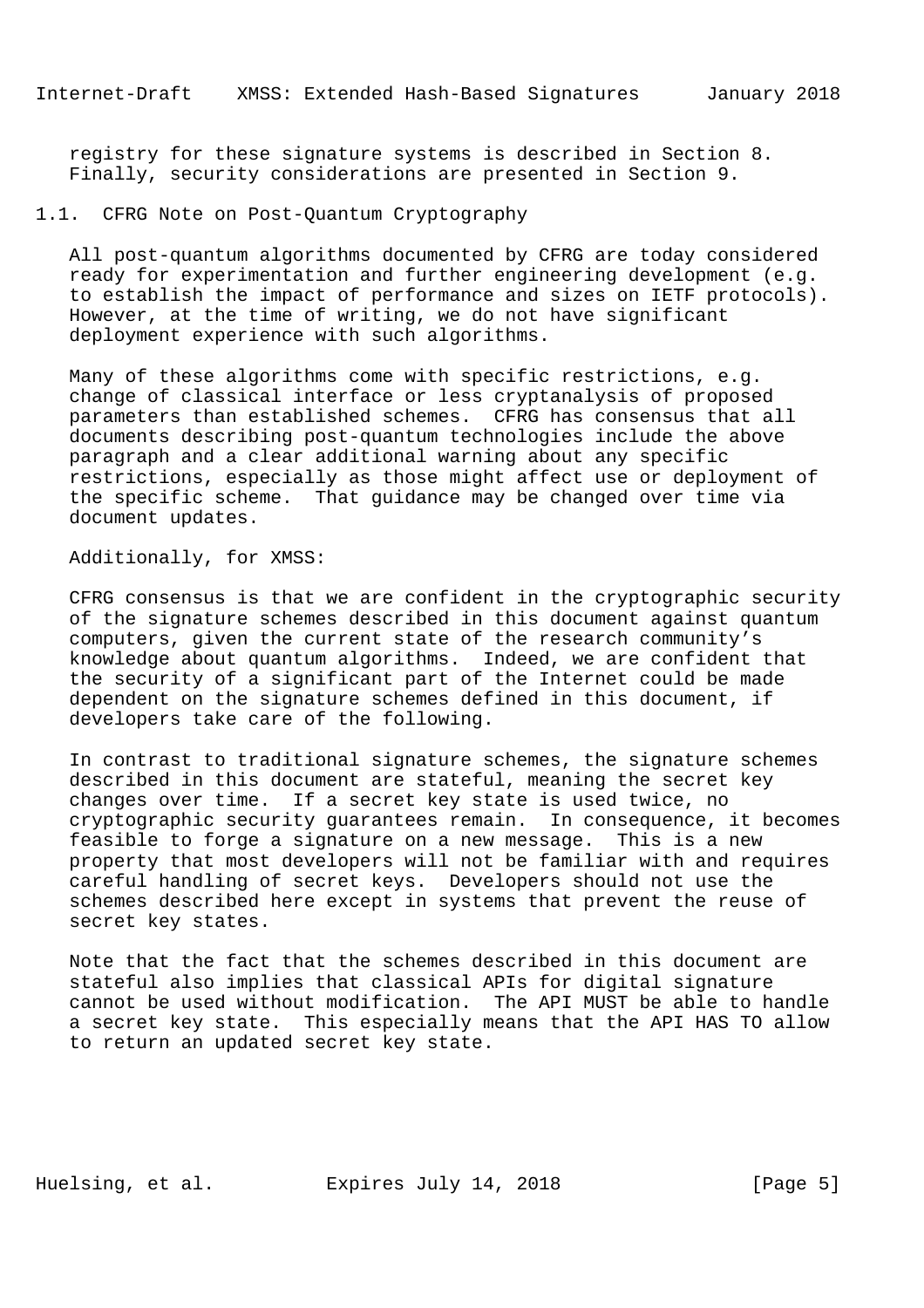registry for these signature systems is described in Section 8. Finally, security considerations are presented in Section 9.

## 1.1. CFRG Note on Post-Quantum Cryptography

All post-quantum algorithms documented by CFRG are today considered ready for experimentation and further engineering development (e.g. to establish the impact of performance and sizes on IETF protocols). However, at the time of writing, we do not have significant deployment experience with such algorithms.

Many of these algorithms come with specific restrictions, e.g. change of classical interface or less cryptanalysis of proposed parameters than established schemes. CFRG has consensus that all documents describing post-quantum technologies include the above paragraph and a clear additional warning about any specific restrictions, especially as those might affect use or deployment of the specific scheme. That guidance may be changed over time via document updates.

Additionally, for XMSS:

CFRG consensus is that we are confident in the cryptographic security of the signature schemes described in this document against quantum computers, given the current state of the research community's knowledge about quantum algorithms. Indeed, we are confident that the security of a significant part of the Internet could be made dependent on the signature schemes defined in this document, if developers take care of the following.

In contrast to traditional signature schemes, the signature schemes described in this document are stateful, meaning the secret key changes over time. If a secret key state is used twice, no cryptographic security guarantees remain. In consequence, it becomes feasible to forge a signature on a new message. This is a new property that most developers will not be familiar with and requires careful handling of secret keys. Developers should not use the schemes described here except in systems that prevent the reuse of secret key states.

Note that the fact that the schemes described in this document are stateful also implies that classical APIs for digital signature cannot be used without modification. The API MUST be able to handle a secret key state. This especially means that the API HAS TO allow to return an updated secret key state.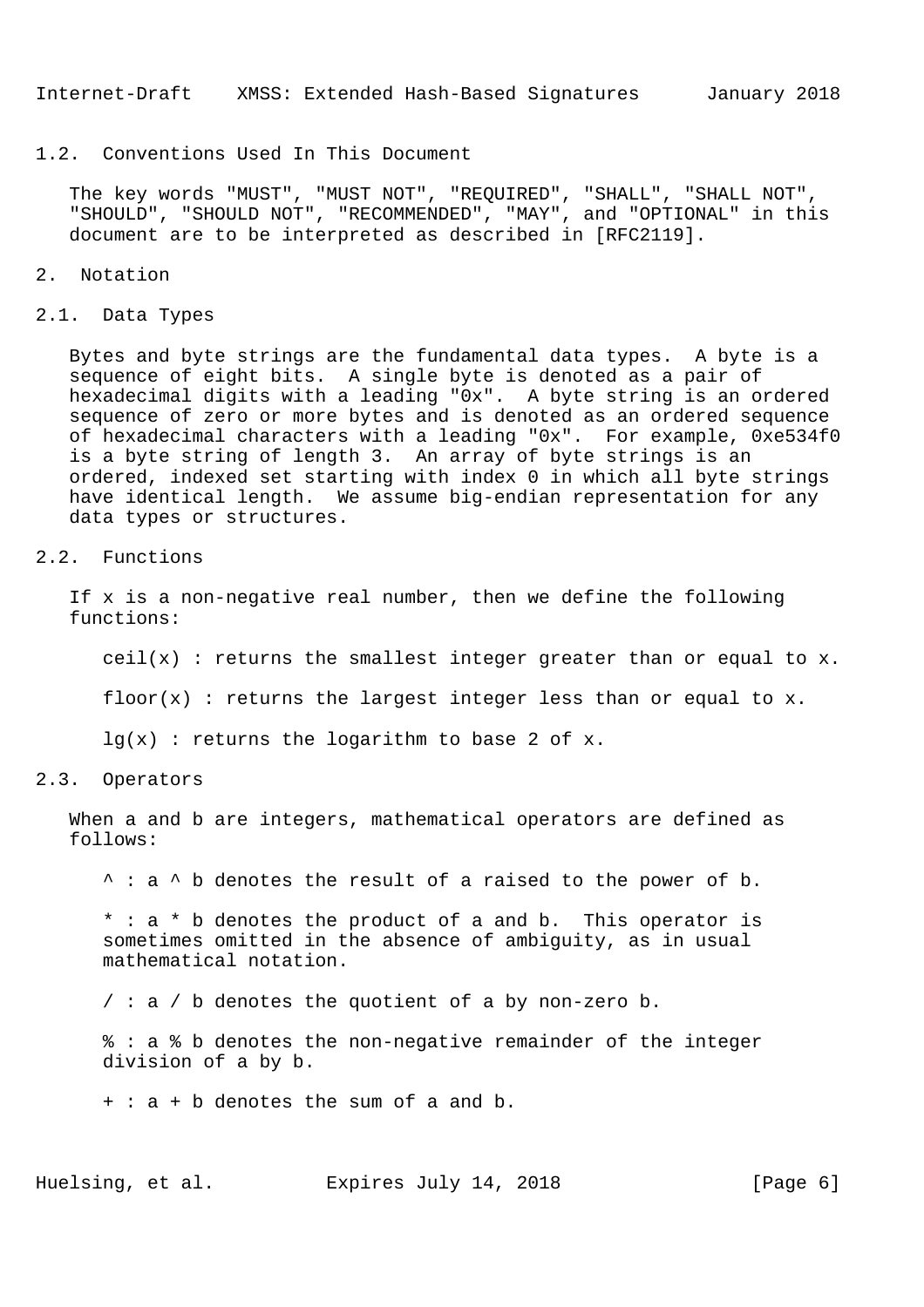### 1.2. Conventions Used In This Document

The key words "MUST", "MUST NOT", "REQUIRED", "SHALL", "SHALL NOT", "SHOULD", "SHOULD NOT", "RECOMMENDED", "MAY", and "OPTIONAL" in this document are to be interpreted as described in [RFC2119].

## 2. Notation

### 2.1. Data Types

Bytes and byte strings are the fundamental data types. A byte is a sequence of eight bits. A single byte is denoted as a pair of hexadecimal digits with a leading "0x". A byte string is an ordered sequence of zero or more bytes and is denoted as an ordered sequence of hexadecimal characters with a leading "0x". For example, 0xe534f0 is a byte string of length 3. An array of byte strings is an ordered, indexed set starting with index 0 in which all byte strings have identical length. We assume big-endian representation for any data types or structures.

### 2.2. Functions

If x is a non-negative real number, then we define the following functions:

ceil(x) : returns the smallest integer greater than or equal to x.

floor(x) : returns the largest integer less than or equal to x.

lg(x) : returns the logarithm to base 2 of x.

### 2.3. Operators

When a and b are integers, mathematical operators are defined as follows:

^ : a ^ b denotes the result of a raised to the power of b.

* : a * b denotes the product of a and b. This operator is sometimes omitted in the absence of ambiguity, as in usual mathematical notation.

/ : a / b denotes the quotient of a by non-zero b.

% : a % b denotes the non-negative remainder of the integer division of a by b.

+ : a + b denotes the sum of a and b.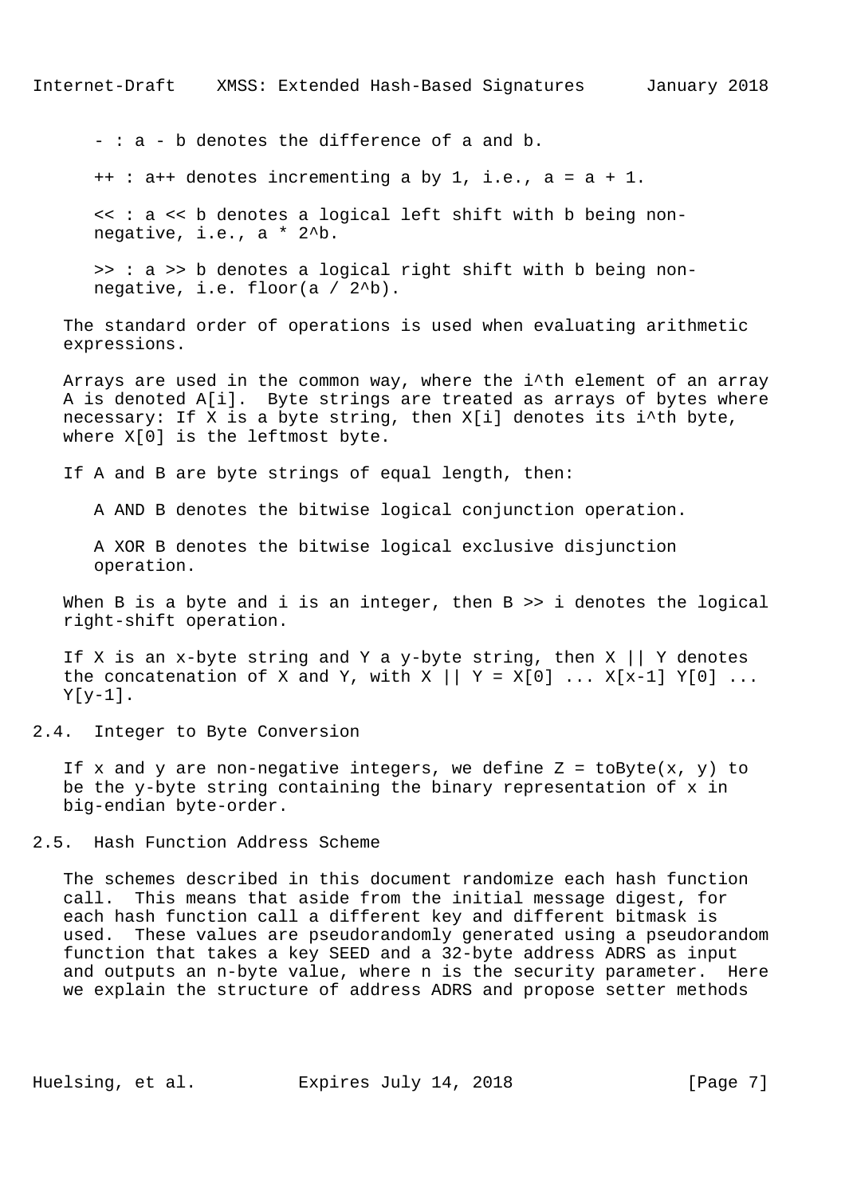- : a - b denotes the difference of a and b.

++ : a++ denotes incrementing a by 1, i.e., a = a + 1.

<< : a << b denotes a logical left shift with b being non-negative, i.e., a * 2^b.

>> : a >> b denotes a logical right shift with b being non-negative, i.e. floor(a / 2^b).

The standard order of operations is used when evaluating arithmetic expressions.

Arrays are used in the common way, where the i^th element of an array A is denoted A[i]. Byte strings are treated as arrays of bytes where necessary: If X is a byte string, then X[i] denotes its i^th byte, where X[0] is the leftmost byte.

If A and B are byte strings of equal length, then:

A AND B denotes the bitwise logical conjunction operation.

A XOR B denotes the bitwise logical exclusive disjunction operation.

When B is a byte and i is an integer, then B >> i denotes the logical right-shift operation.

If X is an x-byte string and Y a y-byte string, then X || Y denotes the concatenation of X and Y, with X || Y = X[0] ... X[x-1] Y[0] ... Y[y-1].

## 2.4. Integer to Byte Conversion

If x and y are non-negative integers, we define Z = toByte(x, y) to be the y-byte string containing the binary representation of x in big-endian byte-order.

## 2.5. Hash Function Address Scheme

The schemes described in this document randomize each hash function call. This means that aside from the initial message digest, for each hash function call a different key and different bitmask is used. These values are pseudorandomly generated using a pseudorandom function that takes a key SEED and a 32-byte address ADRS as input and outputs an n-byte value, where n is the security parameter. Here we explain the structure of address ADRS and propose setter methods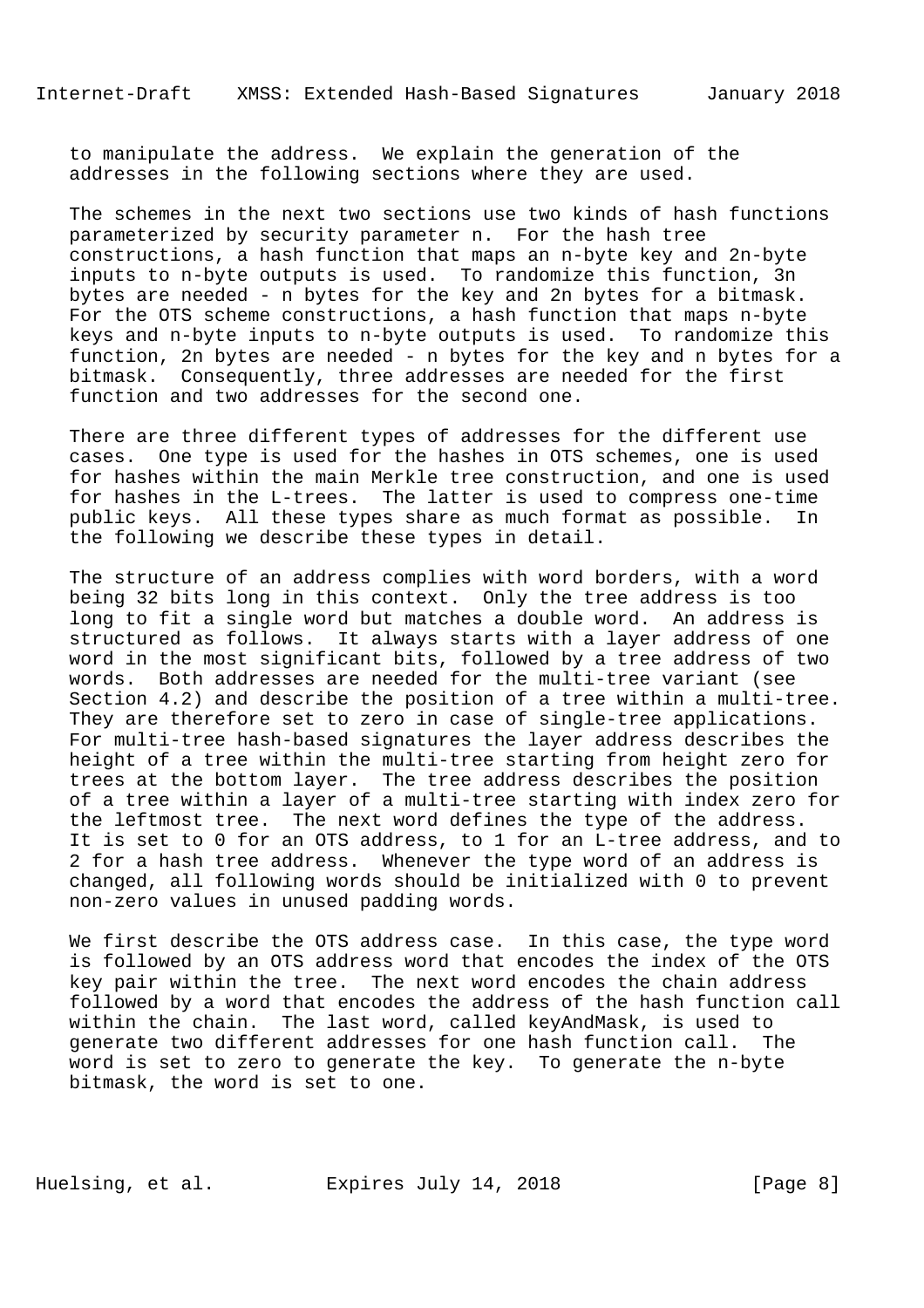to manipulate the address. We explain the generation of the addresses in the following sections where they are used.

The schemes in the next two sections use two kinds of hash functions parameterized by security parameter n. For the hash tree constructions, a hash function that maps an n-byte key and 2n-byte inputs to n-byte outputs is used. To randomize this function, 3n bytes are needed - n bytes for the key and 2n bytes for a bitmask. For the OTS scheme constructions, a hash function that maps n-byte keys and n-byte inputs to n-byte outputs is used. To randomize this function, 2n bytes are needed - n bytes for the key and n bytes for a bitmask. Consequently, three addresses are needed for the first function and two addresses for the second one.

There are three different types of addresses for the different use cases. One type is used for the hashes in OTS schemes, one is used for hashes within the main Merkle tree construction, and one is used for hashes in the L-trees. The latter is used to compress one-time public keys. All these types share as much format as possible. In the following we describe these types in detail.

The structure of an address complies with word borders, with a word being 32 bits long in this context. Only the tree address is too long to fit a single word but matches a double word. An address is structured as follows. It always starts with a layer address of one word in the most significant bits, followed by a tree address of two words. Both addresses are needed for the multi-tree variant (see Section 4.2) and describe the position of a tree within a multi-tree. They are therefore set to zero in case of single-tree applications. For multi-tree hash-based signatures the layer address describes the height of a tree within the multi-tree starting from height zero for trees at the bottom layer. The tree address describes the position of a tree within a layer of a multi-tree starting with index zero for the leftmost tree. The next word defines the type of the address. It is set to 0 for an OTS address, to 1 for an L-tree address, and to 2 for a hash tree address. Whenever the type word of an address is changed, all following words should be initialized with 0 to prevent non-zero values in unused padding words.

We first describe the OTS address case. In this case, the type word is followed by an OTS address word that encodes the index of the OTS key pair within the tree. The next word encodes the chain address followed by a word that encodes the address of the hash function call within the chain. The last word, called keyAndMask, is used to generate two different addresses for one hash function call. The word is set to zero to generate the key. To generate the n-byte bitmask, the word is set to one.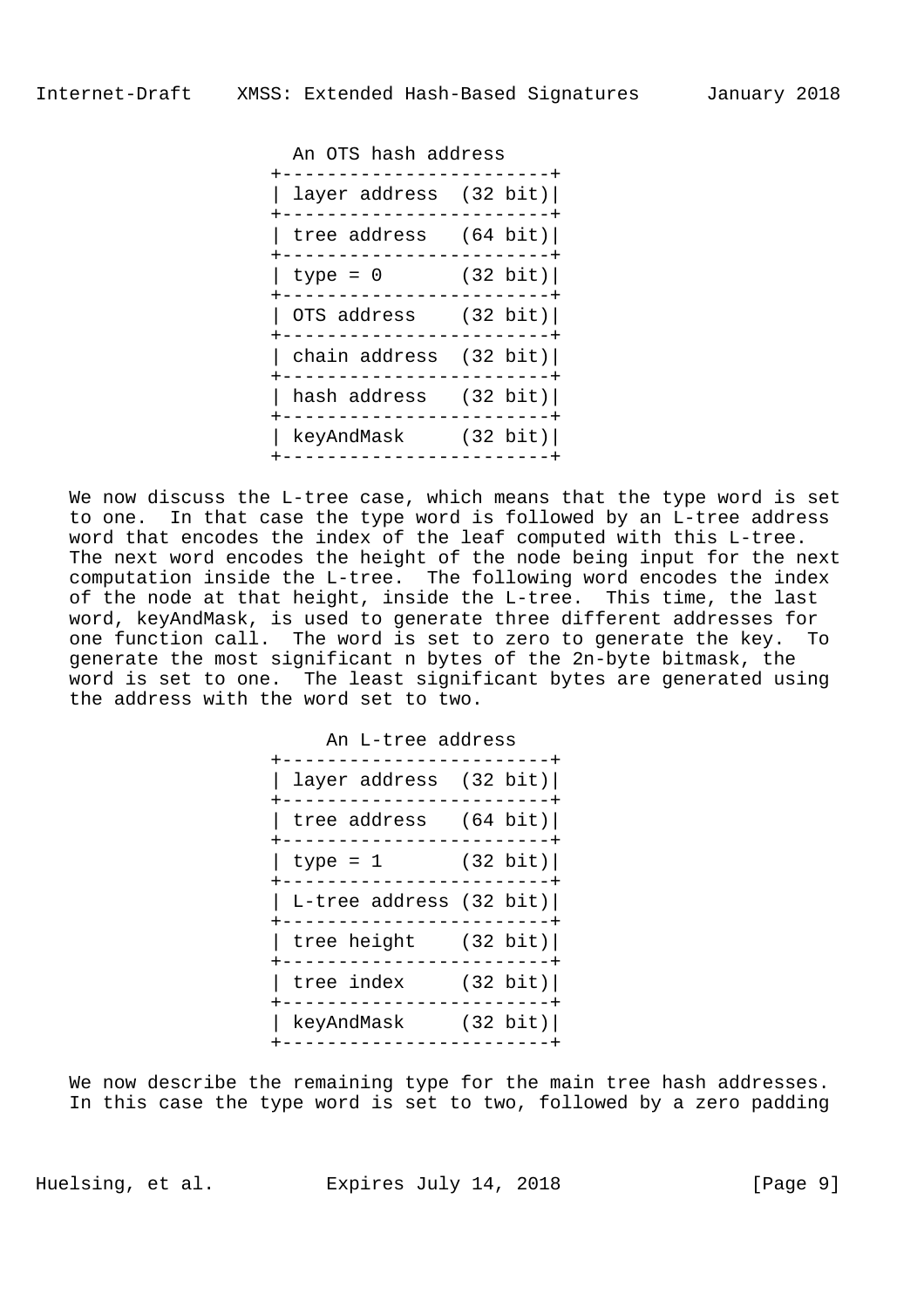```
                    An OTS hash address
                 +-------------------------+
                 | layer address  (32 bit)|
                 +-------------------------+
                 | tree address   (64 bit)|
                 +-------------------------+
                 | type = 0       (32 bit)|
                 +-------------------------+
                 | OTS address    (32 bit)|
                 +-------------------------+
                 | chain address  (32 bit)|
                 +-------------------------+
                 | hash address   (32 bit)|
                 +-------------------------+
                 | keyAndMask     (32 bit)|
                 +-------------------------+
```

We now discuss the L-tree case, which means that the type word is set to one. In that case the type word is followed by an L-tree address word that encodes the index of the leaf computed with this L-tree. The next word encodes the height of the node being input for the next computation inside the L-tree. The following word encodes the index of the node at that height, inside the L-tree. This time, the last word, keyAndMask, is used to generate three different addresses for one function call. The word is set to zero to generate the key. To generate the most significant n bytes of the 2n-byte bitmask, the word is set to one. The least significant bytes are generated using the address with the word set to two.

```
                       An L-tree address
                 +-------------------------+
                 | layer address  (32 bit)|
                 +-------------------------+
                 | tree address   (64 bit)|
                 +-------------------------+
                 | type = 1       (32 bit)|
                 +-------------------------+
                 | L-tree address (32 bit)|
                 +-------------------------+
                 | tree height    (32 bit)|
                 +-------------------------+
                 | tree index     (32 bit)|
                 +-------------------------+
                 | keyAndMask     (32 bit)|
                 +-------------------------+
```

We now describe the remaining type for the main tree hash addresses. In this case the type word is set to two, followed by a zero padding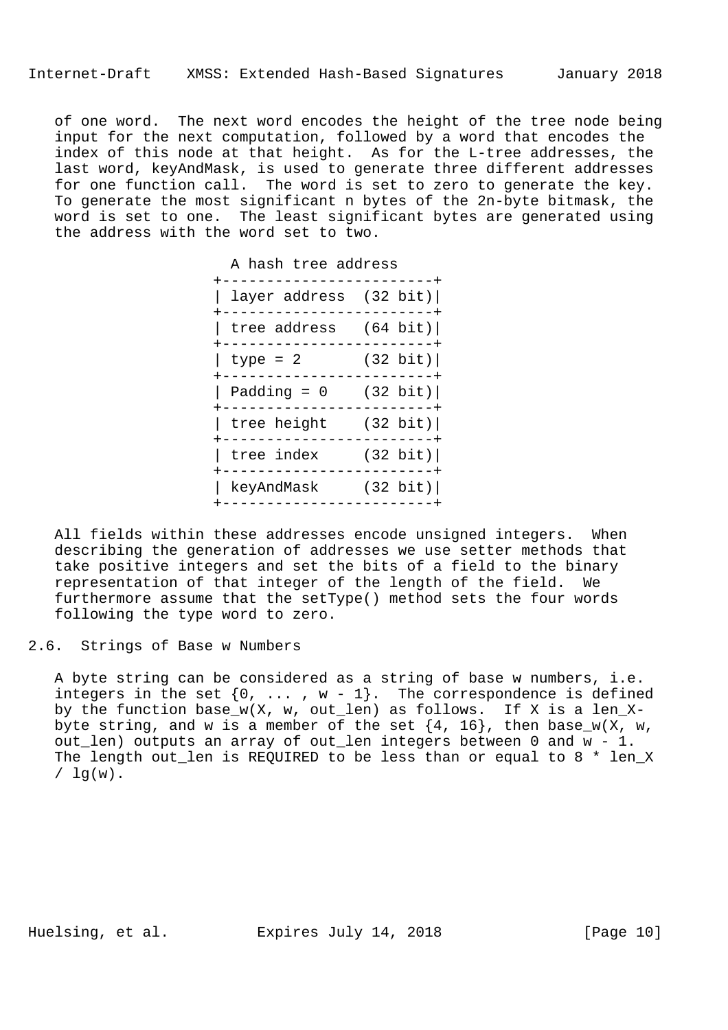of one word. The next word encodes the height of the tree node being input for the next computation, followed by a word that encodes the index of this node at that height. As for the L-tree addresses, the last word, keyAndMask, is used to generate three different addresses for one function call. The word is set to zero to generate the key. To generate the most significant n bytes of the 2n-byte bitmask, the word is set to one. The least significant bytes are generated using the address with the word set to two.

```
                  A hash tree address
                +-------------------------+
                | layer address  (32 bit)|
                +-------------------------+
                | tree address   (64 bit)|
                +-------------------------+
                | type = 2       (32 bit)|
                +-------------------------+
                | Padding = 0    (32 bit)|
                +-------------------------+
                | tree height    (32 bit)|
                +-------------------------+
                | tree index     (32 bit)|
                +-------------------------+
                | keyAndMask     (32 bit)|
                +-------------------------+
```

All fields within these addresses encode unsigned integers. When describing the generation of addresses we use setter methods that take positive integers and set the bits of a field to the binary representation of that integer of the length of the field. We furthermore assume that the setType() method sets the four words following the type word to zero.

## 2.6. Strings of Base w Numbers

A byte string can be considered as a string of base w numbers, i.e. integers in the set {0, ... , w - 1}. The correspondence is defined by the function base_w(X, w, out_len) as follows. If X is a len_X-byte string, and w is a member of the set {4, 16}, then base_w(X, w, out_len) outputs an array of out_len integers between 0 and w - 1. The length out_len is REQUIRED to be less than or equal to 8 * len_X / lg(w).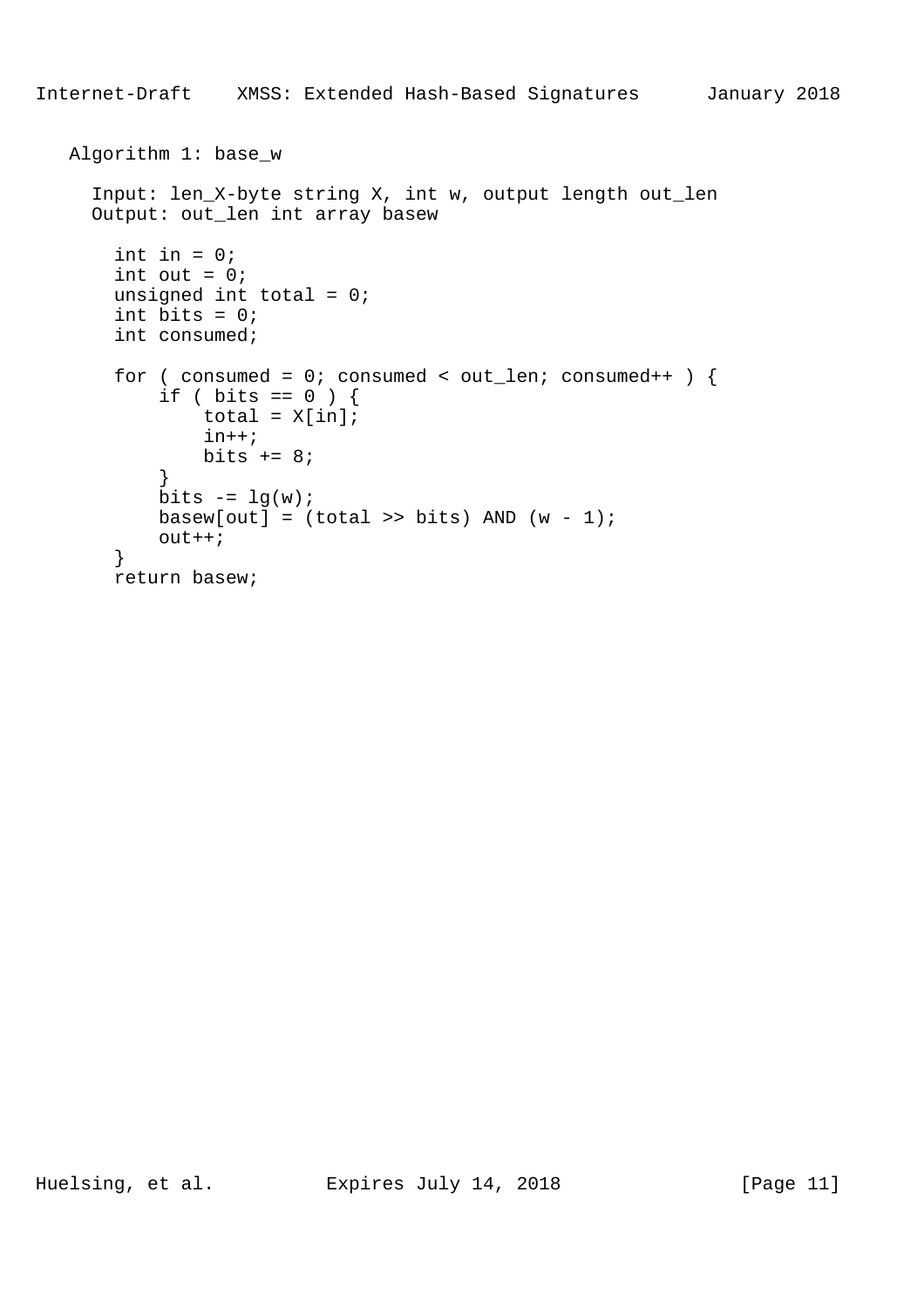Algorithm 1: base_w

```
  Input: len_X-byte string X, int w, output length out_len
  Output: out_len int array basew

    int in = 0;
    int out = 0;
    unsigned int total = 0;
    int bits = 0;
    int consumed;

    for ( consumed = 0; consumed < out_len; consumed++ ) {
        if ( bits == 0 ) {
            total = X[in];
            in++;
            bits += 8;
        }
        bits -= lg(w);
        basew[out] = (total >> bits) AND (w - 1);
        out++;
    }
    return basew;
```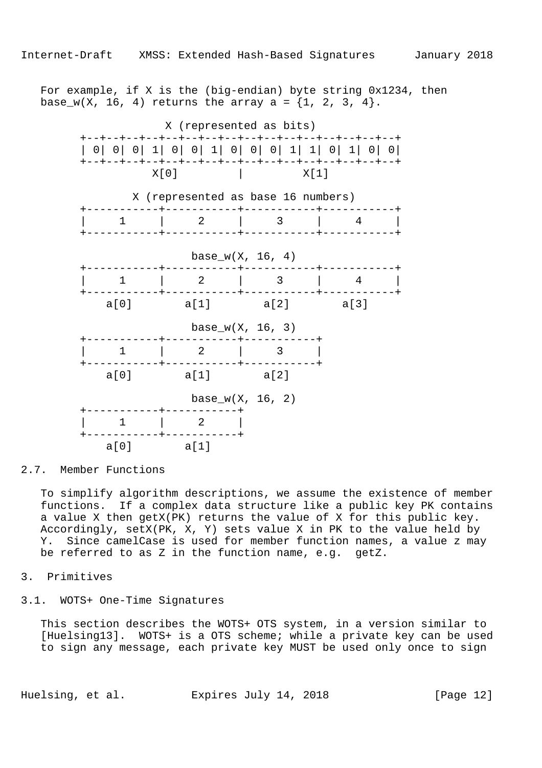For example, if X is the (big-endian) byte string 0x1234, then base_w(X, 16, 4) returns the array a = {1, 2, 3, 4}.

```
                 X (represented as bits)
       +--+--+--+--+--+--+--+--+--+--+--+--+--+--+--+--+
       | 0| 0| 0| 1| 0| 0| 1| 0| 0| 0| 1| 1| 0| 1| 0| 0|
       +--+--+--+--+--+--+--+--+--+--+--+--+--+--+--+--+
                   X[0]         |         X[1]

              X (represented as base 16 numbers)
       +-----------+-----------+-----------+-----------+
       |     1     |     2     |     3     |     4     |
       +-----------+-----------+-----------+-----------+

                        base_w(X, 16, 4)
       +-----------+-----------+-----------+-----------+
       |     1     |     2     |     3     |     4     |
       +-----------+-----------+-----------+-----------+
           a[0]        a[1]        a[2]        a[3]

                        base_w(X, 16, 3)
       +-----------+-----------+-----------+
       |     1     |     2     |     3     |
       +-----------+-----------+-----------+
           a[0]        a[1]        a[2]

                        base_w(X, 16, 2)
       +-----------+-----------+
       |     1     |     2     |
       +-----------+-----------+
           a[0]        a[1]
```

## 2.7. Member Functions

To simplify algorithm descriptions, we assume the existence of member functions. If a complex data structure like a public key PK contains a value X then getX(PK) returns the value of X for this public key. Accordingly, setX(PK, X, Y) sets value X in PK to the value held by Y. Since camelCase is used for member function names, a value z may be referred to as Z in the function name, e.g. getZ.

# 3. Primitives

## 3.1. WOTS+ One-Time Signatures

This section describes the WOTS+ OTS system, in a version similar to [Huelsing13]. WOTS+ is a OTS scheme; while a private key can be used to sign any message, each private key MUST be used only once to sign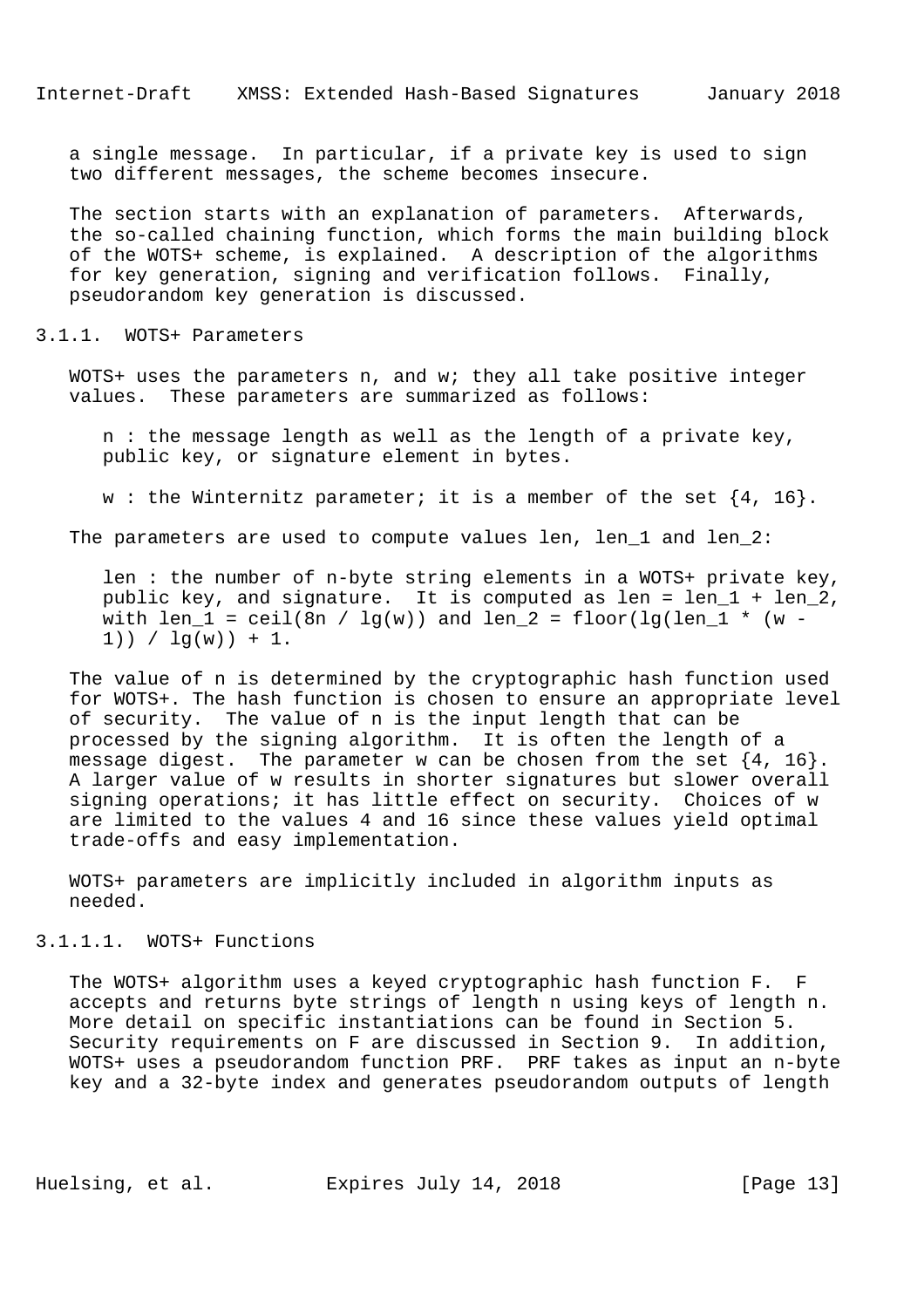a single message. In particular, if a private key is used to sign two different messages, the scheme becomes insecure.

The section starts with an explanation of parameters. Afterwards, the so-called chaining function, which forms the main building block of the WOTS+ scheme, is explained. A description of the algorithms for key generation, signing and verification follows. Finally, pseudorandom key generation is discussed.

### 3.1.1. WOTS+ Parameters

WOTS+ uses the parameters n, and w; they all take positive integer values. These parameters are summarized as follows:

n : the message length as well as the length of a private key, public key, or signature element in bytes.

w : the Winternitz parameter; it is a member of the set {4, 16}.

The parameters are used to compute values len, len_1 and len_2:

len : the number of n-byte string elements in a WOTS+ private key, public key, and signature. It is computed as len = len_1 + len_2, with len_1 = ceil(8n / lg(w)) and len_2 = floor(lg(len_1 * (w - 1)) / lg(w)) + 1.

The value of n is determined by the cryptographic hash function used for WOTS+. The hash function is chosen to ensure an appropriate level of security. The value of n is the input length that can be processed by the signing algorithm. It is often the length of a message digest. The parameter w can be chosen from the set {4, 16}. A larger value of w results in shorter signatures but slower overall signing operations; it has little effect on security. Choices of w are limited to the values 4 and 16 since these values yield optimal trade-offs and easy implementation.

WOTS+ parameters are implicitly included in algorithm inputs as needed.

#### 3.1.1.1. WOTS+ Functions

The WOTS+ algorithm uses a keyed cryptographic hash function F. F accepts and returns byte strings of length n using keys of length n. More detail on specific instantiations can be found in Section 5. Security requirements on F are discussed in Section 9. In addition, WOTS+ uses a pseudorandom function PRF. PRF takes as input an n-byte key and a 32-byte index and generates pseudorandom outputs of length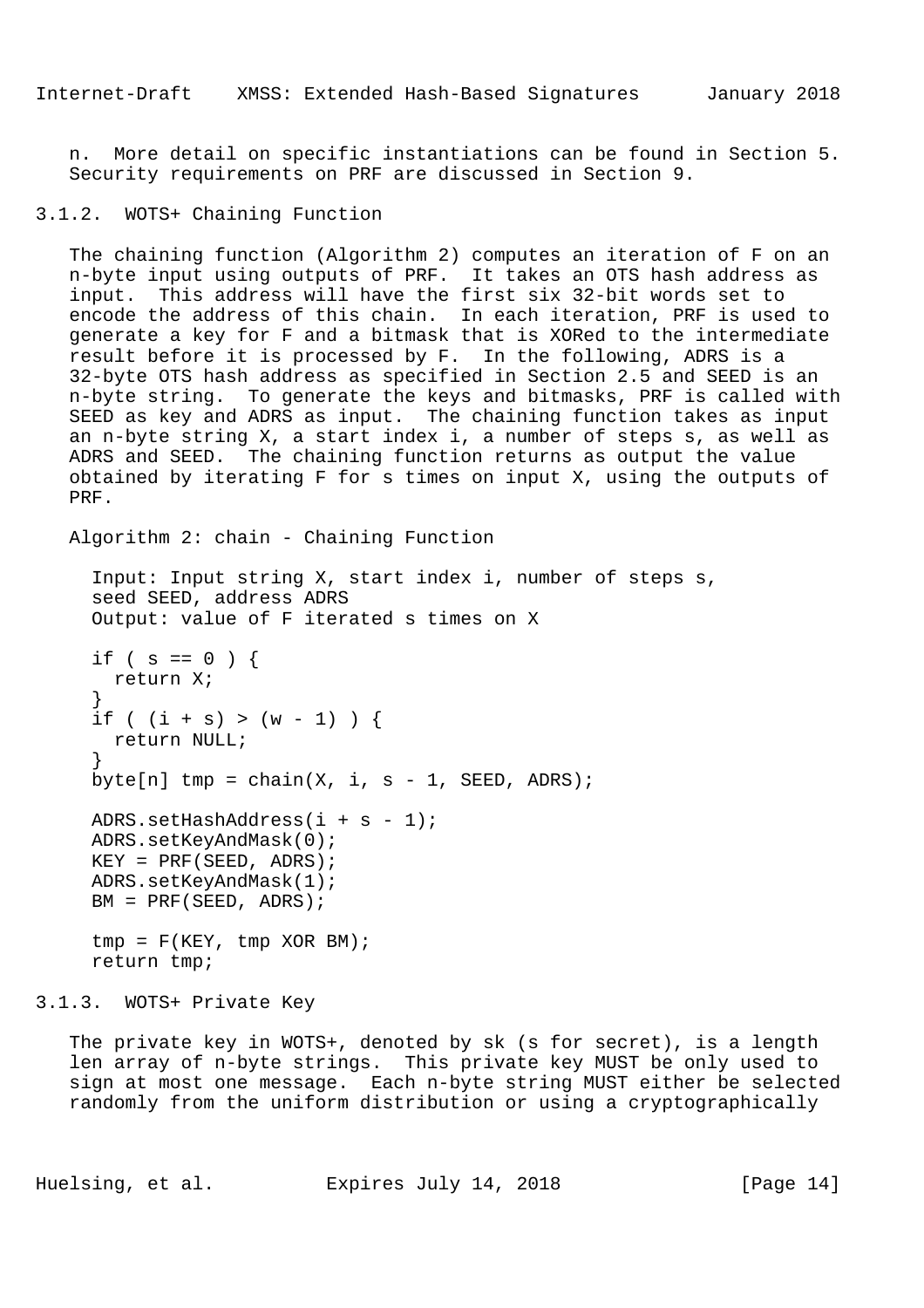n. More detail on specific instantiations can be found in Section 5. Security requirements on PRF are discussed in Section 9.

### 3.1.2. WOTS+ Chaining Function

The chaining function (Algorithm 2) computes an iteration of F on an n-byte input using outputs of PRF. It takes an OTS hash address as input. This address will have the first six 32-bit words set to encode the address of this chain. In each iteration, PRF is used to generate a key for F and a bitmask that is XORed to the intermediate result before it is processed by F. In the following, ADRS is a 32-byte OTS hash address as specified in Section 2.5 and SEED is an n-byte string. To generate the keys and bitmasks, PRF is called with SEED as key and ADRS as input. The chaining function takes as input an n-byte string X, a start index i, a number of steps s, as well as ADRS and SEED. The chaining function returns as output the value obtained by iterating F for s times on input X, using the outputs of PRF.

Algorithm 2: chain - Chaining Function

```
  Input: Input string X, start index i, number of steps s,
  seed SEED, address ADRS
  Output: value of F iterated s times on X

  if ( s == 0 ) {
    return X;
  }
  if ( (i + s) > (w - 1) ) {
    return NULL;
  }
  byte[n] tmp = chain(X, i, s - 1, SEED, ADRS);

  ADRS.setHashAddress(i + s - 1);
  ADRS.setKeyAndMask(0);
  KEY = PRF(SEED, ADRS);
  ADRS.setKeyAndMask(1);
  BM = PRF(SEED, ADRS);

  tmp = F(KEY, tmp XOR BM);
  return tmp;
```

### 3.1.3. WOTS+ Private Key

The private key in WOTS+, denoted by sk (s for secret), is a length len array of n-byte strings. This private key MUST be only used to sign at most one message. Each n-byte string MUST either be selected randomly from the uniform distribution or using a cryptographically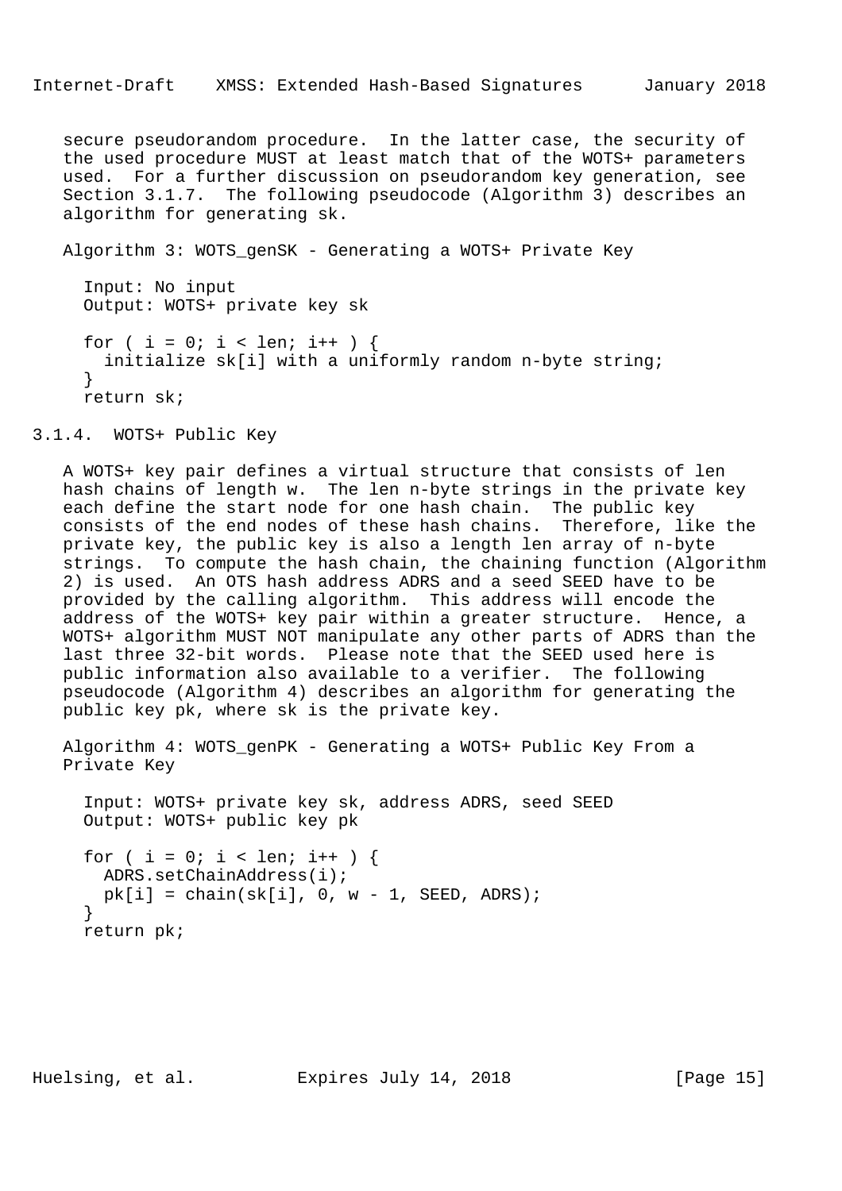secure pseudorandom procedure. In the latter case, the security of the used procedure MUST at least match that of the WOTS+ parameters used. For a further discussion on pseudorandom key generation, see Section 3.1.7. The following pseudocode (Algorithm 3) describes an algorithm for generating sk.

Algorithm 3: WOTS_genSK - Generating a WOTS+ Private Key

```
  Input: No input
  Output: WOTS+ private key sk

  for ( i = 0; i < len; i++ ) {
    initialize sk[i] with a uniformly random n-byte string;
  }
  return sk;
```

### 3.1.4. WOTS+ Public Key

A WOTS+ key pair defines a virtual structure that consists of len hash chains of length w. The len n-byte strings in the private key each define the start node for one hash chain. The public key consists of the end nodes of these hash chains. Therefore, like the private key, the public key is also a length len array of n-byte strings. To compute the hash chain, the chaining function (Algorithm 2) is used. An OTS hash address ADRS and a seed SEED have to be provided by the calling algorithm. This address will encode the address of the WOTS+ key pair within a greater structure. Hence, a WOTS+ algorithm MUST NOT manipulate any other parts of ADRS than the last three 32-bit words. Please note that the SEED used here is public information also available to a verifier. The following pseudocode (Algorithm 4) describes an algorithm for generating the public key pk, where sk is the private key.

Algorithm 4: WOTS_genPK - Generating a WOTS+ Public Key From a Private Key

```
  Input: WOTS+ private key sk, address ADRS, seed SEED
  Output: WOTS+ public key pk

  for ( i = 0; i < len; i++ ) {
    ADRS.setChainAddress(i);
    pk[i] = chain(sk[i], 0, w - 1, SEED, ADRS);
  }
  return pk;
```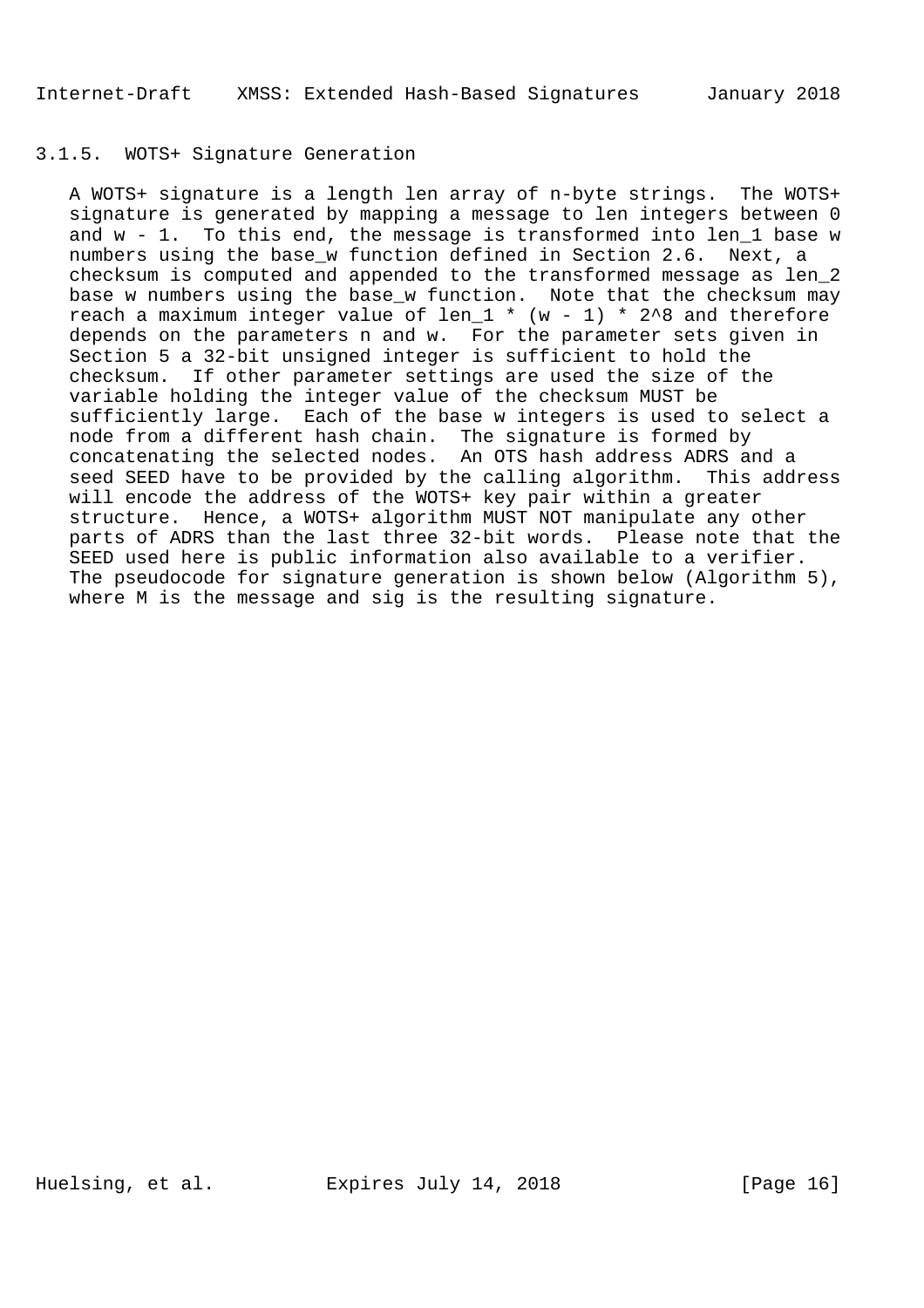### 3.1.5. WOTS+ Signature Generation

A WOTS+ signature is a length len array of n-byte strings. The WOTS+ signature is generated by mapping a message to len integers between 0 and w - 1. To this end, the message is transformed into len_1 base w numbers using the base_w function defined in Section 2.6. Next, a checksum is computed and appended to the transformed message as len_2 base w numbers using the base_w function. Note that the checksum may reach a maximum integer value of len_1 * (w - 1) * 2^8 and therefore depends on the parameters n and w. For the parameter sets given in Section 5 a 32-bit unsigned integer is sufficient to hold the checksum. If other parameter settings are used the size of the variable holding the integer value of the checksum MUST be sufficiently large. Each of the base w integers is used to select a node from a different hash chain. The signature is formed by concatenating the selected nodes. An OTS hash address ADRS and a seed SEED have to be provided by the calling algorithm. This address will encode the address of the WOTS+ key pair within a greater structure. Hence, a WOTS+ algorithm MUST NOT manipulate any other parts of ADRS than the last three 32-bit words. Please note that the SEED used here is public information also available to a verifier. The pseudocode for signature generation is shown below (Algorithm 5), where M is the message and sig is the resulting signature.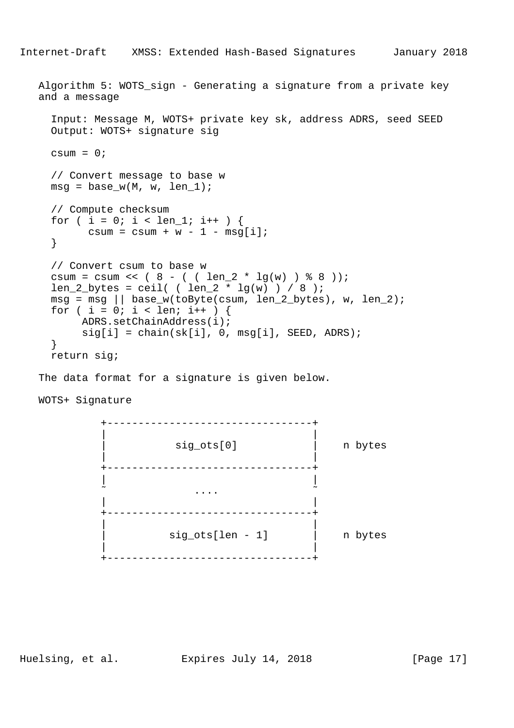Algorithm 5: WOTS_sign - Generating a signature from a private key and a message

```
  Input: Message M, WOTS+ private key sk, address ADRS, seed SEED
  Output: WOTS+ signature sig

  csum = 0;

  // Convert message to base w
  msg = base_w(M, w, len_1);

  // Compute checksum
  for ( i = 0; i < len_1; i++ ) {
        csum = csum + w - 1 - msg[i];
  }

  // Convert csum to base w
  csum = csum << ( 8 - ( ( len_2 * lg(w) ) % 8 ));
  len_2_bytes = ceil( ( len_2 * lg(w) ) / 8 );
  msg = msg || base_w(toByte(csum, len_2_bytes), w, len_2);
  for ( i = 0; i < len; i++ ) {
       ADRS.setChainAddress(i);
       sig[i] = chain(sk[i], 0, msg[i], SEED, ADRS);
  }
  return sig;
```

The data format for a signature is given below.

WOTS+ Signature

```
          +---------------------------------+
          |                                 |
          |           sig_ots[0]            |    n bytes
          |                                 |
          +---------------------------------+
          |                                 |
          ~              ....               ~
          |                                 |
          +---------------------------------+
          |                                 |
          |          sig_ots[len - 1]       |    n bytes
          |                                 |
          +---------------------------------+
```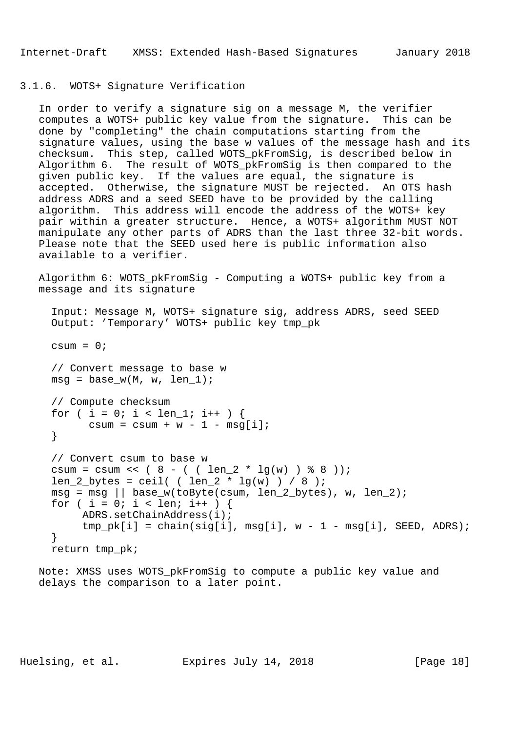### 3.1.6. WOTS+ Signature Verification

In order to verify a signature sig on a message M, the verifier computes a WOTS+ public key value from the signature. This can be done by "completing" the chain computations starting from the signature values, using the base w values of the message hash and its checksum. This step, called WOTS_pkFromSig, is described below in Algorithm 6. The result of WOTS_pkFromSig is then compared to the given public key. If the values are equal, the signature is accepted. Otherwise, the signature MUST be rejected. An OTS hash address ADRS and a seed SEED have to be provided by the calling algorithm. This address will encode the address of the WOTS+ key pair within a greater structure. Hence, a WOTS+ algorithm MUST NOT manipulate any other parts of ADRS than the last three 32-bit words. Please note that the SEED used here is public information also available to a verifier.

Algorithm 6: WOTS_pkFromSig - Computing a WOTS+ public key from a message and its signature

```
  Input: Message M, WOTS+ signature sig, address ADRS, seed SEED
  Output: 'Temporary' WOTS+ public key tmp_pk

  csum = 0;

  // Convert message to base w
  msg = base_w(M, w, len_1);

  // Compute checksum
  for ( i = 0; i < len_1; i++ ) {
        csum = csum + w - 1 - msg[i];
  }

  // Convert csum to base w
  csum = csum << ( 8 - ( ( len_2 * lg(w) ) % 8 ));
  len_2_bytes = ceil( ( len_2 * lg(w) ) / 8 );
  msg = msg || base_w(toByte(csum, len_2_bytes), w, len_2);
  for ( i = 0; i < len; i++ ) {
       ADRS.setChainAddress(i);
       tmp_pk[i] = chain(sig[i], msg[i], w - 1 - msg[i], SEED, ADRS);
  }
  return tmp_pk;
```

Note: XMSS uses WOTS_pkFromSig to compute a public key value and delays the comparison to a later point.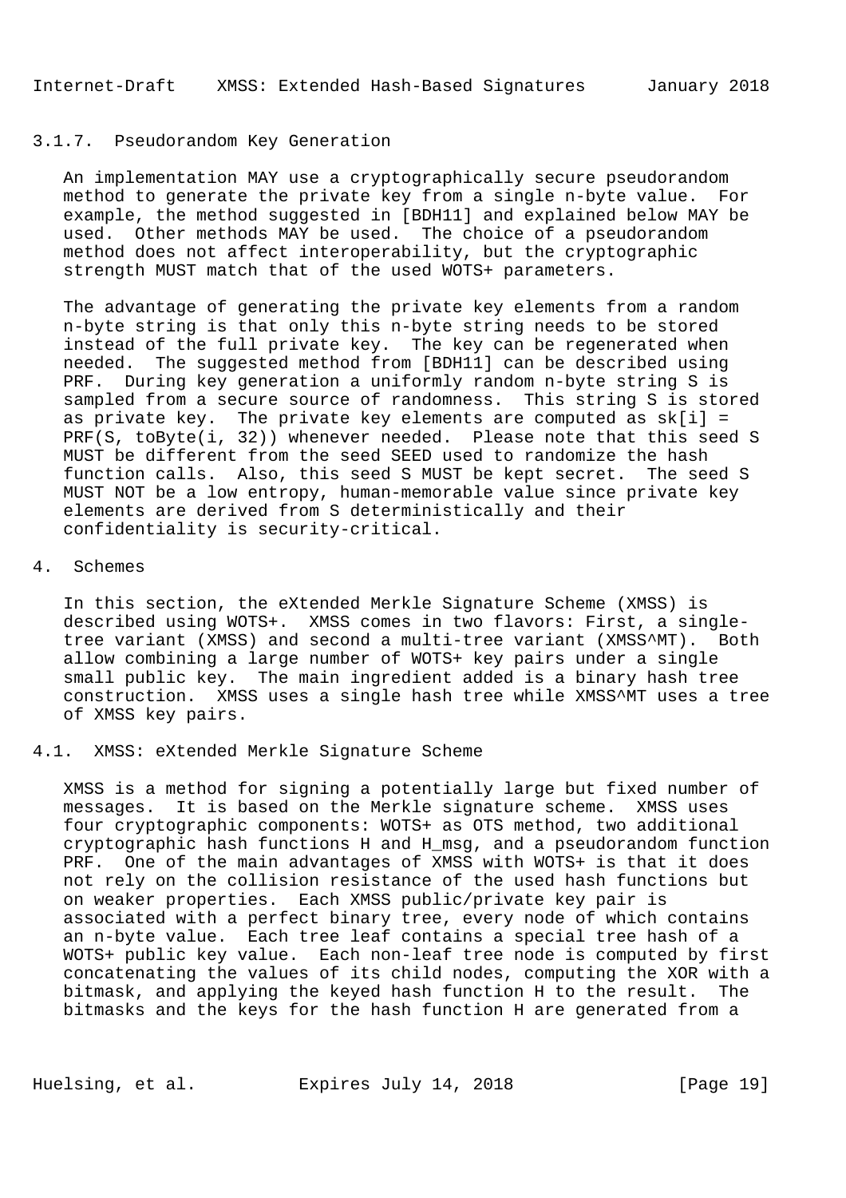### 3.1.7. Pseudorandom Key Generation

An implementation MAY use a cryptographically secure pseudorandom method to generate the private key from a single n-byte value. For example, the method suggested in [BDH11] and explained below MAY be used. Other methods MAY be used. The choice of a pseudorandom method does not affect interoperability, but the cryptographic strength MUST match that of the used WOTS+ parameters.

The advantage of generating the private key elements from a random n-byte string is that only this n-byte string needs to be stored instead of the full private key. The key can be regenerated when needed. The suggested method from [BDH11] can be described using PRF. During key generation a uniformly random n-byte string S is sampled from a secure source of randomness. This string S is stored as private key. The private key elements are computed as sk[i] = PRF(S, toByte(i, 32)) whenever needed. Please note that this seed S MUST be different from the seed SEED used to randomize the hash function calls. Also, this seed S MUST be kept secret. The seed S MUST NOT be a low entropy, human-memorable value since private key elements are derived from S deterministically and their confidentiality is security-critical.

# 4. Schemes

In this section, the eXtended Merkle Signature Scheme (XMSS) is described using WOTS+. XMSS comes in two flavors: First, a single-tree variant (XMSS) and second a multi-tree variant (XMSS^MT). Both allow combining a large number of WOTS+ key pairs under a single small public key. The main ingredient added is a binary hash tree construction. XMSS uses a single hash tree while XMSS^MT uses a tree of XMSS key pairs.

## 4.1. XMSS: eXtended Merkle Signature Scheme

XMSS is a method for signing a potentially large but fixed number of messages. It is based on the Merkle signature scheme. XMSS uses four cryptographic components: WOTS+ as OTS method, two additional cryptographic hash functions H and H_msg, and a pseudorandom function PRF. One of the main advantages of XMSS with WOTS+ is that it does not rely on the collision resistance of the used hash functions but on weaker properties. Each XMSS public/private key pair is associated with a perfect binary tree, every node of which contains an n-byte value. Each tree leaf contains a special tree hash of a WOTS+ public key value. Each non-leaf tree node is computed by first concatenating the values of its child nodes, computing the XOR with a bitmask, and applying the keyed hash function H to the result. The bitmasks and the keys for the hash function H are generated from a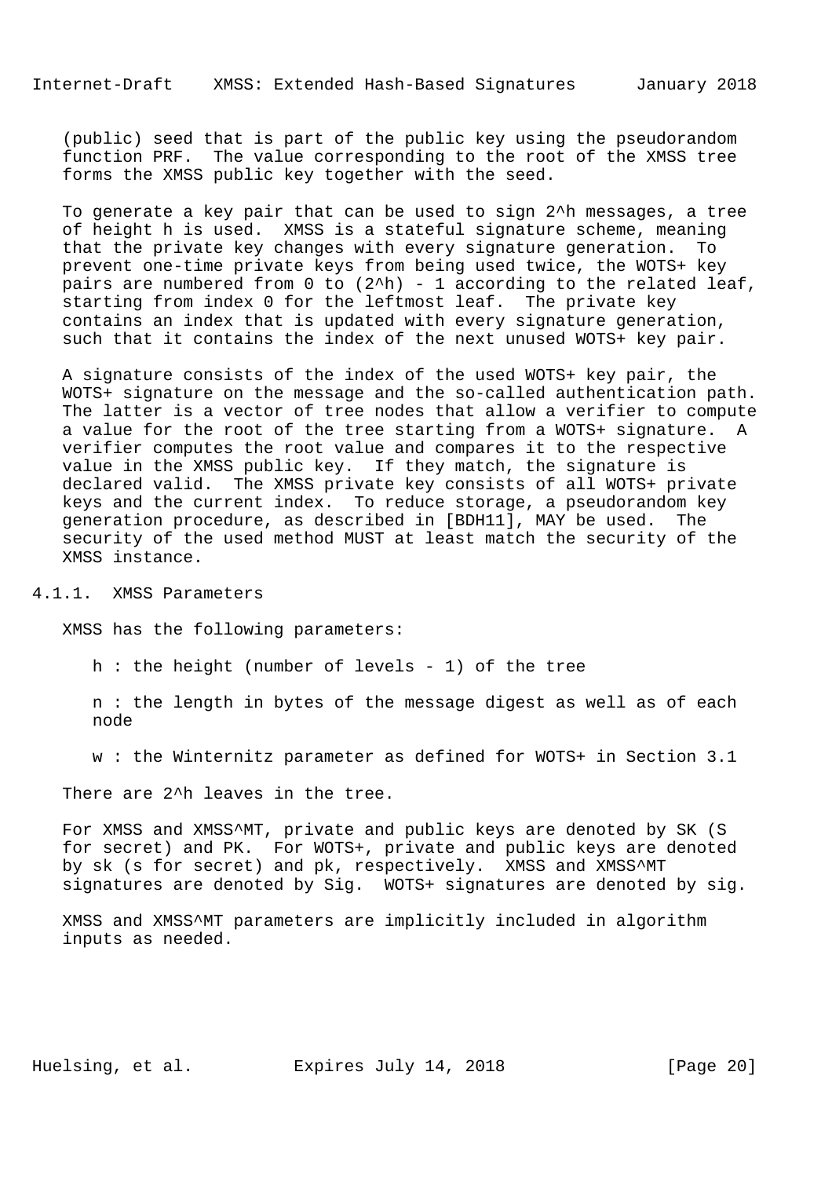(public) seed that is part of the public key using the pseudorandom function PRF. The value corresponding to the root of the XMSS tree forms the XMSS public key together with the seed.

To generate a key pair that can be used to sign $2^h$ messages, a tree of height h is used. XMSS is a stateful signature scheme, meaning that the private key changes with every signature generation. To prevent one-time private keys from being used twice, the WOTS+ key pairs are numbered from 0 to $(2^h) - 1$ according to the related leaf, starting from index 0 for the leftmost leaf. The private key contains an index that is updated with every signature generation, such that it contains the index of the next unused WOTS+ key pair.

A signature consists of the index of the used WOTS+ key pair, the WOTS+ signature on the message and the so-called authentication path. The latter is a vector of tree nodes that allow a verifier to compute a value for the root of the tree starting from a WOTS+ signature. A verifier computes the root value and compares it to the respective value in the XMSS public key. If they match, the signature is declared valid. The XMSS private key consists of all WOTS+ private keys and the current index. To reduce storage, a pseudorandom key generation procedure, as described in [BDH11], MAY be used. The security of the used method MUST at least match the security of the XMSS instance.

### 4.1.1. XMSS Parameters

XMSS has the following parameters:

h : the height (number of levels - 1) of the tree

n : the length in bytes of the message digest as well as of each node

w : the Winternitz parameter as defined for WOTS+ in Section 3.1

There are $2^h$ leaves in the tree.

For XMSS and XMSS^MT, private and public keys are denoted by SK (S for secret) and PK. For WOTS+, private and public keys are denoted by sk (s for secret) and pk, respectively. XMSS and XMSS^MT signatures are denoted by Sig. WOTS+ signatures are denoted by sig.

XMSS and XMSS^MT parameters are implicitly included in algorithm inputs as needed.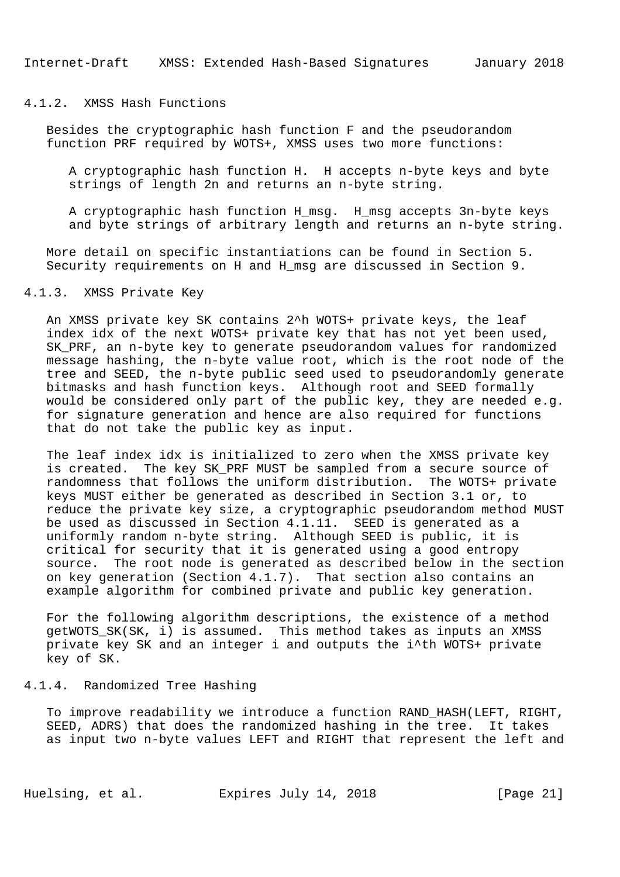#### 4.1.2. XMSS Hash Functions

Besides the cryptographic hash function F and the pseudorandom function PRF required by WOTS+, XMSS uses two more functions:

A cryptographic hash function H. H accepts n-byte keys and byte strings of length 2n and returns an n-byte string.

A cryptographic hash function H_msg. H_msg accepts 3n-byte keys and byte strings of arbitrary length and returns an n-byte string.

More detail on specific instantiations can be found in Section 5. Security requirements on H and H_msg are discussed in Section 9.

#### 4.1.3. XMSS Private Key

An XMSS private key SK contains $2^h$ WOTS+ private keys, the leaf index idx of the next WOTS+ private key that has not yet been used, SK_PRF, an n-byte key to generate pseudorandom values for randomized message hashing, the n-byte value root, which is the root node of the tree and SEED, the n-byte public seed used to pseudorandomly generate bitmasks and hash function keys. Although root and SEED formally would be considered only part of the public key, they are needed e.g. for signature generation and hence are also required for functions that do not take the public key as input.

The leaf index idx is initialized to zero when the XMSS private key is created. The key SK_PRF MUST be sampled from a secure source of randomness that follows the uniform distribution. The WOTS+ private keys MUST either be generated as described in Section 3.1 or, to reduce the private key size, a cryptographic pseudorandom method MUST be used as discussed in Section 4.1.11. SEED is generated as a uniformly random n-byte string. Although SEED is public, it is critical for security that it is generated using a good entropy source. The root node is generated as described below in the section on key generation (Section 4.1.7). That section also contains an example algorithm for combined private and public key generation.

For the following algorithm descriptions, the existence of a method getWOTS_SK(SK, i) is assumed. This method takes as inputs an XMSS private key SK and an integer i and outputs the i^th WOTS+ private key of SK.

#### 4.1.4. Randomized Tree Hashing

To improve readability we introduce a function RAND_HASH(LEFT, RIGHT, SEED, ADRS) that does the randomized hashing in the tree. It takes as input two n-byte values LEFT and RIGHT that represent the left and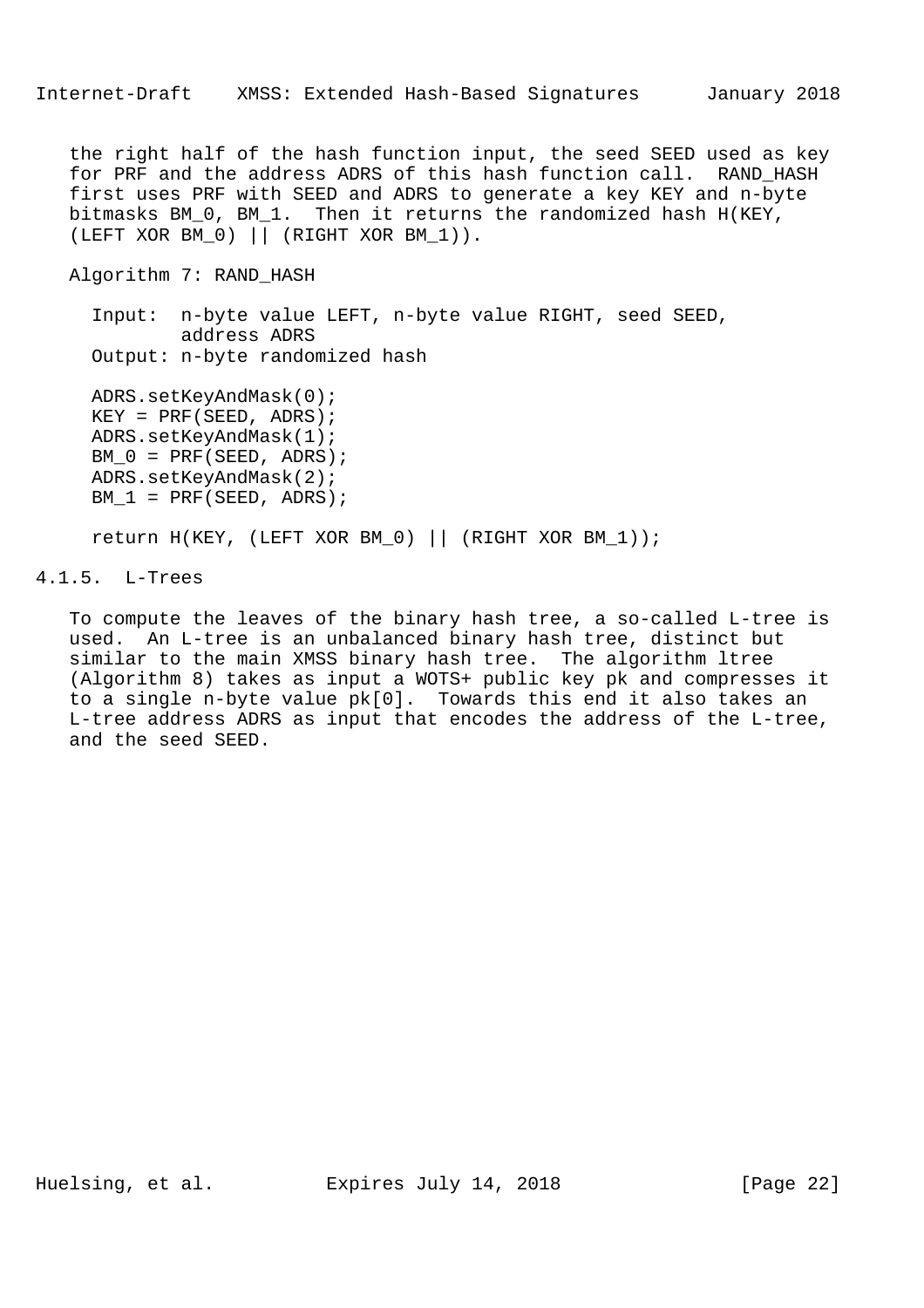the right half of the hash function input, the seed SEED used as key for PRF and the address ADRS of this hash function call. RAND_HASH first uses PRF with SEED and ADRS to generate a key KEY and n-byte bitmasks BM_0, BM_1. Then it returns the randomized hash H(KEY, (LEFT XOR BM_0) || (RIGHT XOR BM_1)).

Algorithm 7: RAND_HASH

```
  Input:  n-byte value LEFT, n-byte value RIGHT, seed SEED,
          address ADRS
  Output: n-byte randomized hash

   ADRS.setKeyAndMask(0);
   KEY = PRF(SEED, ADRS);
   ADRS.setKeyAndMask(1);
   BM_0 = PRF(SEED, ADRS);
   ADRS.setKeyAndMask(2);
   BM_1 = PRF(SEED, ADRS);

   return H(KEY, (LEFT XOR BM_0) || (RIGHT XOR BM_1));
```

#### 4.1.5. L-Trees

To compute the leaves of the binary hash tree, a so-called L-tree is used. An L-tree is an unbalanced binary hash tree, distinct but similar to the main XMSS binary hash tree. The algorithm ltree (Algorithm 8) takes as input a WOTS+ public key pk and compresses it to a single n-byte value pk[0]. Towards this end it also takes an L-tree address ADRS as input that encodes the address of the L-tree, and the seed SEED.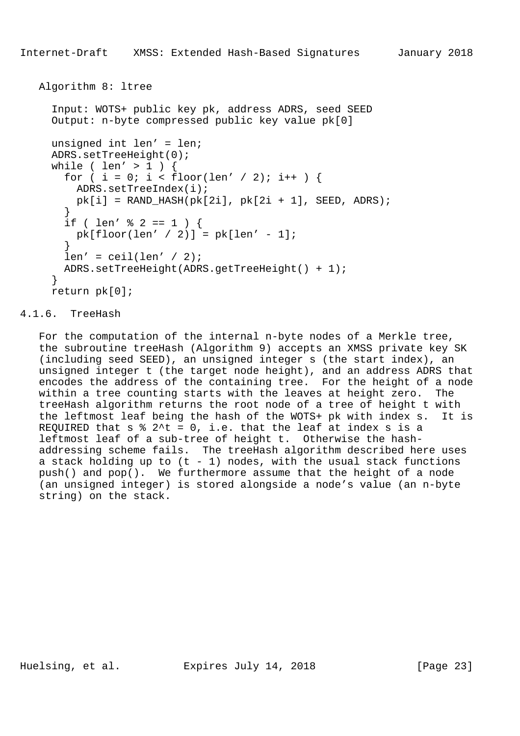Algorithm 8: ltree

```
  Input: WOTS+ public key pk, address ADRS, seed SEED
  Output: n-byte compressed public key value pk[0]

  unsigned int len' = len;
  ADRS.setTreeHeight(0);
  while ( len' > 1 ) {
    for ( i = 0; i < floor(len' / 2); i++ ) {
      ADRS.setTreeIndex(i);
      pk[i] = RAND_HASH(pk[2i], pk[2i + 1], SEED, ADRS);
    }
    if ( len' % 2 == 1 ) {
      pk[floor(len' / 2)] = pk[len' - 1];
    }
    len' = ceil(len' / 2);
    ADRS.setTreeHeight(ADRS.getTreeHeight() + 1);
  }
  return pk[0];
```

### 4.1.6. TreeHash

For the computation of the internal n-byte nodes of a Merkle tree, the subroutine treeHash (Algorithm 9) accepts an XMSS private key SK (including seed SEED), an unsigned integer s (the start index), an unsigned integer t (the target node height), and an address ADRS that encodes the address of the containing tree. For the height of a node within a tree counting starts with the leaves at height zero. The treeHash algorithm returns the root node of a tree of height t with the leftmost leaf being the hash of the WOTS+ pk with index s. It is REQUIRED that s % 2^t = 0, i.e. that the leaf at index s is a leftmost leaf of a sub-tree of height t. Otherwise the hash-addressing scheme fails. The treeHash algorithm described here uses a stack holding up to (t - 1) nodes, with the usual stack functions push() and pop(). We furthermore assume that the height of a node (an unsigned integer) is stored alongside a node's value (an n-byte string) on the stack.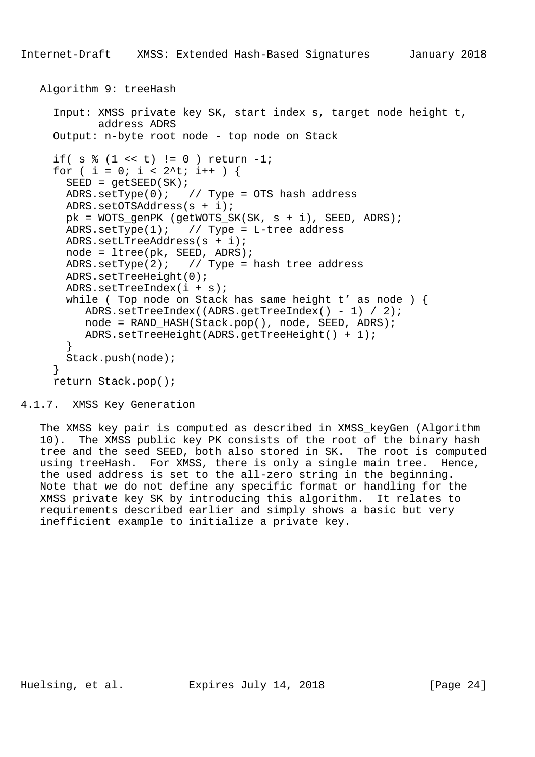Algorithm 9: treeHash

```
  Input: XMSS private key SK, start index s, target node height t,
         address ADRS
  Output: n-byte root node - top node on Stack

  if( s % (1 << t) != 0 ) return -1;
  for ( i = 0; i < 2^t; i++ ) {
    SEED = getSEED(SK);
    ADRS.setType(0);   // Type = OTS hash address
    ADRS.setOTSAddress(s + i);
    pk = WOTS_genPK (getWOTS_SK(SK, s + i), SEED, ADRS);
    ADRS.setType(1);   // Type = L-tree address
    ADRS.setLTreeAddress(s + i);
    node = ltree(pk, SEED, ADRS);
    ADRS.setType(2);   // Type = hash tree address
    ADRS.setTreeHeight(0);
    ADRS.setTreeIndex(i + s);
    while ( Top node on Stack has same height t' as node ) {
       ADRS.setTreeIndex((ADRS.getTreeIndex() - 1) / 2);
       node = RAND_HASH(Stack.pop(), node, SEED, ADRS);
       ADRS.setTreeHeight(ADRS.getTreeHeight() + 1);
    }
    Stack.push(node);
  }
  return Stack.pop();
```

### 4.1.7. XMSS Key Generation

The XMSS key pair is computed as described in XMSS_keyGen (Algorithm 10). The XMSS public key PK consists of the root of the binary hash tree and the seed SEED, both also stored in SK. The root is computed using treeHash. For XMSS, there is only a single main tree. Hence, the used address is set to the all-zero string in the beginning. Note that we do not define any specific format or handling for the XMSS private key SK by introducing this algorithm. It relates to requirements described earlier and simply shows a basic but very inefficient example to initialize a private key.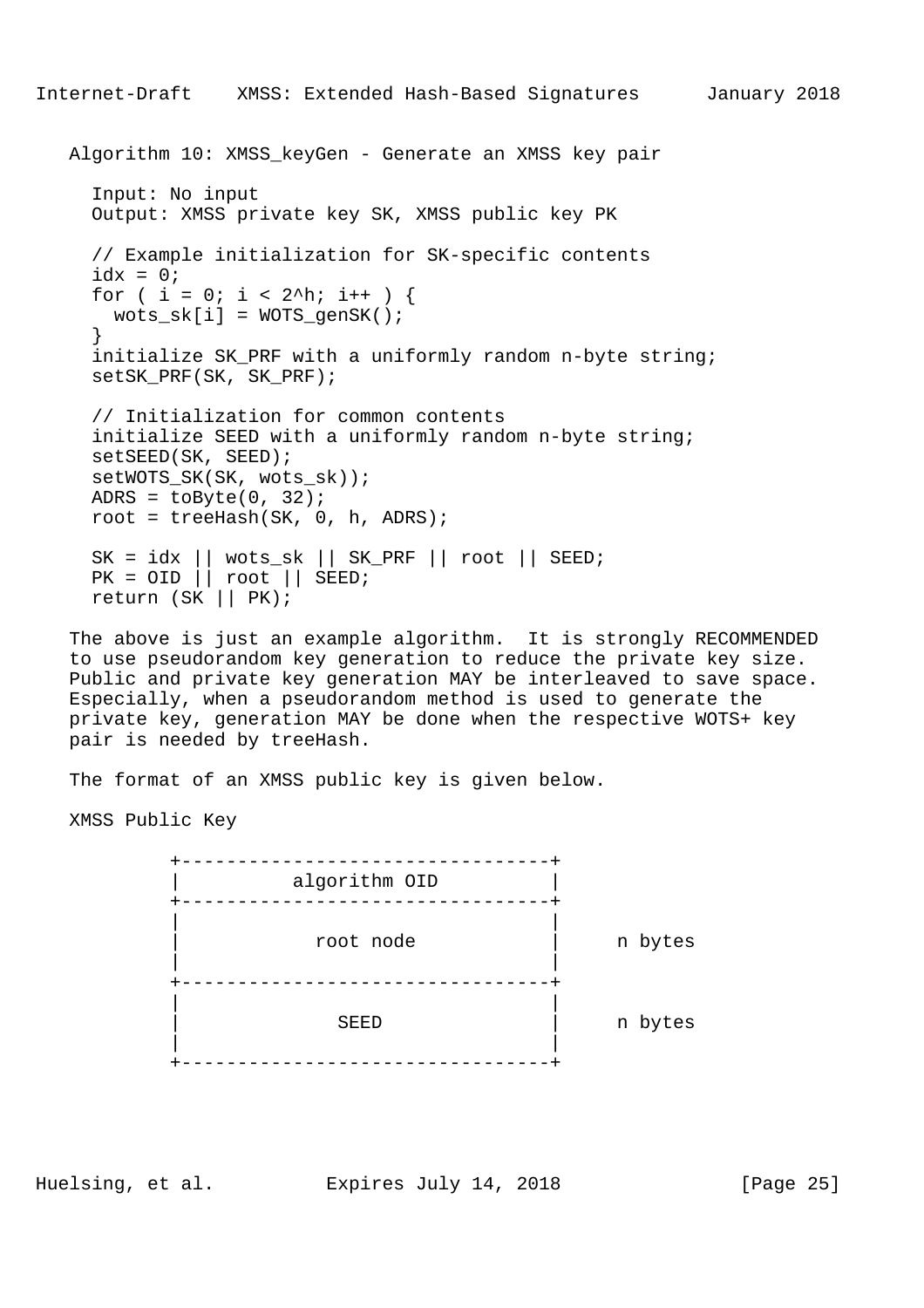Algorithm 10: XMSS_keyGen - Generate an XMSS key pair

```
  Input: No input
  Output: XMSS private key SK, XMSS public key PK

  // Example initialization for SK-specific contents
  idx = 0;
  for ( i = 0; i < 2^h; i++ ) {
    wots_sk[i] = WOTS_genSK();
  }
  initialize SK_PRF with a uniformly random n-byte string;
  setSK_PRF(SK, SK_PRF);

  // Initialization for common contents
  initialize SEED with a uniformly random n-byte string;
  setSEED(SK, SEED);
  setWOTS_SK(SK, wots_sk));
  ADRS = toByte(0, 32);
  root = treeHash(SK, 0, h, ADRS);

  SK = idx || wots_sk || SK_PRF || root || SEED;
  PK = OID || root || SEED;
  return (SK || PK);
```

The above is just an example algorithm. It is strongly RECOMMENDED to use pseudorandom key generation to reduce the private key size. Public and private key generation MAY be interleaved to save space. Especially, when a pseudorandom method is used to generate the private key, generation MAY be done when the respective WOTS+ key pair is needed by treeHash.

The format of an XMSS public key is given below.

XMSS Public Key

```
         +---------------------------------+
         |          algorithm OID          |
         +---------------------------------+
         |                                 |
         |            root node            |     n bytes
         |                                 |
         +---------------------------------+
         |                                 |
         |              SEED               |     n bytes
         |                                 |
         +---------------------------------+
```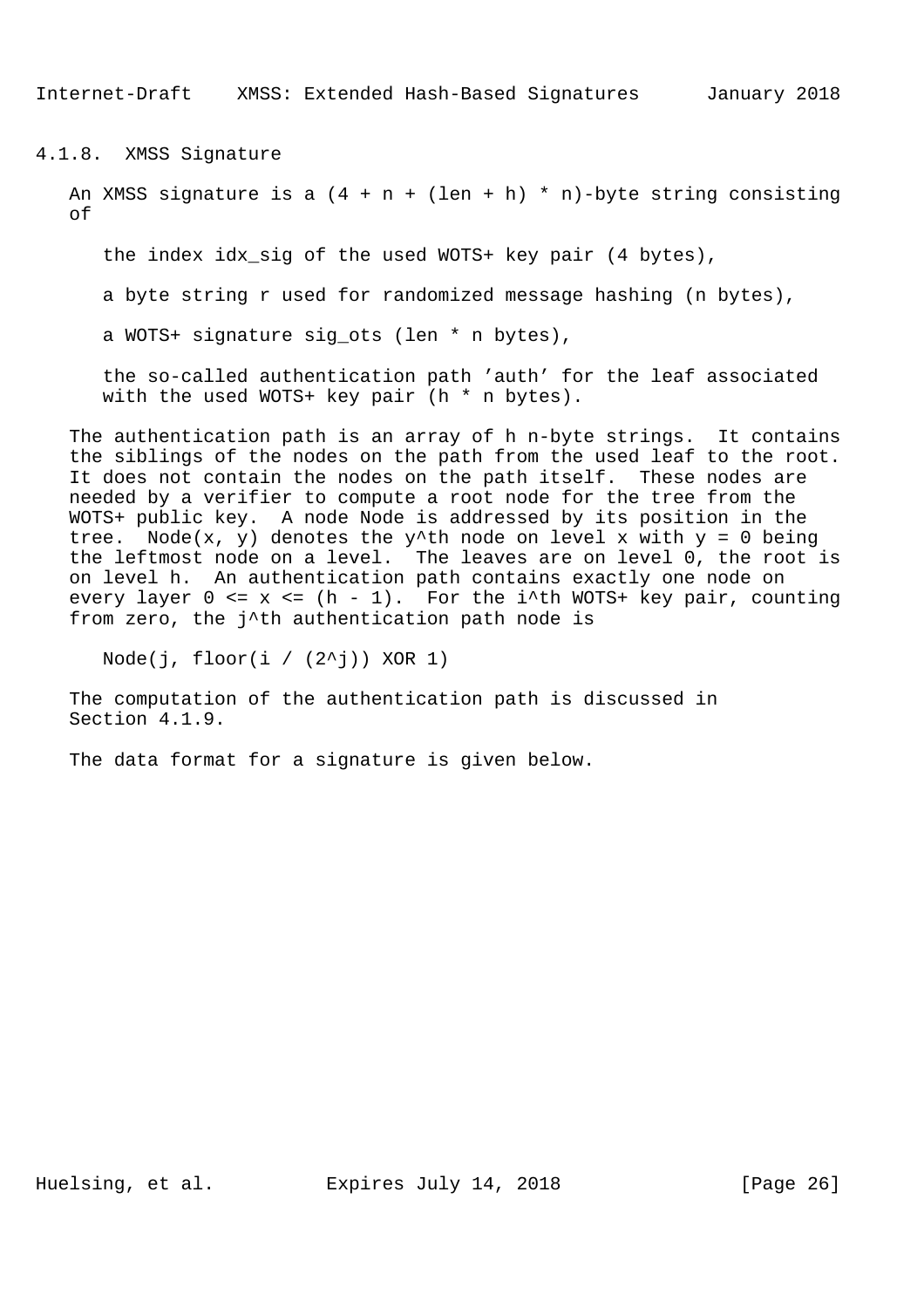#### 4.1.8. XMSS Signature

An XMSS signature is a $(4 + n + (len + h) * n)$-byte string consisting of

- the index idx_sig of the used WOTS+ key pair (4 bytes),
- a byte string r used for randomized message hashing (n bytes),
- a WOTS+ signature sig_ots (len * n bytes),
- the so-called authentication path 'auth' for the leaf associated with the used WOTS+ key pair (h * n bytes).

The authentication path is an array of h n-byte strings. It contains the siblings of the nodes on the path from the used leaf to the root. It does not contain the nodes on the path itself. These nodes are needed by a verifier to compute a root node for the tree from the WOTS+ public key. A node Node is addressed by its position in the tree. Node(x, y) denotes the $y^{th}$ node on level x with y = 0 being the leftmost node on a level. The leaves are on level 0, the root is on level h. An authentication path contains exactly one node on every layer $0 <= x <= (h - 1)$. For the $i^{th}$ WOTS+ key pair, counting from zero, the $j^{th}$ authentication path node is

```
Node(j, floor(i / (2^j)) XOR 1)
```

The computation of the authentication path is discussed in Section 4.1.9.

The data format for a signature is given below.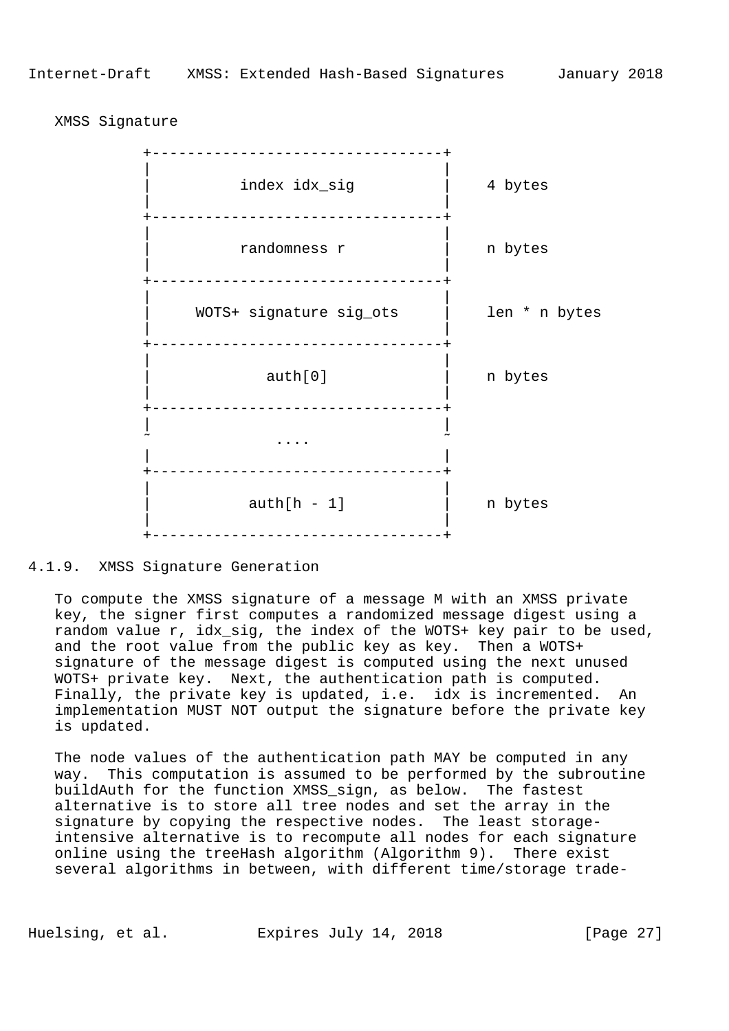XMSS Signature

```
          +---------------------------------+
          |                                 |
          |          index idx_sig          |    4 bytes
          |                                 |
          +---------------------------------+
          |                                 |
          |          randomness r           |    n bytes
          |                                 |
          +---------------------------------+
          |                                 |
          |     WOTS+ signature sig_ots     |    len * n bytes
          |                                 |
          +---------------------------------+
          |                                 |
          |             auth[0]             |    n bytes
          |                                 |
          +---------------------------------+
          |                                 |
          ~              ....               ~
          |                                 |
          +---------------------------------+
          |                                 |
          |           auth[h - 1]           |    n bytes
          |                                 |
          +---------------------------------+
```

### 4.1.9. XMSS Signature Generation

To compute the XMSS signature of a message M with an XMSS private key, the signer first computes a randomized message digest using a random value r, idx_sig, the index of the WOTS+ key pair to be used, and the root value from the public key as key. Then a WOTS+ signature of the message digest is computed using the next unused WOTS+ private key. Next, the authentication path is computed. Finally, the private key is updated, i.e. idx is incremented. An implementation MUST NOT output the signature before the private key is updated.

The node values of the authentication path MAY be computed in any way. This computation is assumed to be performed by the subroutine buildAuth for the function XMSS_sign, as below. The fastest alternative is to store all tree nodes and set the array in the signature by copying the respective nodes. The least storage-intensive alternative is to recompute all nodes for each signature online using the treeHash algorithm (Algorithm 9). There exist several algorithms in between, with different time/storage trade-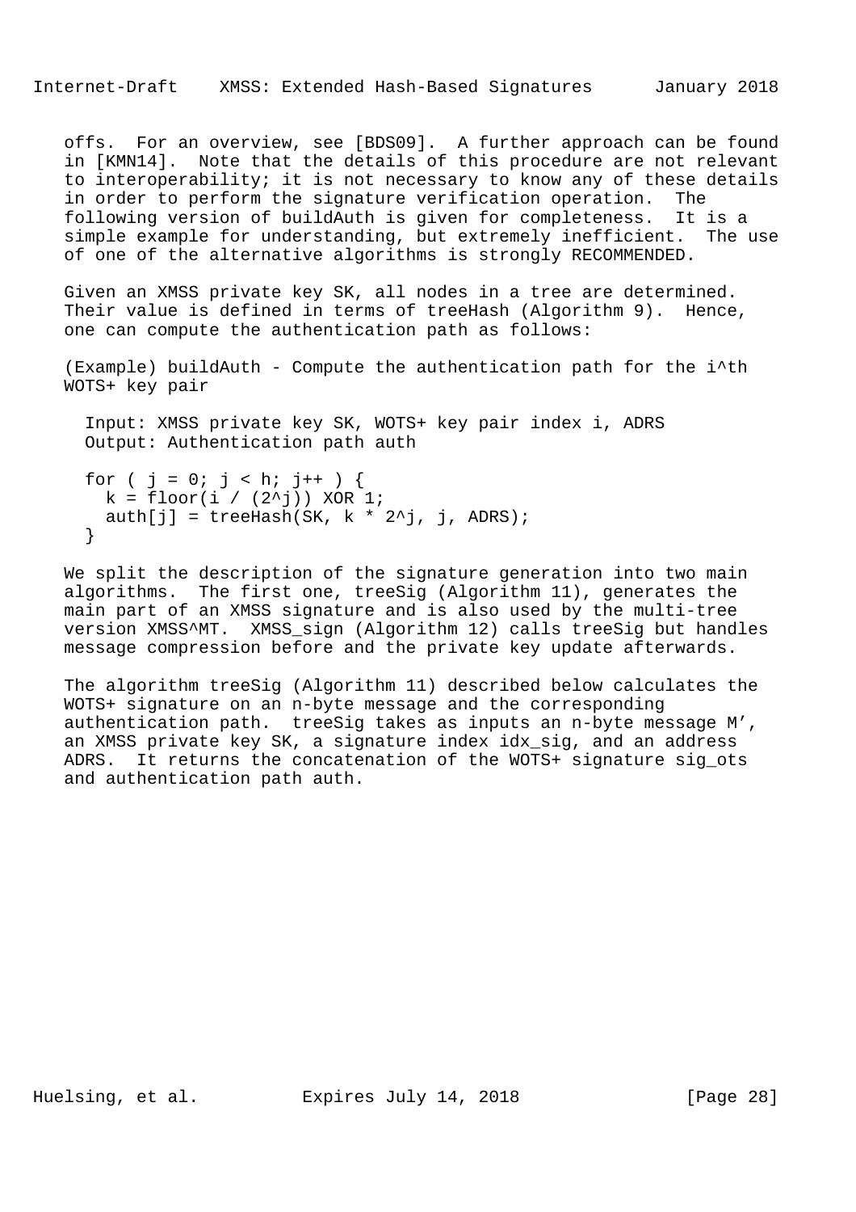offs. For an overview, see [BDS09]. A further approach can be found in [KMN14]. Note that the details of this procedure are not relevant to interoperability; it is not necessary to know any of these details in order to perform the signature verification operation. The following version of buildAuth is given for completeness. It is a simple example for understanding, but extremely inefficient. The use of one of the alternative algorithms is strongly RECOMMENDED.

Given an XMSS private key SK, all nodes in a tree are determined. Their value is defined in terms of treeHash (Algorithm 9). Hence, one can compute the authentication path as follows:

(Example) buildAuth - Compute the authentication path for the i^th WOTS+ key pair

```
  Input: XMSS private key SK, WOTS+ key pair index i, ADRS
  Output: Authentication path auth

  for ( j = 0; j < h; j++ ) {
    k = floor(i / (2^j)) XOR 1;
    auth[j] = treeHash(SK, k * 2^j, j, ADRS);
  }
```

We split the description of the signature generation into two main algorithms. The first one, treeSig (Algorithm 11), generates the main part of an XMSS signature and is also used by the multi-tree version XMSS^MT. XMSS_sign (Algorithm 12) calls treeSig but handles message compression before and the private key update afterwards.

The algorithm treeSig (Algorithm 11) described below calculates the WOTS+ signature on an n-byte message and the corresponding authentication path. treeSig takes as inputs an n-byte message M', an XMSS private key SK, a signature index idx_sig, and an address ADRS. It returns the concatenation of the WOTS+ signature sig_ots and authentication path auth.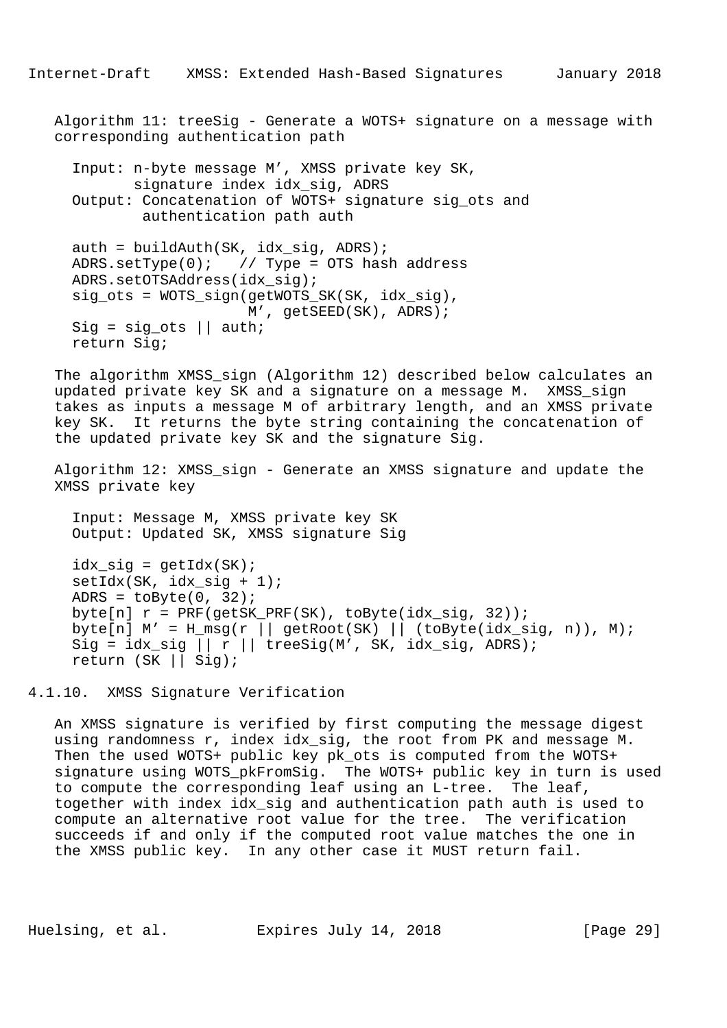Algorithm 11: treeSig - Generate a WOTS+ signature on a message with corresponding authentication path

```
  Input: n-byte message M', XMSS private key SK,
         signature index idx_sig, ADRS
  Output: Concatenation of WOTS+ signature sig_ots and
          authentication path auth

  auth = buildAuth(SK, idx_sig, ADRS);
  ADRS.setType(0);   // Type = OTS hash address
  ADRS.setOTSAddress(idx_sig);
  sig_ots = WOTS_sign(getWOTS_SK(SK, idx_sig),
                      M', getSEED(SK), ADRS);
  Sig = sig_ots || auth;
  return Sig;
```

The algorithm XMSS_sign (Algorithm 12) described below calculates an updated private key SK and a signature on a message M. XMSS_sign takes as inputs a message M of arbitrary length, and an XMSS private key SK. It returns the byte string containing the concatenation of the updated private key SK and the signature Sig.

Algorithm 12: XMSS_sign - Generate an XMSS signature and update the XMSS private key

```
  Input: Message M, XMSS private key SK
  Output: Updated SK, XMSS signature Sig

  idx_sig = getIdx(SK);
  setIdx(SK, idx_sig + 1);
  ADRS = toByte(0, 32);
  byte[n] r = PRF(getSK_PRF(SK), toByte(idx_sig, 32));
  byte[n] M' = H_msg(r || getRoot(SK) || (toByte(idx_sig, n)), M);
  Sig = idx_sig || r || treeSig(M', SK, idx_sig, ADRS);
  return (SK || Sig);
```

### 4.1.10. XMSS Signature Verification

An XMSS signature is verified by first computing the message digest using randomness r, index idx_sig, the root from PK and message M. Then the used WOTS+ public key pk_ots is computed from the WOTS+ signature using WOTS_pkFromSig. The WOTS+ public key in turn is used to compute the corresponding leaf using an L-tree. The leaf, together with index idx_sig and authentication path auth is used to compute an alternative root value for the tree. The verification succeeds if and only if the computed root value matches the one in the XMSS public key. In any other case it MUST return fail.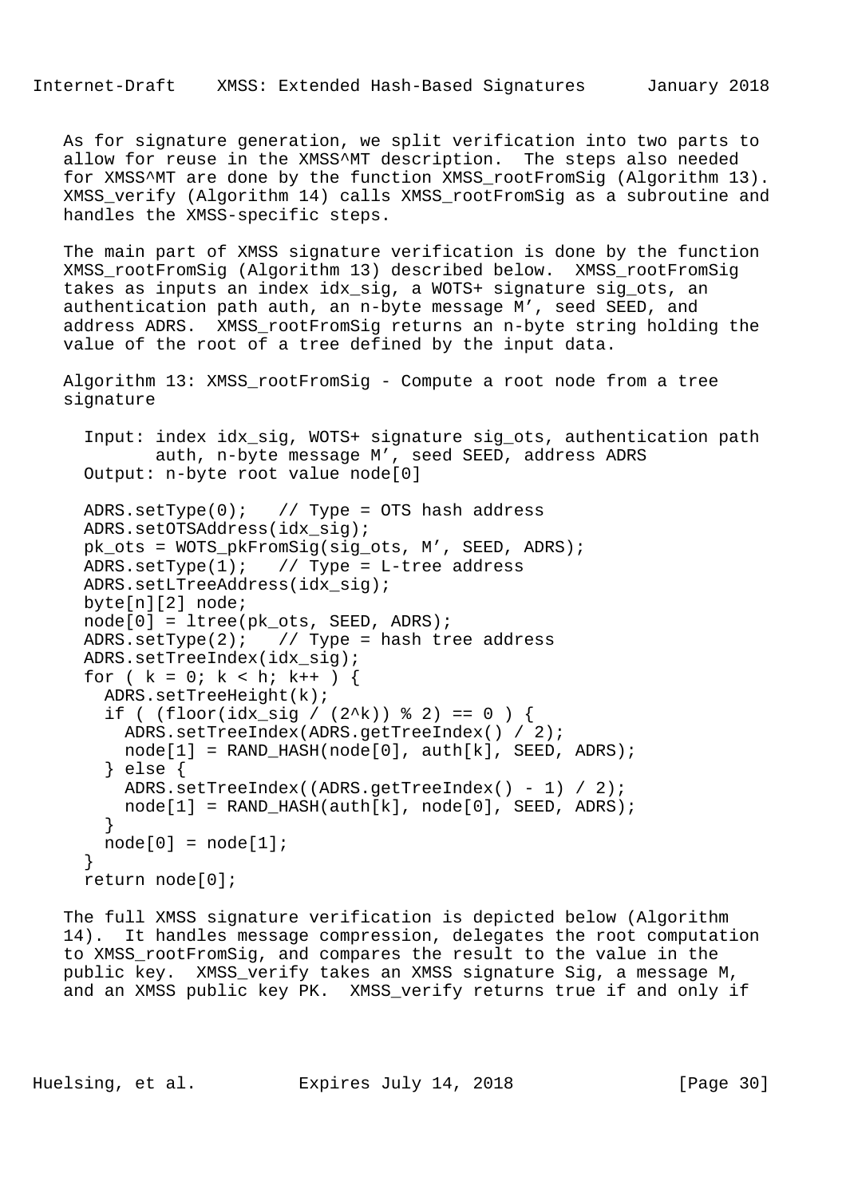As for signature generation, we split verification into two parts to allow for reuse in the XMSS^MT description. The steps also needed for XMSS^MT are done by the function XMSS_rootFromSig (Algorithm 13). XMSS_verify (Algorithm 14) calls XMSS_rootFromSig as a subroutine and handles the XMSS-specific steps.

The main part of XMSS signature verification is done by the function XMSS_rootFromSig (Algorithm 13) described below. XMSS_rootFromSig takes as inputs an index idx_sig, a WOTS+ signature sig_ots, an authentication path auth, an n-byte message M', seed SEED, and address ADRS. XMSS_rootFromSig returns an n-byte string holding the value of the root of a tree defined by the input data.

Algorithm 13: XMSS_rootFromSig - Compute a root node from a tree signature

```
  Input: index idx_sig, WOTS+ signature sig_ots, authentication path
         auth, n-byte message M', seed SEED, address ADRS
  Output: n-byte root value node[0]

  ADRS.setType(0);   // Type = OTS hash address
  ADRS.setOTSAddress(idx_sig);
  pk_ots = WOTS_pkFromSig(sig_ots, M', SEED, ADRS);
  ADRS.setType(1);   // Type = L-tree address
  ADRS.setLTreeAddress(idx_sig);
  byte[n][2] node;
  node[0] = ltree(pk_ots, SEED, ADRS);
  ADRS.setType(2);   // Type = hash tree address
  ADRS.setTreeIndex(idx_sig);
  for ( k = 0; k < h; k++ ) {
    ADRS.setTreeHeight(k);
    if ( (floor(idx_sig / (2^k)) % 2) == 0 ) {
      ADRS.setTreeIndex(ADRS.getTreeIndex() / 2);
      node[1] = RAND_HASH(node[0], auth[k], SEED, ADRS);
    } else {
      ADRS.setTreeIndex((ADRS.getTreeIndex() - 1) / 2);
      node[1] = RAND_HASH(auth[k], node[0], SEED, ADRS);
    }
    node[0] = node[1];
  }
  return node[0];
```

The full XMSS signature verification is depicted below (Algorithm 14). It handles message compression, delegates the root computation to XMSS_rootFromSig, and compares the result to the value in the public key. XMSS_verify takes an XMSS signature Sig, a message M, and an XMSS public key PK. XMSS_verify returns true if and only if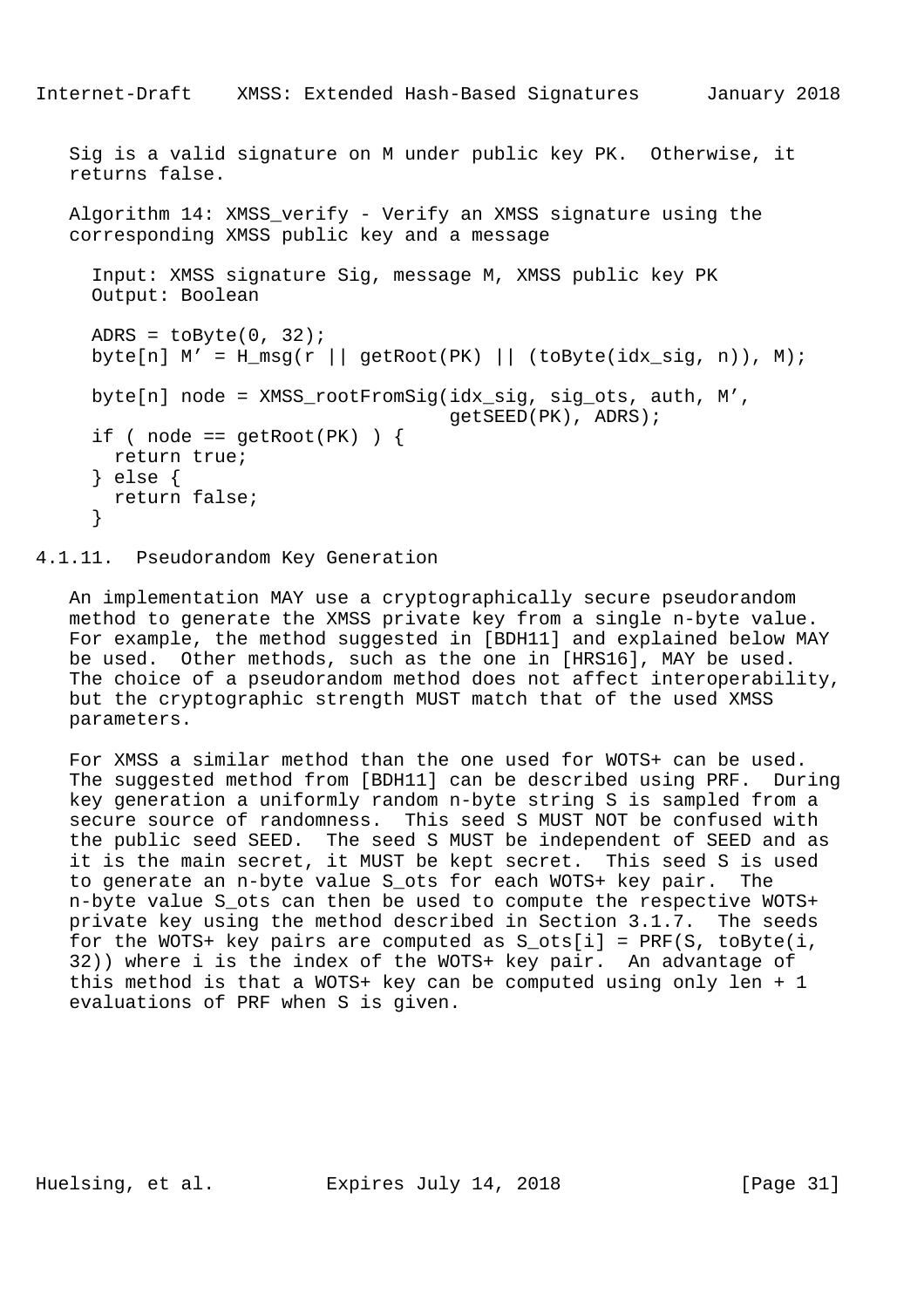Sig is a valid signature on M under public key PK. Otherwise, it returns false.

Algorithm 14: XMSS_verify - Verify an XMSS signature using the corresponding XMSS public key and a message

```
  Input: XMSS signature Sig, message M, XMSS public key PK
  Output: Boolean

  ADRS = toByte(0, 32);
  byte[n] M' = H_msg(r || getRoot(PK) || (toByte(idx_sig, n)), M);

  byte[n] node = XMSS_rootFromSig(idx_sig, sig_ots, auth, M',
                                  getSEED(PK), ADRS);
  if ( node == getRoot(PK) ) {
    return true;
  } else {
    return false;
  }
```

#### 4.1.11. Pseudorandom Key Generation

An implementation MAY use a cryptographically secure pseudorandom method to generate the XMSS private key from a single n-byte value. For example, the method suggested in [BDH11] and explained below MAY be used. Other methods, such as the one in [HRS16], MAY be used. The choice of a pseudorandom method does not affect interoperability, but the cryptographic strength MUST match that of the used XMSS parameters.

For XMSS a similar method than the one used for WOTS+ can be used. The suggested method from [BDH11] can be described using PRF. During key generation a uniformly random n-byte string S is sampled from a secure source of randomness. This seed S MUST NOT be confused with the public seed SEED. The seed S MUST be independent of SEED and as it is the main secret, it MUST be kept secret. This seed S is used to generate an n-byte value S_ots for each WOTS+ key pair. The n-byte value S_ots can then be used to compute the respective WOTS+ private key using the method described in Section 3.1.7. The seeds for the WOTS+ key pairs are computed as S_ots[i] = PRF(S, toByte(i, 32)) where i is the index of the WOTS+ key pair. An advantage of this method is that a WOTS+ key can be computed using only len + 1 evaluations of PRF when S is given.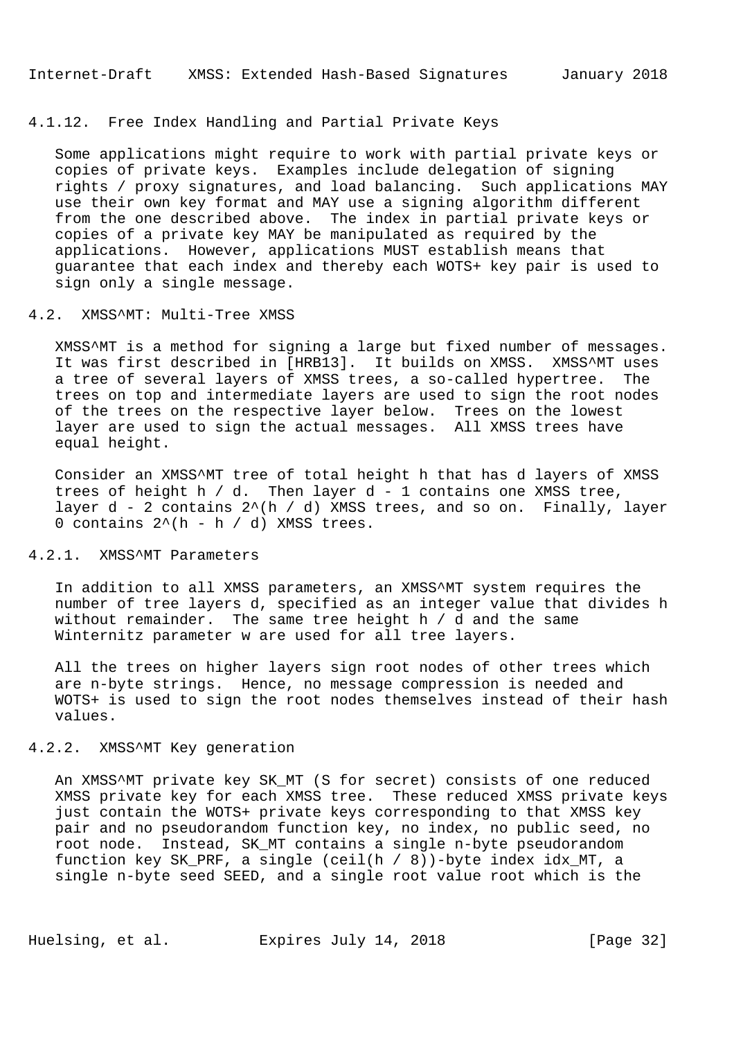#### 4.1.12. Free Index Handling and Partial Private Keys

Some applications might require to work with partial private keys or copies of private keys. Examples include delegation of signing rights / proxy signatures, and load balancing. Such applications MAY use their own key format and MAY use a signing algorithm different from the one described above. The index in partial private keys or copies of a private key MAY be manipulated as required by the applications. However, applications MUST establish means that guarantee that each index and thereby each WOTS+ key pair is used to sign only a single message.

### 4.2. XMSS^MT: Multi-Tree XMSS

XMSS^MT is a method for signing a large but fixed number of messages. It was first described in [HRB13]. It builds on XMSS. XMSS^MT uses a tree of several layers of XMSS trees, a so-called hypertree. The trees on top and intermediate layers are used to sign the root nodes of the trees on the respective layer below. Trees on the lowest layer are used to sign the actual messages. All XMSS trees have equal height.

Consider an XMSS^MT tree of total height $h$ that has $d$ layers of XMSS trees of height $h / d$. Then layer $d - 1$ contains one XMSS tree, layer $d - 2$ contains $2^{(h / d)}$ XMSS trees, and so on. Finally, layer 0 contains $2^{(h - h / d)}$ XMSS trees.

#### 4.2.1. XMSS^MT Parameters

In addition to all XMSS parameters, an XMSS^MT system requires the number of tree layers $d$, specified as an integer value that divides $h$ without remainder. The same tree height $h / d$ and the same Winternitz parameter $w$ are used for all tree layers.

All the trees on higher layers sign root nodes of other trees which are n-byte strings. Hence, no message compression is needed and WOTS+ is used to sign the root nodes themselves instead of their hash values.

#### 4.2.2. XMSS^MT Key generation

An XMSS^MT private key SK_MT (S for secret) consists of one reduced XMSS private key for each XMSS tree. These reduced XMSS private keys just contain the WOTS+ private keys corresponding to that XMSS key pair and no pseudorandom function key, no index, no public seed, no root node. Instead, SK_MT contains a single n-byte pseudorandom function key SK_PRF, a single (ceil(h / 8))-byte index idx_MT, a single n-byte seed SEED, and a single root value root which is the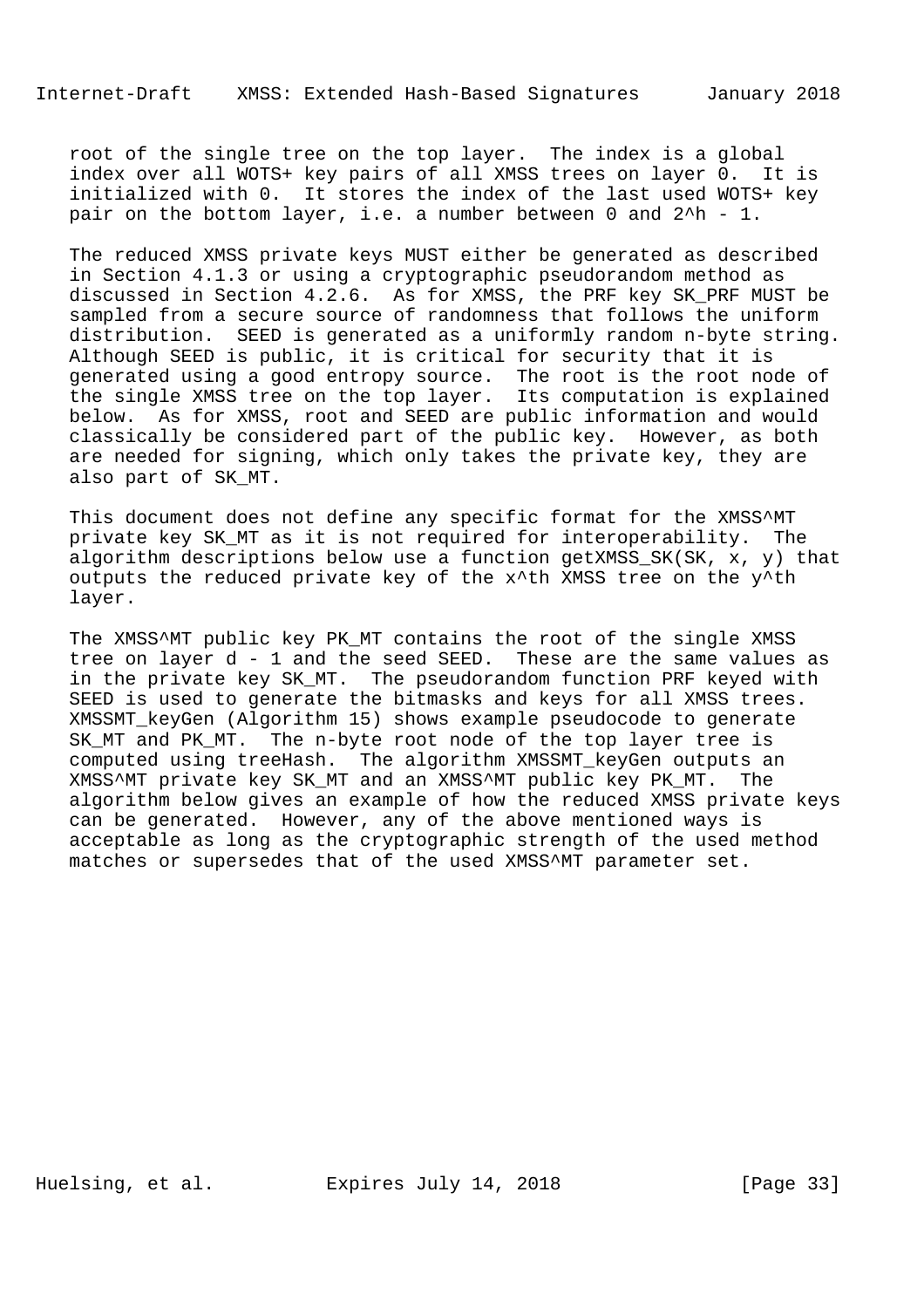root of the single tree on the top layer. The index is a global index over all WOTS+ key pairs of all XMSS trees on layer 0. It is initialized with 0. It stores the index of the last used WOTS+ key pair on the bottom layer, i.e. a number between 0 and $2^h - 1$.

The reduced XMSS private keys MUST either be generated as described in Section 4.1.3 or using a cryptographic pseudorandom method as discussed in Section 4.2.6. As for XMSS, the PRF key SK_PRF MUST be sampled from a secure source of randomness that follows the uniform distribution. SEED is generated as a uniformly random n-byte string. Although SEED is public, it is critical for security that it is generated using a good entropy source. The root is the root node of the single XMSS tree on the top layer. Its computation is explained below. As for XMSS, root and SEED are public information and would classically be considered part of the public key. However, as both are needed for signing, which only takes the private key, they are also part of SK_MT.

This document does not define any specific format for the XMSS^MT private key SK_MT as it is not required for interoperability. The algorithm descriptions below use a function getXMSS_SK(SK, x, y) that outputs the reduced private key of the x^th XMSS tree on the y^th layer.

The XMSS^MT public key PK_MT contains the root of the single XMSS tree on layer d - 1 and the seed SEED. These are the same values as in the private key SK_MT. The pseudorandom function PRF keyed with SEED is used to generate the bitmasks and keys for all XMSS trees. XMSSMT_keyGen (Algorithm 15) shows example pseudocode to generate SK_MT and PK_MT. The n-byte root node of the top layer tree is computed using treeHash. The algorithm XMSSMT_keyGen outputs an XMSS^MT private key SK_MT and an XMSS^MT public key PK_MT. The algorithm below gives an example of how the reduced XMSS private keys can be generated. However, any of the above mentioned ways is acceptable as long as the cryptographic strength of the used method matches or supersedes that of the used XMSS^MT parameter set.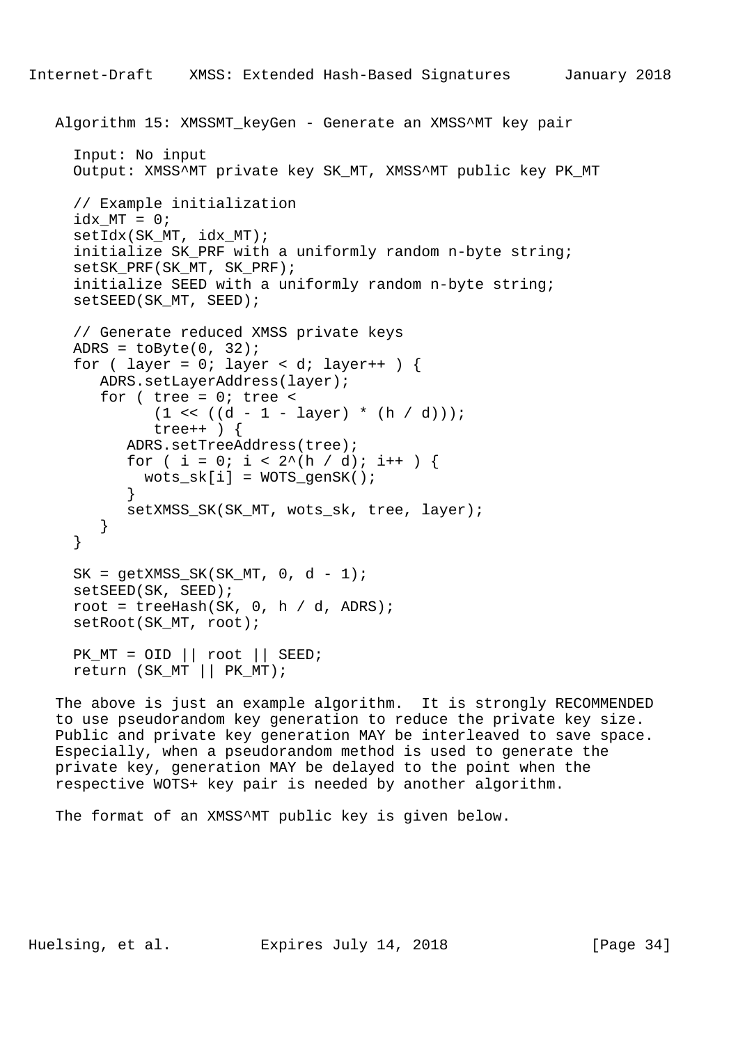Algorithm 15: XMSSMT_keyGen - Generate an XMSS^MT key pair

```
  Input: No input
  Output: XMSS^MT private key SK_MT, XMSS^MT public key PK_MT

  // Example initialization
  idx_MT = 0;
  setIdx(SK_MT, idx_MT);
  initialize SK_PRF with a uniformly random n-byte string;
  setSK_PRF(SK_MT, SK_PRF);
  initialize SEED with a uniformly random n-byte string;
  setSEED(SK_MT, SEED);

  // Generate reduced XMSS private keys
  ADRS = toByte(0, 32);
  for ( layer = 0; layer < d; layer++ ) {
     ADRS.setLayerAddress(layer);
     for ( tree = 0; tree <
           (1 << ((d - 1 - layer) * (h / d)));
           tree++ ) {
        ADRS.setTreeAddress(tree);
        for ( i = 0; i < 2^(h / d); i++ ) {
          wots_sk[i] = WOTS_genSK();
        }
        setXMSS_SK(SK_MT, wots_sk, tree, layer);
     }
  }

  SK = getXMSS_SK(SK_MT, 0, d - 1);
  setSEED(SK, SEED);
  root = treeHash(SK, 0, h / d, ADRS);
  setRoot(SK_MT, root);

  PK_MT = OID || root || SEED;
  return (SK_MT || PK_MT);
```

The above is just an example algorithm. It is strongly RECOMMENDED to use pseudorandom key generation to reduce the private key size. Public and private key generation MAY be interleaved to save space. Especially, when a pseudorandom method is used to generate the private key, generation MAY be delayed to the point when the respective WOTS+ key pair is needed by another algorithm.

The format of an XMSS^MT public key is given below.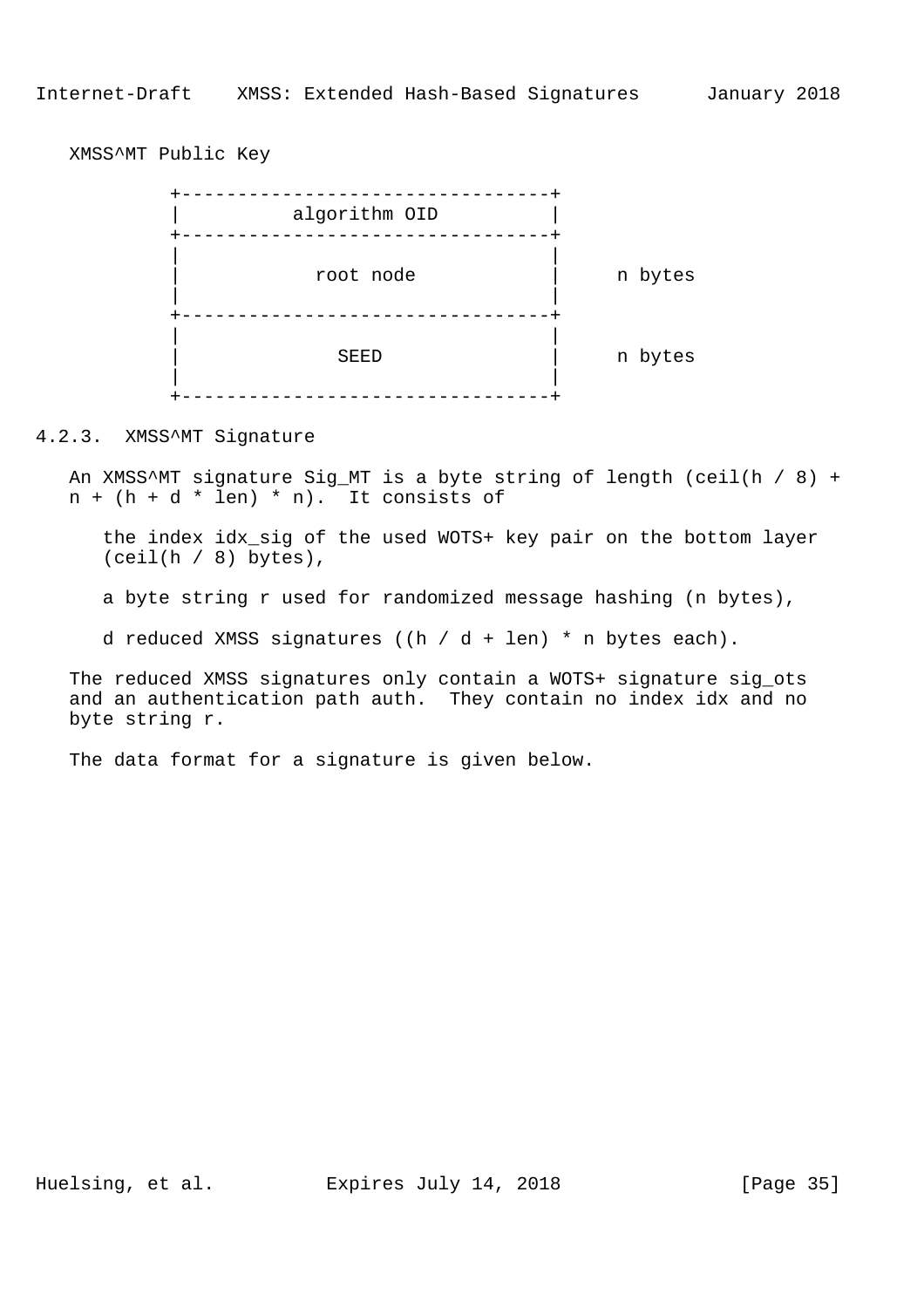XMSS^MT Public Key

```
          +---------------------------------+
          |          algorithm OID          |
          +---------------------------------+
          |                                 |
          |            root node            |     n bytes
          |                                 |
          +---------------------------------+
          |                                 |
          |              SEED               |     n bytes
          |                                 |
          +---------------------------------+
```

### 4.2.3. XMSS^MT Signature

An XMSS^MT signature Sig_MT is a byte string of length (ceil(h / 8) + n + (h + d * len) * n). It consists of

> the index idx_sig of the used WOTS+ key pair on the bottom layer (ceil(h / 8) bytes),
>
> a byte string r used for randomized message hashing (n bytes),
>
> d reduced XMSS signatures ((h / d + len) * n bytes each).

The reduced XMSS signatures only contain a WOTS+ signature sig_ots and an authentication path auth. They contain no index idx and no byte string r.

The data format for a signature is given below.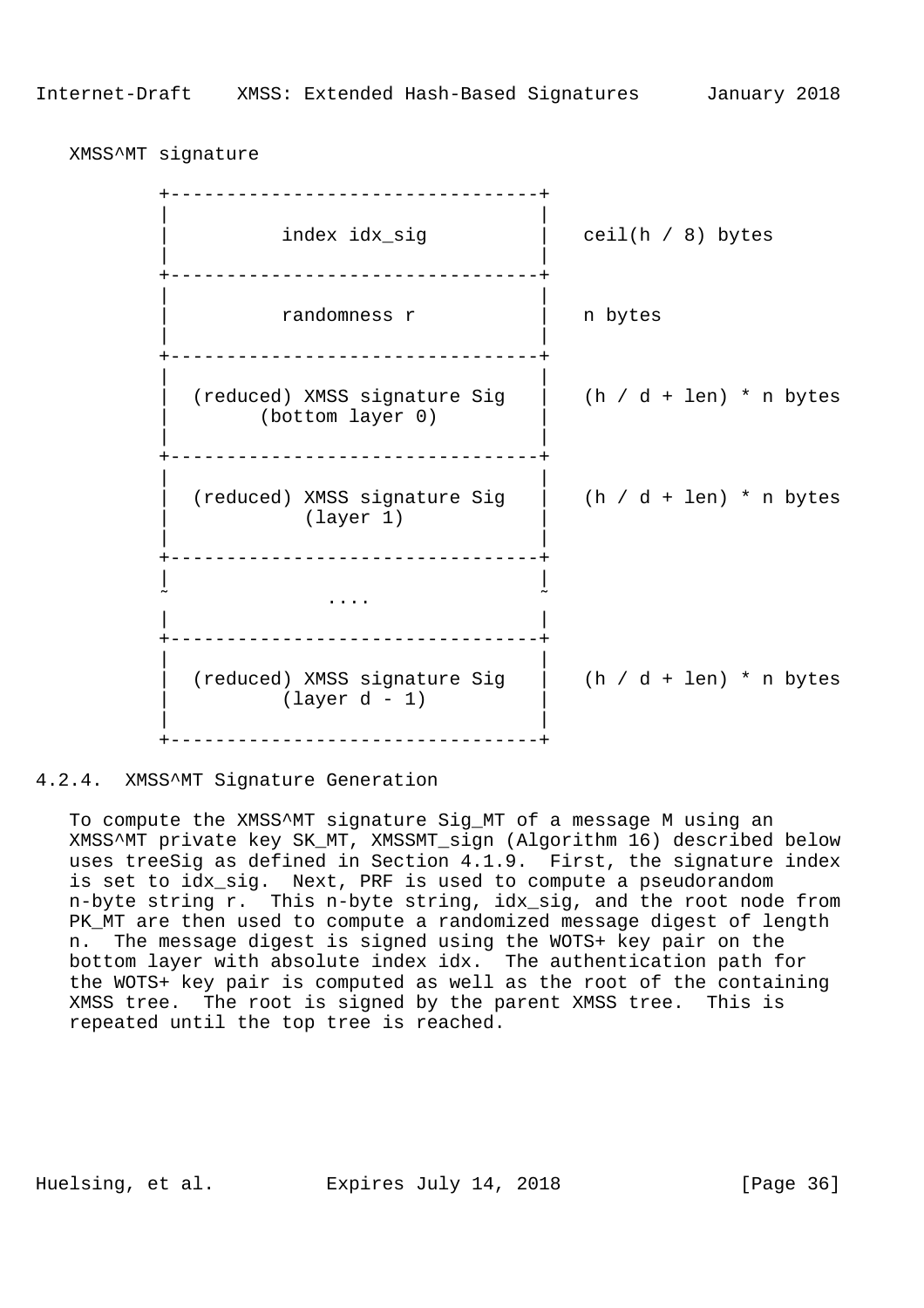XMSS^MT signature

```
         +---------------------------------+
         |                                 |
         |          index idx_sig          |   ceil(h / 8) bytes
         |                                 |
         +---------------------------------+
         |                                 |
         |          randomness r           |   n bytes
         |                                 |
         +---------------------------------+
         |                                 |
         |  (reduced) XMSS signature Sig   |   (h / d + len) * n bytes
         |        (bottom layer 0)         |
         |                                 |
         +---------------------------------+
         |                                 |
         |  (reduced) XMSS signature Sig   |   (h / d + len) * n bytes
         |            (layer 1)            |
         |                                 |
         +---------------------------------+
         |                                 |
         ~              ....               ~
         |                                 |
         +---------------------------------+
         |                                 |
         |  (reduced) XMSS signature Sig   |   (h / d + len) * n bytes
         |          (layer d - 1)          |
         |                                 |
         +---------------------------------+
```

### 4.2.4. XMSS^MT Signature Generation

To compute the XMSS^MT signature Sig_MT of a message M using an XMSS^MT private key SK_MT, XMSSMT_sign (Algorithm 16) described below uses treeSig as defined in Section 4.1.9. First, the signature index is set to idx_sig. Next, PRF is used to compute a pseudorandom n-byte string r. This n-byte string, idx_sig, and the root node from PK_MT are then used to compute a randomized message digest of length n. The message digest is signed using the WOTS+ key pair on the bottom layer with absolute index idx. The authentication path for the WOTS+ key pair is computed as well as the root of the containing XMSS tree. The root is signed by the parent XMSS tree. This is repeated until the top tree is reached.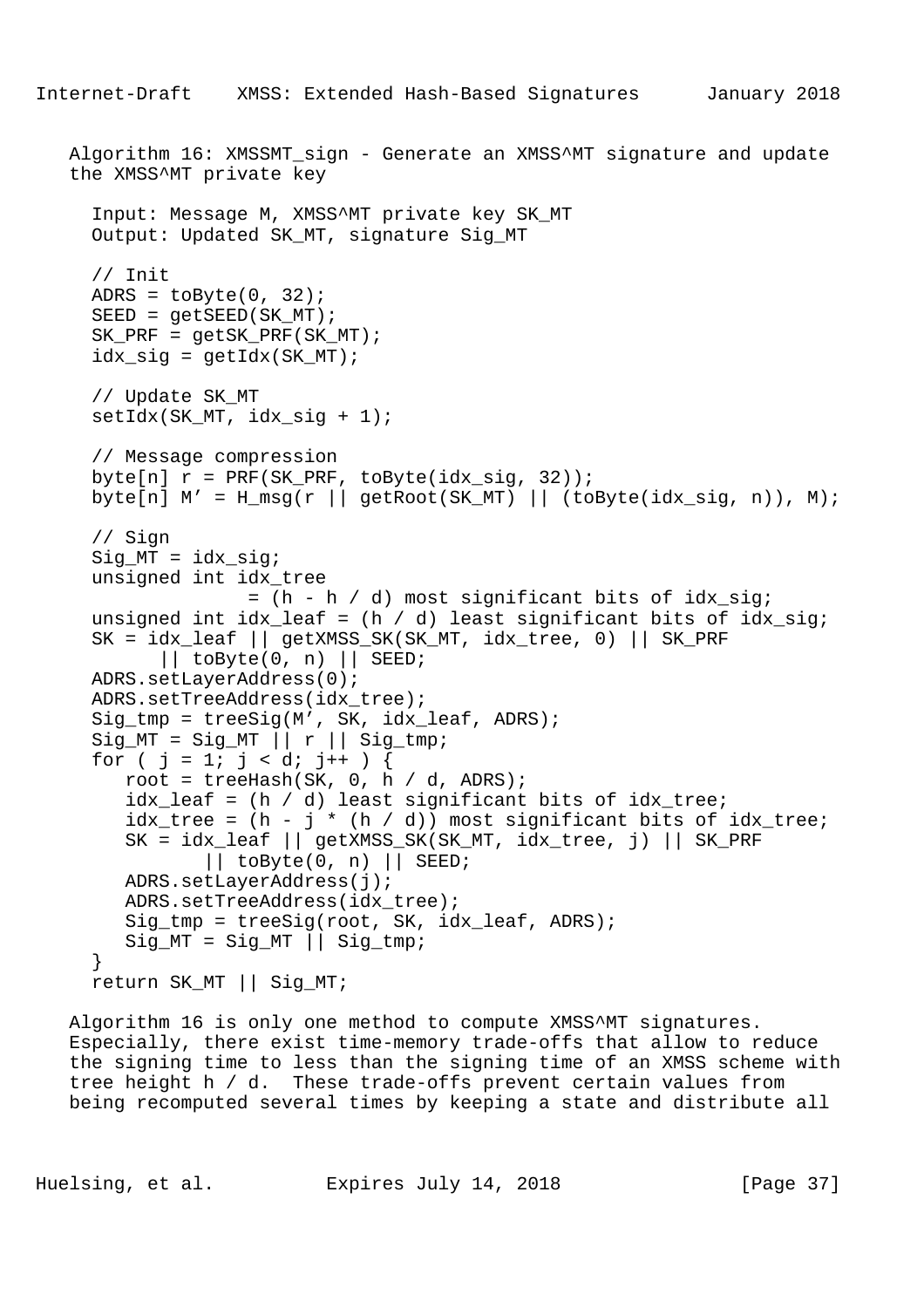Algorithm 16: XMSSMT_sign - Generate an XMSS^MT signature and update the XMSS^MT private key

```
  Input: Message M, XMSS^MT private key SK_MT
  Output: Updated SK_MT, signature Sig_MT

  // Init
  ADRS = toByte(0, 32);
  SEED = getSEED(SK_MT);
  SK_PRF = getSK_PRF(SK_MT);
  idx_sig = getIdx(SK_MT);

  // Update SK_MT
  setIdx(SK_MT, idx_sig + 1);

  // Message compression
  byte[n] r = PRF(SK_PRF, toByte(idx_sig, 32));
  byte[n] M' = H_msg(r || getRoot(SK_MT) || (toByte(idx_sig, n)), M);

  // Sign
  Sig_MT = idx_sig;
  unsigned int idx_tree
                = (h - h / d) most significant bits of idx_sig;
  unsigned int idx_leaf = (h / d) least significant bits of idx_sig;
  SK = idx_leaf || getXMSS_SK(SK_MT, idx_tree, 0) || SK_PRF
        || toByte(0, n) || SEED;
  ADRS.setLayerAddress(0);
  ADRS.setTreeAddress(idx_tree);
  Sig_tmp = treeSig(M', SK, idx_leaf, ADRS);
  Sig_MT = Sig_MT || r || Sig_tmp;
  for ( j = 1; j < d; j++ ) {
     root = treeHash(SK, 0, h / d, ADRS);
     idx_leaf = (h / d) least significant bits of idx_tree;
     idx_tree = (h - j * (h / d)) most significant bits of idx_tree;
     SK = idx_leaf || getXMSS_SK(SK_MT, idx_tree, j) || SK_PRF
           || toByte(0, n) || SEED;
     ADRS.setLayerAddress(j);
     ADRS.setTreeAddress(idx_tree);
     Sig_tmp = treeSig(root, SK, idx_leaf, ADRS);
     Sig_MT = Sig_MT || Sig_tmp;
  }
  return SK_MT || Sig_MT;
```

Algorithm 16 is only one method to compute XMSS^MT signatures. Especially, there exist time-memory trade-offs that allow to reduce the signing time to less than the signing time of an XMSS scheme with tree height h / d. These trade-offs prevent certain values from being recomputed several times by keeping a state and distribute all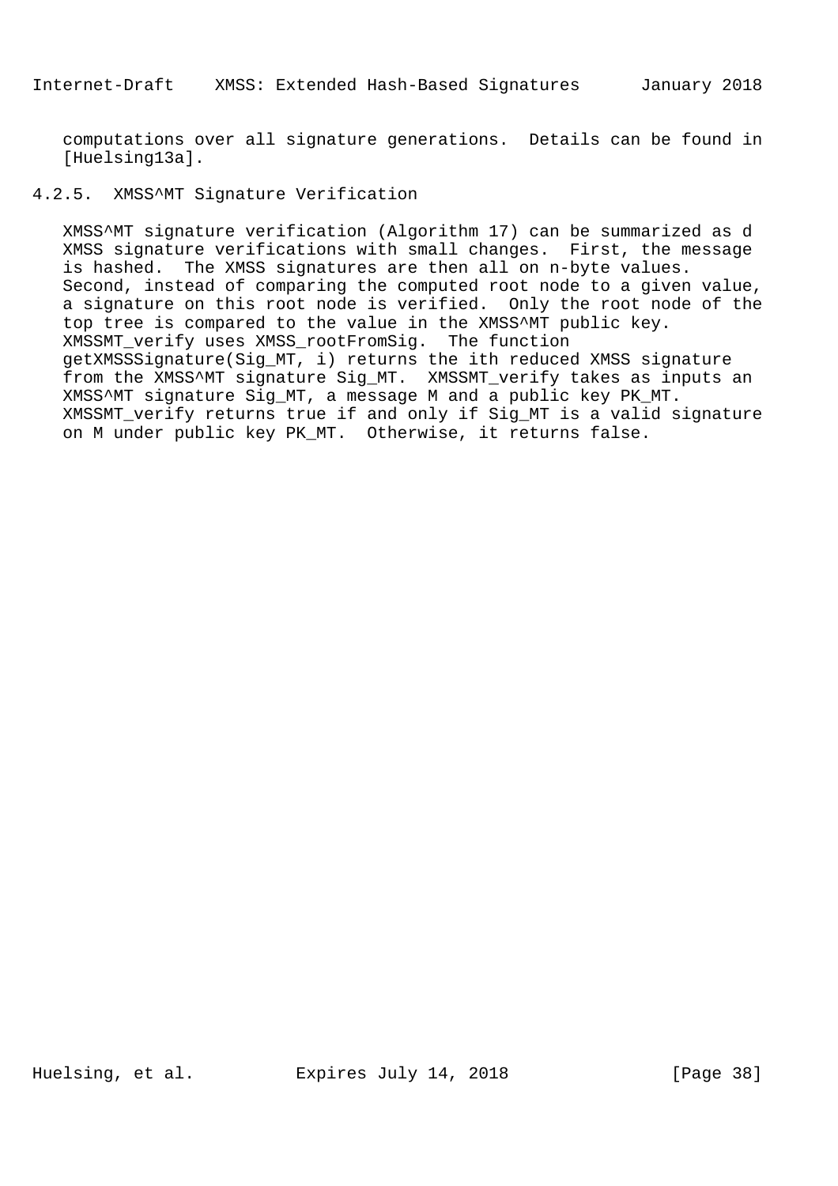computations over all signature generations. Details can be found in [Huelsing13a].

#### 4.2.5. XMSS^MT Signature Verification

XMSS^MT signature verification (Algorithm 17) can be summarized as d XMSS signature verifications with small changes. First, the message is hashed. The XMSS signatures are then all on n-byte values. Second, instead of comparing the computed root node to a given value, a signature on this root node is verified. Only the root node of the top tree is compared to the value in the XMSS^MT public key. XMSSMT_verify uses XMSS_rootFromSig. The function getXMSSSignature(Sig_MT, i) returns the ith reduced XMSS signature from the XMSS^MT signature Sig_MT. XMSSMT_verify takes as inputs an XMSS^MT signature Sig_MT, a message M and a public key PK_MT. XMSSMT_verify returns true if and only if Sig_MT is a valid signature on M under public key PK_MT. Otherwise, it returns false.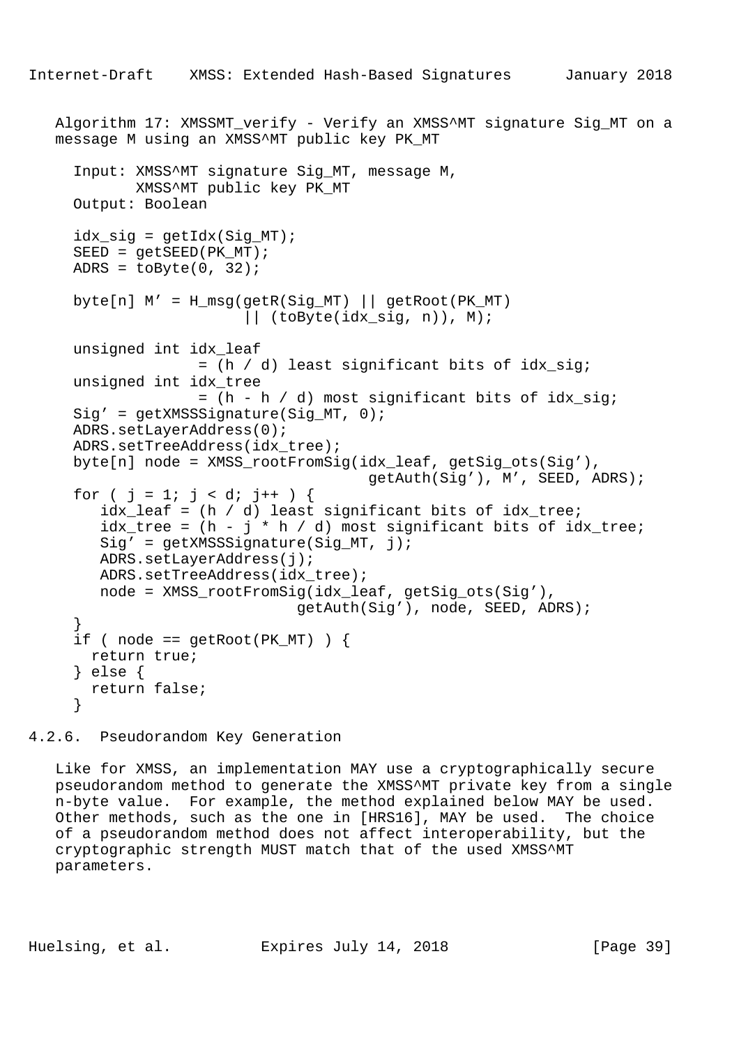Algorithm 17: XMSSMT_verify - Verify an XMSS^MT signature Sig_MT on a message M using an XMSS^MT public key PK_MT

```
  Input: XMSS^MT signature Sig_MT, message M,
         XMSS^MT public key PK_MT
  Output: Boolean

  idx_sig = getIdx(Sig_MT);
  SEED = getSEED(PK_MT);
  ADRS = toByte(0, 32);

  byte[n] M' = H_msg(getR(Sig_MT) || getRoot(PK_MT)
                     || (toByte(idx_sig, n)), M);

  unsigned int idx_leaf
                = (h / d) least significant bits of idx_sig;
  unsigned int idx_tree
                = (h - h / d) most significant bits of idx_sig;
  Sig' = getXMSSSignature(Sig_MT, 0);
  ADRS.setLayerAddress(0);
  ADRS.setTreeAddress(idx_tree);
  byte[n] node = XMSS_rootFromSig(idx_leaf, getSig_ots(Sig'),
                                  getAuth(Sig'), M', SEED, ADRS);
  for ( j = 1; j < d; j++ ) {
     idx_leaf = (h / d) least significant bits of idx_tree;
     idx_tree = (h - j * h / d) most significant bits of idx_tree;
     Sig' = getXMSSSignature(Sig_MT, j);
     ADRS.setLayerAddress(j);
     ADRS.setTreeAddress(idx_tree);
     node = XMSS_rootFromSig(idx_leaf, getSig_ots(Sig'),
                          getAuth(Sig'), node, SEED, ADRS);
  }
  if ( node == getRoot(PK_MT) ) {
    return true;
  } else {
    return false;
  }
```

### 4.2.6. Pseudorandom Key Generation

Like for XMSS, an implementation MAY use a cryptographically secure pseudorandom method to generate the XMSS^MT private key from a single n-byte value. For example, the method explained below MAY be used. Other methods, such as the one in [HRS16], MAY be used. The choice of a pseudorandom method does not affect interoperability, but the cryptographic strength MUST match that of the used XMSS^MT parameters.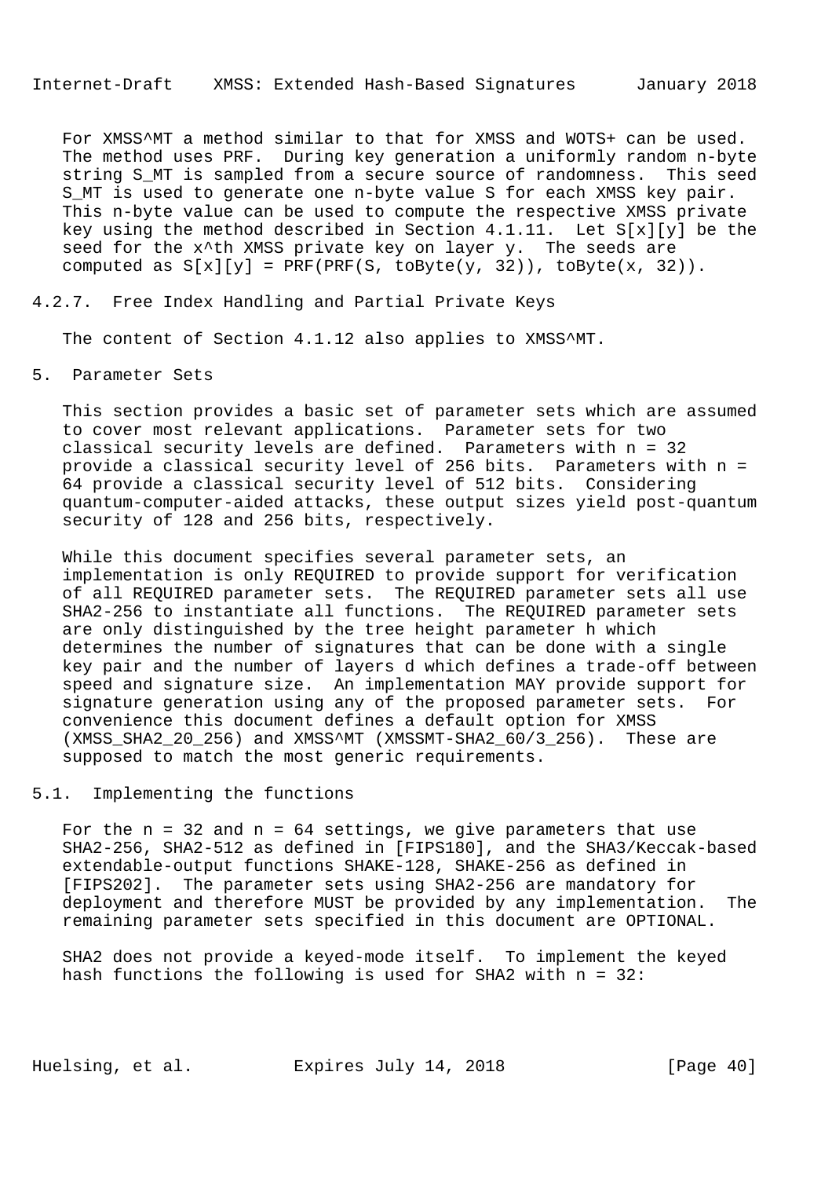For XMSS^MT a method similar to that for XMSS and WOTS+ can be used. The method uses PRF. During key generation a uniformly random n-byte string S_MT is sampled from a secure source of randomness. This seed S_MT is used to generate one n-byte value S for each XMSS key pair. This n-byte value can be used to compute the respective XMSS private key using the method described in Section 4.1.11. Let S[x][y] be the seed for the x^th XMSS private key on layer y. The seeds are computed as S[x][y] = PRF(PRF(S, toByte(y, 32)), toByte(x, 32)).

### 4.2.7. Free Index Handling and Partial Private Keys

The content of Section 4.1.12 also applies to XMSS^MT.

## 5. Parameter Sets

This section provides a basic set of parameter sets which are assumed to cover most relevant applications. Parameter sets for two classical security levels are defined. Parameters with n = 32 provide a classical security level of 256 bits. Parameters with n = 64 provide a classical security level of 512 bits. Considering quantum-computer-aided attacks, these output sizes yield post-quantum security of 128 and 256 bits, respectively.

While this document specifies several parameter sets, an implementation is only REQUIRED to provide support for verification of all REQUIRED parameter sets. The REQUIRED parameter sets all use SHA2-256 to instantiate all functions. The REQUIRED parameter sets are only distinguished by the tree height parameter h which determines the number of signatures that can be done with a single key pair and the number of layers d which defines a trade-off between speed and signature size. An implementation MAY provide support for signature generation using any of the proposed parameter sets. For convenience this document defines a default option for XMSS (XMSS_SHA2_20_256) and XMSS^MT (XMSSMT-SHA2_60/3_256). These are supposed to match the most generic requirements.

### 5.1. Implementing the functions

For the n = 32 and n = 64 settings, we give parameters that use SHA2-256, SHA2-512 as defined in [FIPS180], and the SHA3/Keccak-based extendable-output functions SHAKE-128, SHAKE-256 as defined in [FIPS202]. The parameter sets using SHA2-256 are mandatory for deployment and therefore MUST be provided by any implementation. The remaining parameter sets specified in this document are OPTIONAL.

SHA2 does not provide a keyed-mode itself. To implement the keyed hash functions the following is used for SHA2 with n = 32: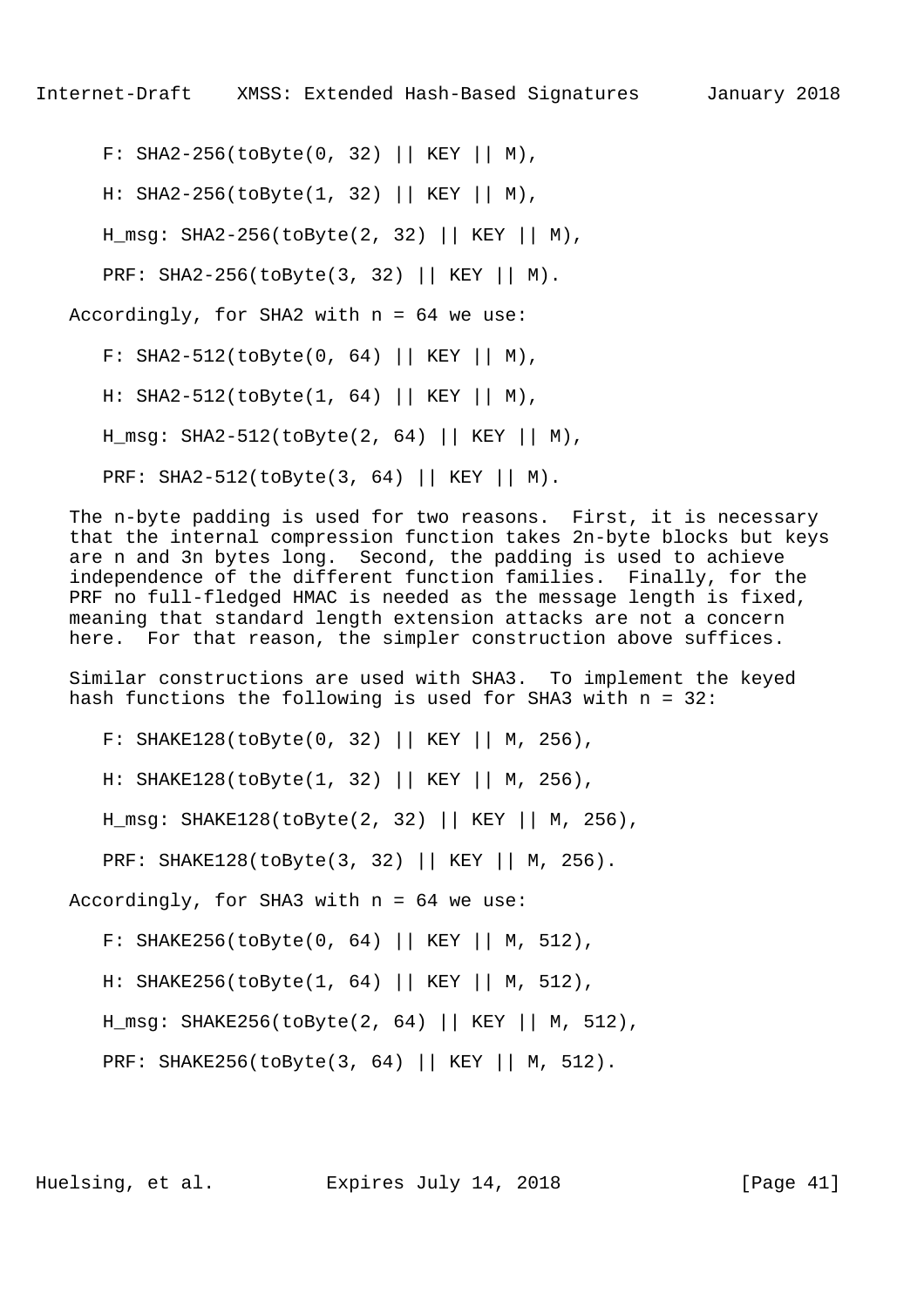```
F: SHA2-256(toByte(0, 32) || KEY || M),

H: SHA2-256(toByte(1, 32) || KEY || M),

H_msg: SHA2-256(toByte(2, 32) || KEY || M),

PRF: SHA2-256(toByte(3, 32) || KEY || M).
```

Accordingly, for SHA2 with n = 64 we use:

```
F: SHA2-512(toByte(0, 64) || KEY || M),

H: SHA2-512(toByte(1, 64) || KEY || M),

H_msg: SHA2-512(toByte(2, 64) || KEY || M),

PRF: SHA2-512(toByte(3, 64) || KEY || M).
```

The n-byte padding is used for two reasons. First, it is necessary that the internal compression function takes 2n-byte blocks but keys are n and 3n bytes long. Second, the padding is used to achieve independence of the different function families. Finally, for the PRF no full-fledged HMAC is needed as the message length is fixed, meaning that standard length extension attacks are not a concern here. For that reason, the simpler construction above suffices.

Similar constructions are used with SHA3. To implement the keyed hash functions the following is used for SHA3 with n = 32:

```
F: SHAKE128(toByte(0, 32) || KEY || M, 256),

H: SHAKE128(toByte(1, 32) || KEY || M, 256),

H_msg: SHAKE128(toByte(2, 32) || KEY || M, 256),

PRF: SHAKE128(toByte(3, 32) || KEY || M, 256).
```

Accordingly, for SHA3 with n = 64 we use:

```
F: SHAKE256(toByte(0, 64) || KEY || M, 512),

H: SHAKE256(toByte(1, 64) || KEY || M, 512),

H_msg: SHAKE256(toByte(2, 64) || KEY || M, 512),

PRF: SHAKE256(toByte(3, 64) || KEY || M, 512).
```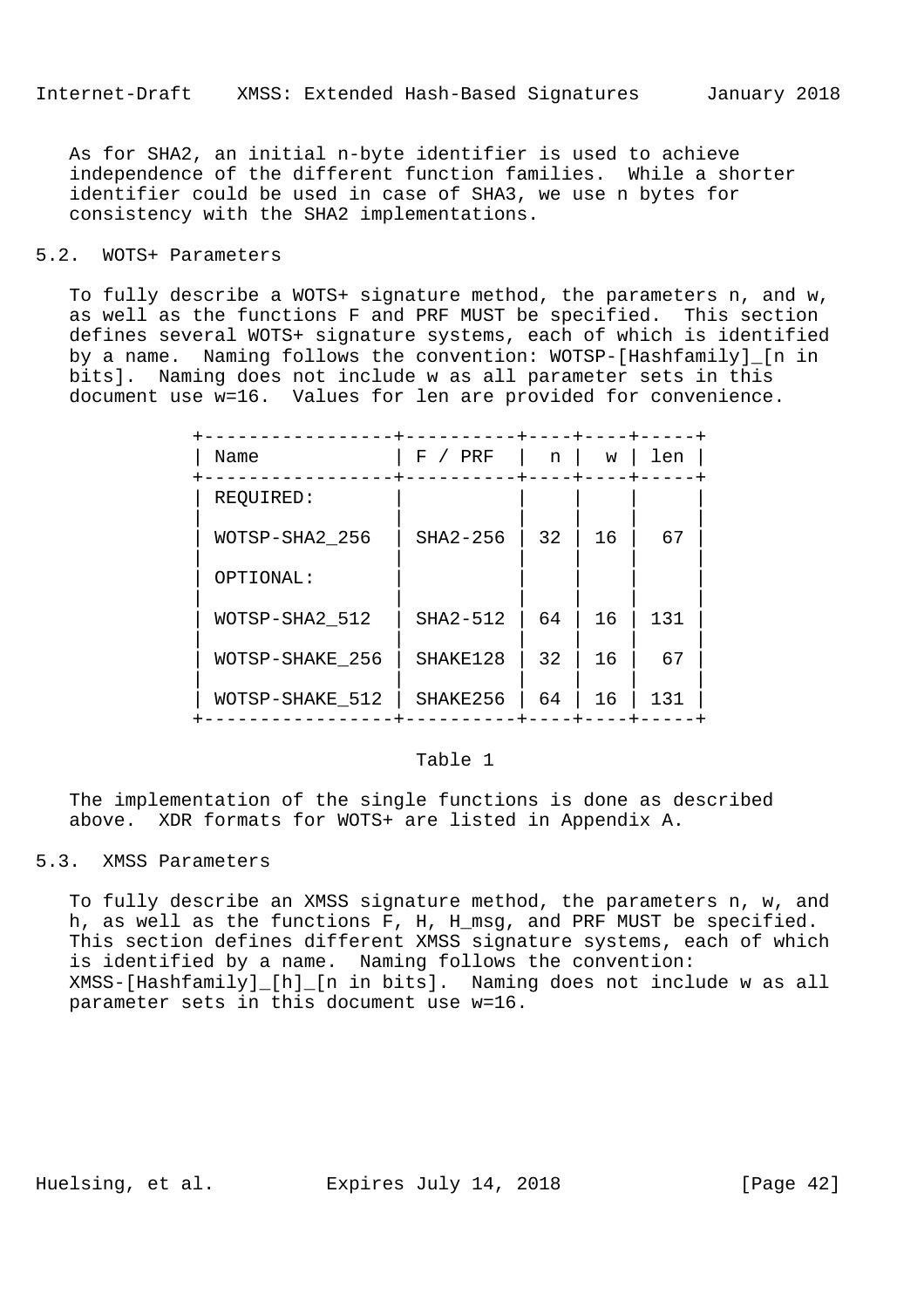As for SHA2, an initial n-byte identifier is used to achieve independence of the different function families. While a shorter identifier could be used in case of SHA3, we use n bytes for consistency with the SHA2 implementations.

## 5.2. WOTS+ Parameters

To fully describe a WOTS+ signature method, the parameters n, and w, as well as the functions F and PRF MUST be specified. This section defines several WOTS+ signature systems, each of which is identified by a name. Naming follows the convention: WOTSP-[Hashfamily]_[n in bits]. Naming does not include w as all parameter sets in this document use w=16. Values for len are provided for convenience.

| Name | F / PRF | n | w | len |
|---|---|---|---|---|
| REQUIRED: | | | | |
| WOTSP-SHA2_256 | SHA2-256 | 32 | 16 | 67 |
| OPTIONAL: | | | | |
| WOTSP-SHA2_512 | SHA2-512 | 64 | 16 | 131 |
| WOTSP-SHAKE_256 | SHAKE128 | 32 | 16 | 67 |
| WOTSP-SHAKE_512 | SHAKE256 | 64 | 16 | 131 |

Table 1

The implementation of the single functions is done as described above. XDR formats for WOTS+ are listed in Appendix A.

## 5.3. XMSS Parameters

To fully describe an XMSS signature method, the parameters n, w, and h, as well as the functions F, H, H_msg, and PRF MUST be specified. This section defines different XMSS signature systems, each of which is identified by a name. Naming follows the convention: XMSS-[Hashfamily]_[h]_[n in bits]. Naming does not include w as all parameter sets in this document use w=16.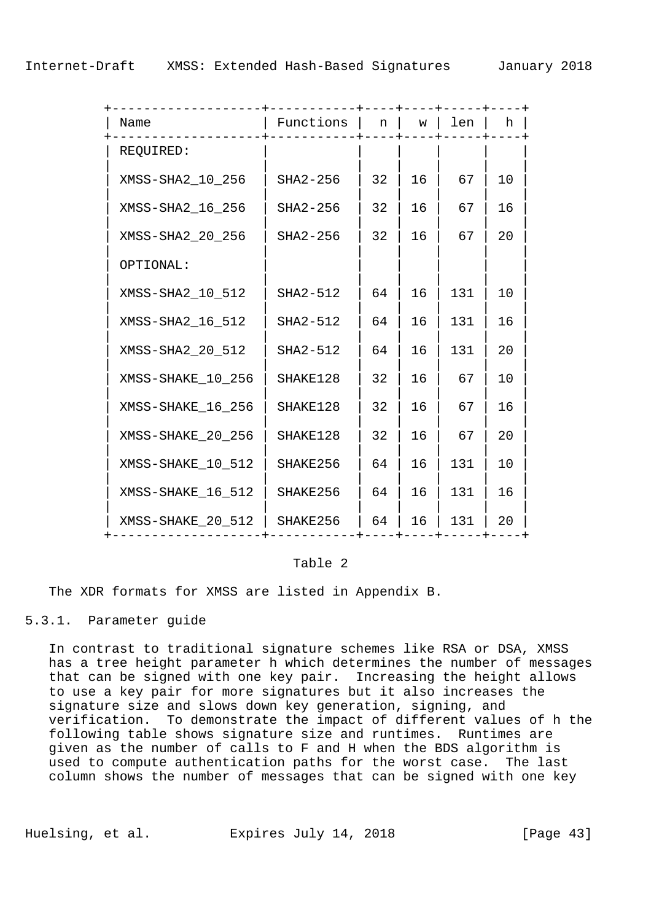| Name | Functions | n | w | len | h |
|---|---|---|---|---|---|
| REQUIRED: | | | | | |
| XMSS-SHA2_10_256 | SHA2-256 | 32 | 16 | 67 | 10 |
| XMSS-SHA2_16_256 | SHA2-256 | 32 | 16 | 67 | 16 |
| XMSS-SHA2_20_256 | SHA2-256 | 32 | 16 | 67 | 20 |
| OPTIONAL: | | | | | |
| XMSS-SHA2_10_512 | SHA2-512 | 64 | 16 | 131 | 10 |
| XMSS-SHA2_16_512 | SHA2-512 | 64 | 16 | 131 | 16 |
| XMSS-SHA2_20_512 | SHA2-512 | 64 | 16 | 131 | 20 |
| XMSS-SHAKE_10_256 | SHAKE128 | 32 | 16 | 67 | 10 |
| XMSS-SHAKE_16_256 | SHAKE128 | 32 | 16 | 67 | 16 |
| XMSS-SHAKE_20_256 | SHAKE128 | 32 | 16 | 67 | 20 |
| XMSS-SHAKE_10_512 | SHAKE256 | 64 | 16 | 131 | 10 |
| XMSS-SHAKE_16_512 | SHAKE256 | 64 | 16 | 131 | 16 |
| XMSS-SHAKE_20_512 | SHAKE256 | 64 | 16 | 131 | 20 |

Table 2

The XDR formats for XMSS are listed in Appendix B.

### 5.3.1. Parameter guide

In contrast to traditional signature schemes like RSA or DSA, XMSS has a tree height parameter h which determines the number of messages that can be signed with one key pair. Increasing the height allows to use a key pair for more signatures but it also increases the signature size and slows down key generation, signing, and verification. To demonstrate the impact of different values of h the following table shows signature size and runtimes. Runtimes are given as the number of calls to F and H when the BDS algorithm is used to compute authentication paths for the worst case. The last column shows the number of messages that can be signed with one key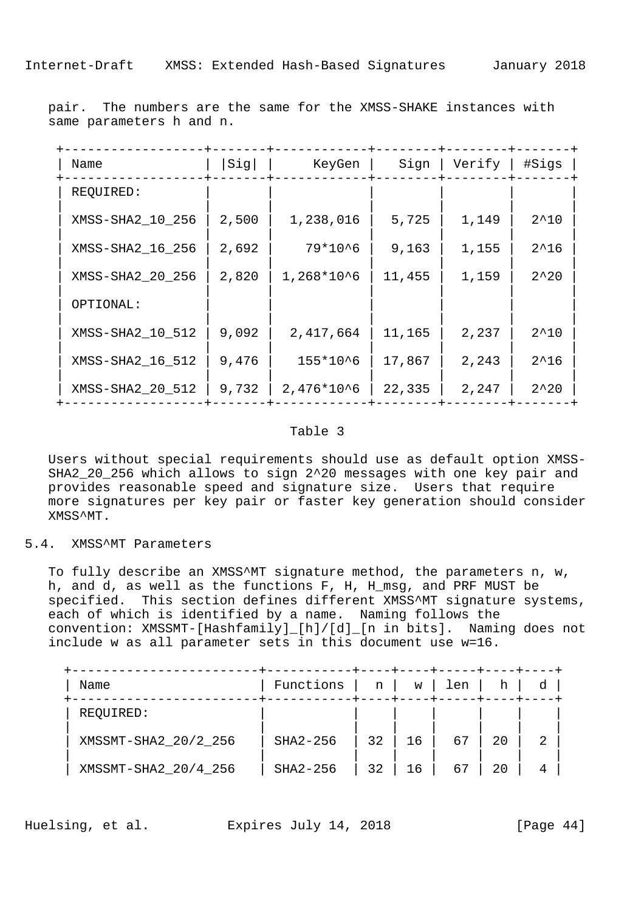pair. The numbers are the same for the XMSS-SHAKE instances with same parameters h and n.

| Name | \|Sig\| | KeyGen | Sign | Verify | #Sigs |
|---|---|---|---|---|---|
| REQUIRED: | | | | | |
| XMSS-SHA2_10_256 | 2,500 | 1,238,016 | 5,725 | 1,149 | 2^10 |
| XMSS-SHA2_16_256 | 2,692 | 79*10^6 | 9,163 | 1,155 | 2^16 |
| XMSS-SHA2_20_256 | 2,820 | 1,268*10^6 | 11,455 | 1,159 | 2^20 |
| OPTIONAL: | | | | | |
| XMSS-SHA2_10_512 | 9,092 | 2,417,664 | 11,165 | 2,237 | 2^10 |
| XMSS-SHA2_16_512 | 9,476 | 155*10^6 | 17,867 | 2,243 | 2^16 |
| XMSS-SHA2_20_512 | 9,732 | 2,476*10^6 | 22,335 | 2,247 | 2^20 |

Table 3

Users without special requirements should use as default option XMSS-SHA2_20_256 which allows to sign 2^20 messages with one key pair and provides reasonable speed and signature size. Users that require more signatures per key pair or faster key generation should consider XMSS^MT.

## 5.4. XMSS^MT Parameters

To fully describe an XMSS^MT signature method, the parameters n, w, h, and d, as well as the functions F, H, H_msg, and PRF MUST be specified. This section defines different XMSS^MT signature systems, each of which is identified by a name. Naming follows the convention: XMSSMT-[Hashfamily]_[h]/[d]_[n in bits]. Naming does not include w as all parameter sets in this document use w=16.

| Name | Functions | n | w | len | h | d |
|---|---|---|---|---|---|---|
| REQUIRED: | | | | | | |
| XMSSMT-SHA2_20/2_256 | SHA2-256 | 32 | 16 | 67 | 20 | 2 |
| XMSSMT-SHA2_20/4_256 | SHA2-256 | 32 | 16 | 67 | 20 | 4 |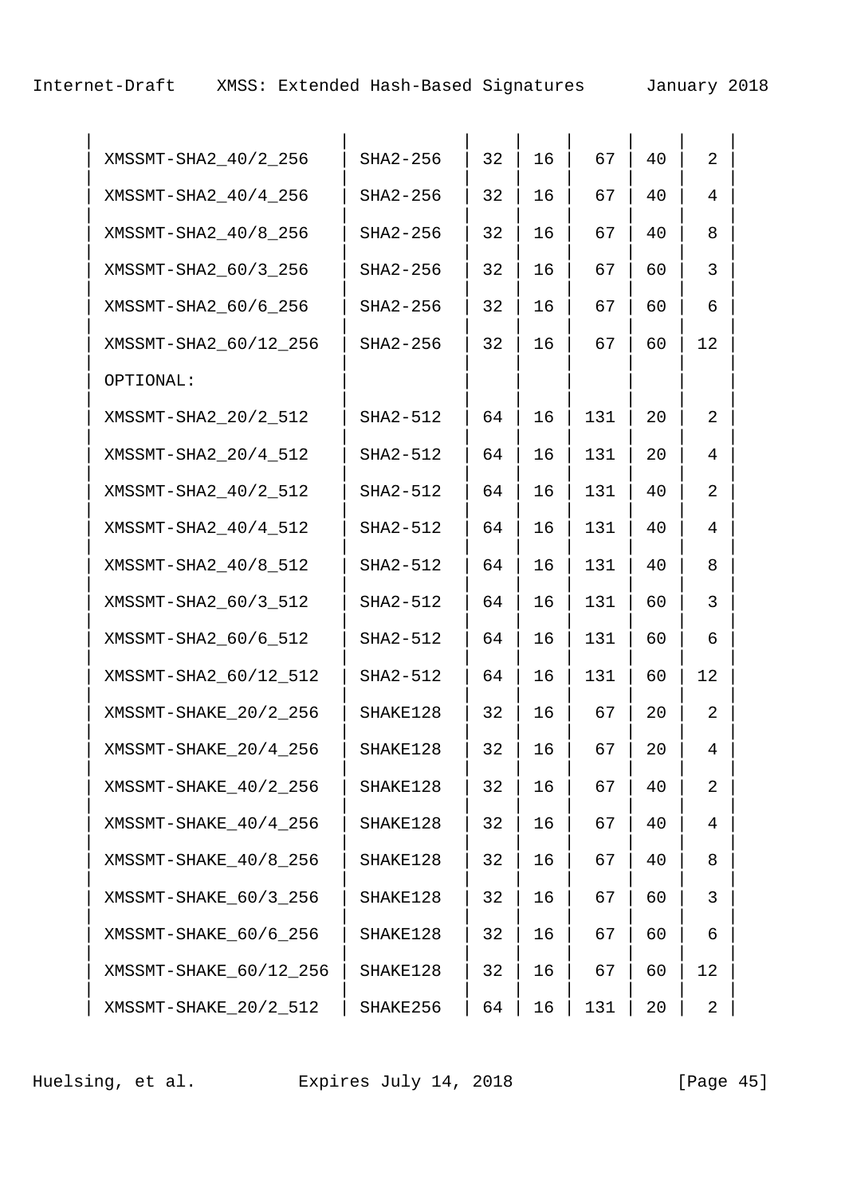| | | | | | | |
|---|---|---|---|---|---|---|
| XMSSMT-SHA2_40/2_256 | SHA2-256 | 32 | 16 | 67 | 40 | 2 |
| XMSSMT-SHA2_40/4_256 | SHA2-256 | 32 | 16 | 67 | 40 | 4 |
| XMSSMT-SHA2_40/8_256 | SHA2-256 | 32 | 16 | 67 | 40 | 8 |
| XMSSMT-SHA2_60/3_256 | SHA2-256 | 32 | 16 | 67 | 60 | 3 |
| XMSSMT-SHA2_60/6_256 | SHA2-256 | 32 | 16 | 67 | 60 | 6 |
| XMSSMT-SHA2_60/12_256 | SHA2-256 | 32 | 16 | 67 | 60 | 12 |
| OPTIONAL: | | | | | | |
| XMSSMT-SHA2_20/2_512 | SHA2-512 | 64 | 16 | 131 | 20 | 2 |
| XMSSMT-SHA2_20/4_512 | SHA2-512 | 64 | 16 | 131 | 20 | 4 |
| XMSSMT-SHA2_40/2_512 | SHA2-512 | 64 | 16 | 131 | 40 | 2 |
| XMSSMT-SHA2_40/4_512 | SHA2-512 | 64 | 16 | 131 | 40 | 4 |
| XMSSMT-SHA2_40/8_512 | SHA2-512 | 64 | 16 | 131 | 40 | 8 |
| XMSSMT-SHA2_60/3_512 | SHA2-512 | 64 | 16 | 131 | 60 | 3 |
| XMSSMT-SHA2_60/6_512 | SHA2-512 | 64 | 16 | 131 | 60 | 6 |
| XMSSMT-SHA2_60/12_512 | SHA2-512 | 64 | 16 | 131 | 60 | 12 |
| XMSSMT-SHAKE_20/2_256 | SHAKE128 | 32 | 16 | 67 | 20 | 2 |
| XMSSMT-SHAKE_20/4_256 | SHAKE128 | 32 | 16 | 67 | 20 | 4 |
| XMSSMT-SHAKE_40/2_256 | SHAKE128 | 32 | 16 | 67 | 40 | 2 |
| XMSSMT-SHAKE_40/4_256 | SHAKE128 | 32 | 16 | 67 | 40 | 4 |
| XMSSMT-SHAKE_40/8_256 | SHAKE128 | 32 | 16 | 67 | 40 | 8 |
| XMSSMT-SHAKE_60/3_256 | SHAKE128 | 32 | 16 | 67 | 60 | 3 |
| XMSSMT-SHAKE_60/6_256 | SHAKE128 | 32 | 16 | 67 | 60 | 6 |
| XMSSMT-SHAKE_60/12_256 | SHAKE128 | 32 | 16 | 67 | 60 | 12 |
| XMSSMT-SHAKE_20/2_512 | SHAKE256 | 64 | 16 | 131 | 20 | 2 |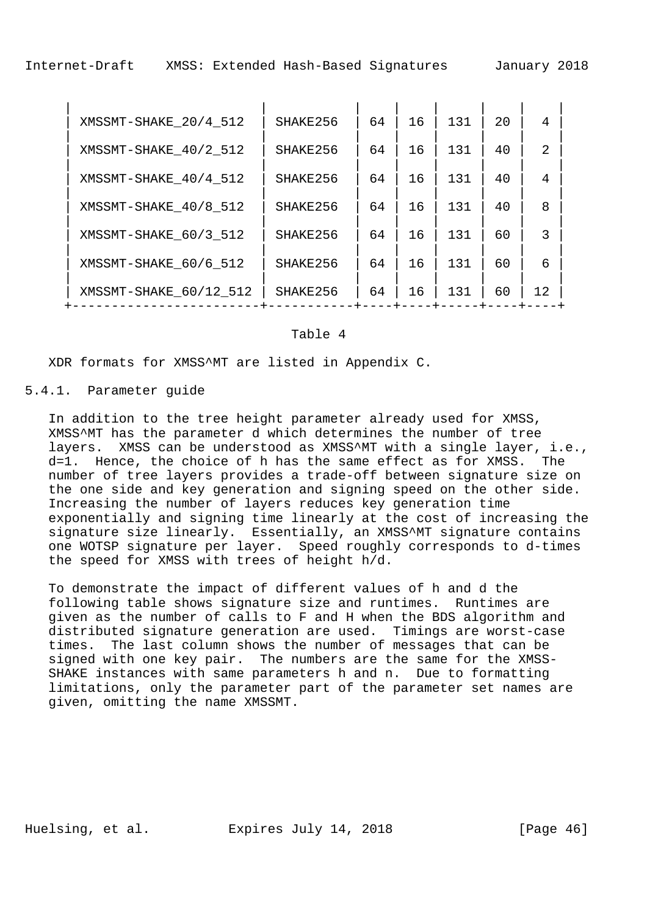| XMSSMT-SHAKE_20/4_512 | SHAKE256 | 64 | 16 | 131 | 20 | 4 |
|---|---|---|---|---|---|---|
| XMSSMT-SHAKE_40/2_512 | SHAKE256 | 64 | 16 | 131 | 40 | 2 |
| XMSSMT-SHAKE_40/4_512 | SHAKE256 | 64 | 16 | 131 | 40 | 4 |
| XMSSMT-SHAKE_40/8_512 | SHAKE256 | 64 | 16 | 131 | 40 | 8 |
| XMSSMT-SHAKE_60/3_512 | SHAKE256 | 64 | 16 | 131 | 60 | 3 |
| XMSSMT-SHAKE_60/6_512 | SHAKE256 | 64 | 16 | 131 | 60 | 6 |
| XMSSMT-SHAKE_60/12_512 | SHAKE256 | 64 | 16 | 131 | 60 | 12 |

Table 4

XDR formats for XMSS^MT are listed in Appendix C.

### 5.4.1. Parameter guide

In addition to the tree height parameter already used for XMSS, XMSS^MT has the parameter d which determines the number of tree layers. XMSS can be understood as XMSS^MT with a single layer, i.e., d=1. Hence, the choice of h has the same effect as for XMSS. The number of tree layers provides a trade-off between signature size on the one side and key generation and signing speed on the other side. Increasing the number of layers reduces key generation time exponentially and signing time linearly at the cost of increasing the signature size linearly. Essentially, an XMSS^MT signature contains one WOTSP signature per layer. Speed roughly corresponds to d-times the speed for XMSS with trees of height h/d.

To demonstrate the impact of different values of h and d the following table shows signature size and runtimes. Runtimes are given as the number of calls to F and H when the BDS algorithm and distributed signature generation are used. Timings are worst-case times. The last column shows the number of messages that can be signed with one key pair. The numbers are the same for the XMSS-SHAKE instances with same parameters h and n. Due to formatting limitations, only the parameter part of the parameter set names are given, omitting the name XMSSMT.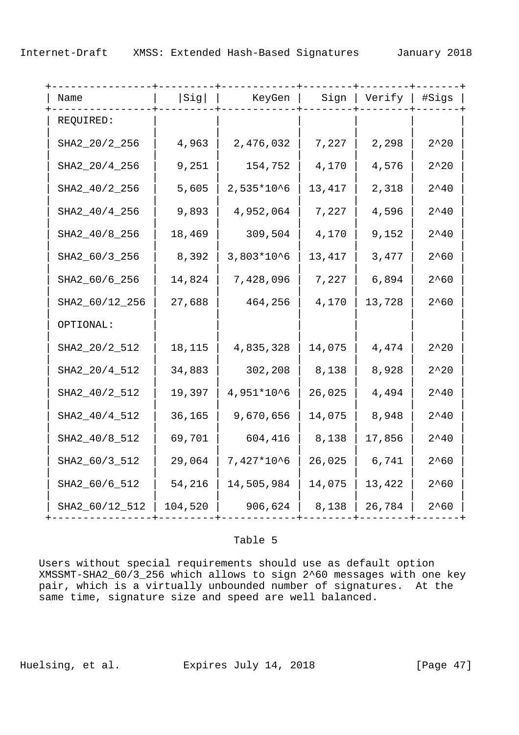| Name | \|Sig\| | KeyGen | Sign | Verify | #Sigs |
|---|---|---|---|---|---|
| REQUIRED: | | | | | |
| SHA2_20/2_256 | 4,963 | 2,476,032 | 7,227 | 2,298 | 2^20 |
| SHA2_20/4_256 | 9,251 | 154,752 | 4,170 | 4,576 | 2^20 |
| SHA2_40/2_256 | 5,605 | 2,535*10^6 | 13,417 | 2,318 | 2^40 |
| SHA2_40/4_256 | 9,893 | 4,952,064 | 7,227 | 4,596 | 2^40 |
| SHA2_40/8_256 | 18,469 | 309,504 | 4,170 | 9,152 | 2^40 |
| SHA2_60/3_256 | 8,392 | 3,803*10^6 | 13,417 | 3,477 | 2^60 |
| SHA2_60/6_256 | 14,824 | 7,428,096 | 7,227 | 6,894 | 2^60 |
| SHA2_60/12_256 | 27,688 | 464,256 | 4,170 | 13,728 | 2^60 |
| OPTIONAL: | | | | | |
| SHA2_20/2_512 | 18,115 | 4,835,328 | 14,075 | 4,474 | 2^20 |
| SHA2_20/4_512 | 34,883 | 302,208 | 8,138 | 8,928 | 2^20 |
| SHA2_40/2_512 | 19,397 | 4,951*10^6 | 26,025 | 4,494 | 2^40 |
| SHA2_40/4_512 | 36,165 | 9,670,656 | 14,075 | 8,948 | 2^40 |
| SHA2_40/8_512 | 69,701 | 604,416 | 8,138 | 17,856 | 2^40 |
| SHA2_60/3_512 | 29,064 | 7,427*10^6 | 26,025 | 6,741 | 2^60 |
| SHA2_60/6_512 | 54,216 | 14,505,984 | 14,075 | 13,422 | 2^60 |
| SHA2_60/12_512 | 104,520 | 906,624 | 8,138 | 26,784 | 2^60 |

Table 5

Users without special requirements should use as default option XMSSMT-SHA2_60/3_256 which allows to sign 2^60 messages with one key pair, which is a virtually unbounded number of signatures. At the same time, signature size and speed are well balanced.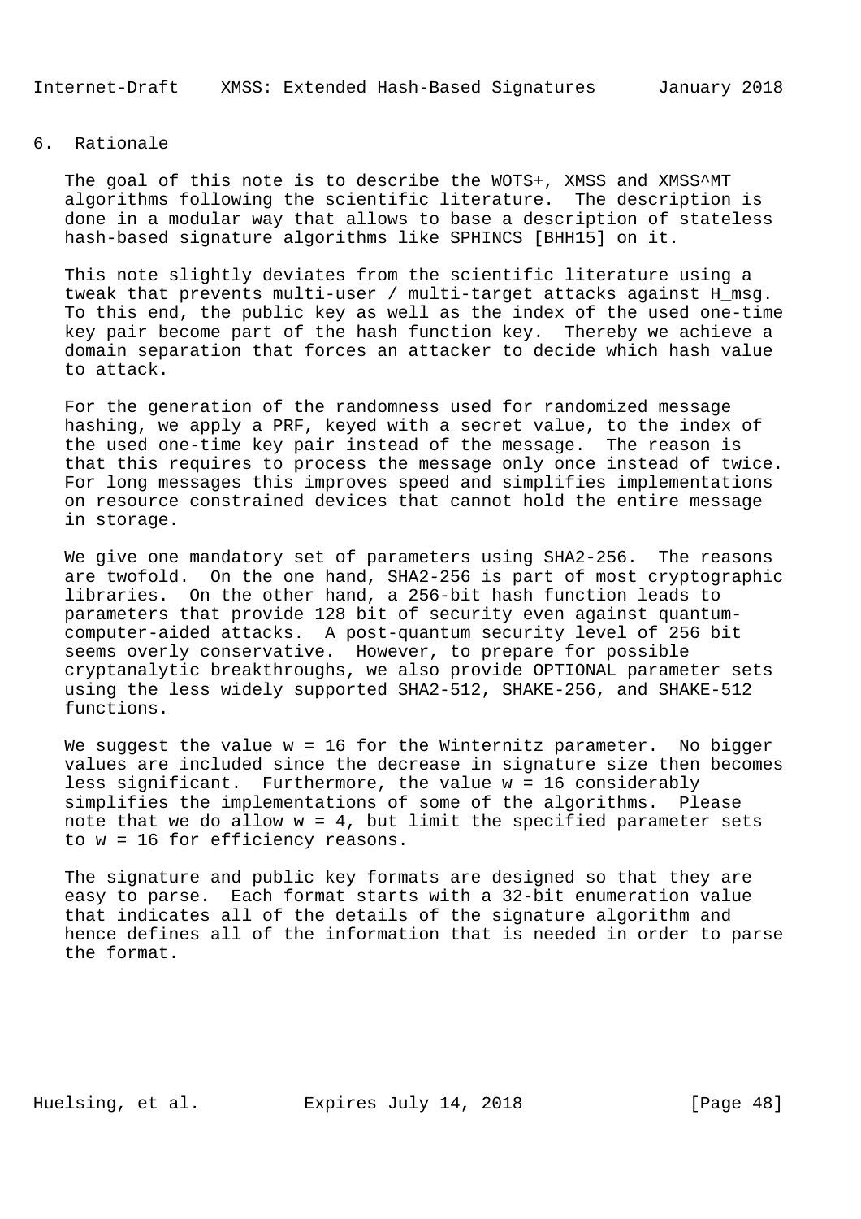# 6. Rationale

The goal of this note is to describe the WOTS+, XMSS and XMSS^MT algorithms following the scientific literature. The description is done in a modular way that allows to base a description of stateless hash-based signature algorithms like SPHINCS [BHH15] on it.

This note slightly deviates from the scientific literature using a tweak that prevents multi-user / multi-target attacks against H_msg. To this end, the public key as well as the index of the used one-time key pair become part of the hash function key. Thereby we achieve a domain separation that forces an attacker to decide which hash value to attack.

For the generation of the randomness used for randomized message hashing, we apply a PRF, keyed with a secret value, to the index of the used one-time key pair instead of the message. The reason is that this requires to process the message only once instead of twice. For long messages this improves speed and simplifies implementations on resource constrained devices that cannot hold the entire message in storage.

We give one mandatory set of parameters using SHA2-256. The reasons are twofold. On the one hand, SHA2-256 is part of most cryptographic libraries. On the other hand, a 256-bit hash function leads to parameters that provide 128 bit of security even against quantum-computer-aided attacks. A post-quantum security level of 256 bit seems overly conservative. However, to prepare for possible cryptanalytic breakthroughs, we also provide OPTIONAL parameter sets using the less widely supported SHA2-512, SHAKE-256, and SHAKE-512 functions.

We suggest the value w = 16 for the Winternitz parameter. No bigger values are included since the decrease in signature size then becomes less significant. Furthermore, the value w = 16 considerably simplifies the implementations of some of the algorithms. Please note that we do allow w = 4, but limit the specified parameter sets to w = 16 for efficiency reasons.

The signature and public key formats are designed so that they are easy to parse. Each format starts with a 32-bit enumeration value that indicates all of the details of the signature algorithm and hence defines all of the information that is needed in order to parse the format.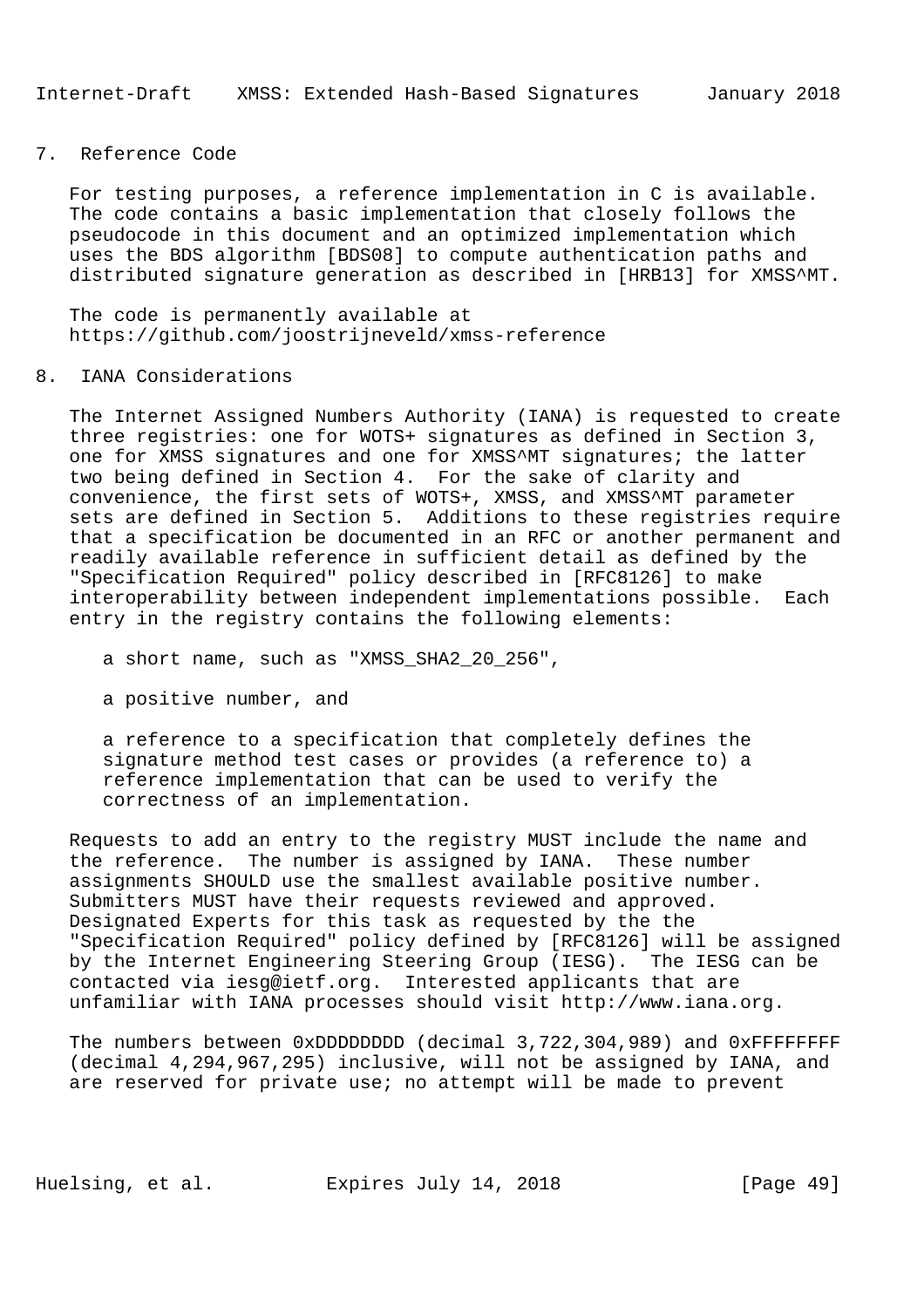## 7. Reference Code

For testing purposes, a reference implementation in C is available. The code contains a basic implementation that closely follows the pseudocode in this document and an optimized implementation which uses the BDS algorithm [BDS08] to compute authentication paths and distributed signature generation as described in [HRB13] for XMSS^MT.

The code is permanently available at https://github.com/joostrijneveld/xmss-reference

## 8. IANA Considerations

The Internet Assigned Numbers Authority (IANA) is requested to create three registries: one for WOTS+ signatures as defined in Section 3, one for XMSS signatures and one for XMSS^MT signatures; the latter two being defined in Section 4. For the sake of clarity and convenience, the first sets of WOTS+, XMSS, and XMSS^MT parameter sets are defined in Section 5. Additions to these registries require that a specification be documented in an RFC or another permanent and readily available reference in sufficient detail as defined by the "Specification Required" policy described in [RFC8126] to make interoperability between independent implementations possible. Each entry in the registry contains the following elements:

a short name, such as "XMSS_SHA2_20_256",

a positive number, and

a reference to a specification that completely defines the signature method test cases or provides (a reference to) a reference implementation that can be used to verify the correctness of an implementation.

Requests to add an entry to the registry MUST include the name and the reference. The number is assigned by IANA. These number assignments SHOULD use the smallest available positive number. Submitters MUST have their requests reviewed and approved. Designated Experts for this task as requested by the the "Specification Required" policy defined by [RFC8126] will be assigned by the Internet Engineering Steering Group (IESG). The IESG can be contacted via iesg@ietf.org. Interested applicants that are unfamiliar with IANA processes should visit http://www.iana.org.

The numbers between 0xDDDDDDDD (decimal 3,722,304,989) and 0xFFFFFFFF (decimal 4,294,967,295) inclusive, will not be assigned by IANA, and are reserved for private use; no attempt will be made to prevent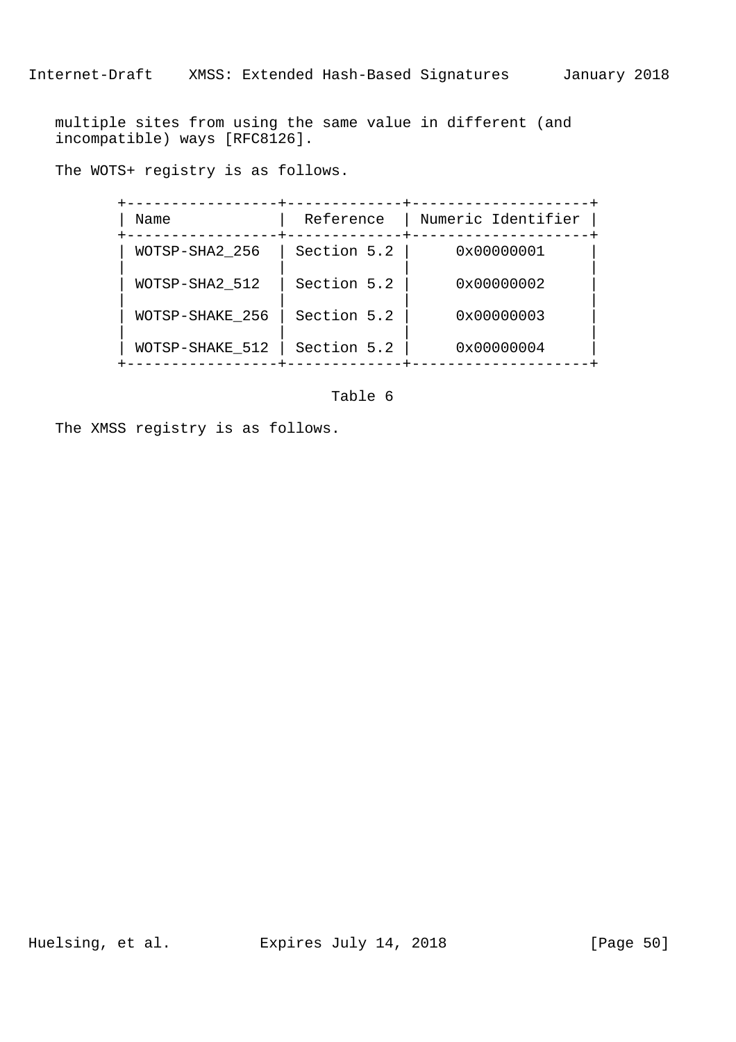multiple sites from using the same value in different (and incompatible) ways [RFC8126].

The WOTS+ registry is as follows.

| Name | Reference | Numeric Identifier |
|---|---|---|
| WOTSP-SHA2_256 | Section 5.2 | 0x00000001 |
| WOTSP-SHA2_512 | Section 5.2 | 0x00000002 |
| WOTSP-SHAKE_256 | Section 5.2 | 0x00000003 |
| WOTSP-SHAKE_512 | Section 5.2 | 0x00000004 |

Table 6

The XMSS registry is as follows.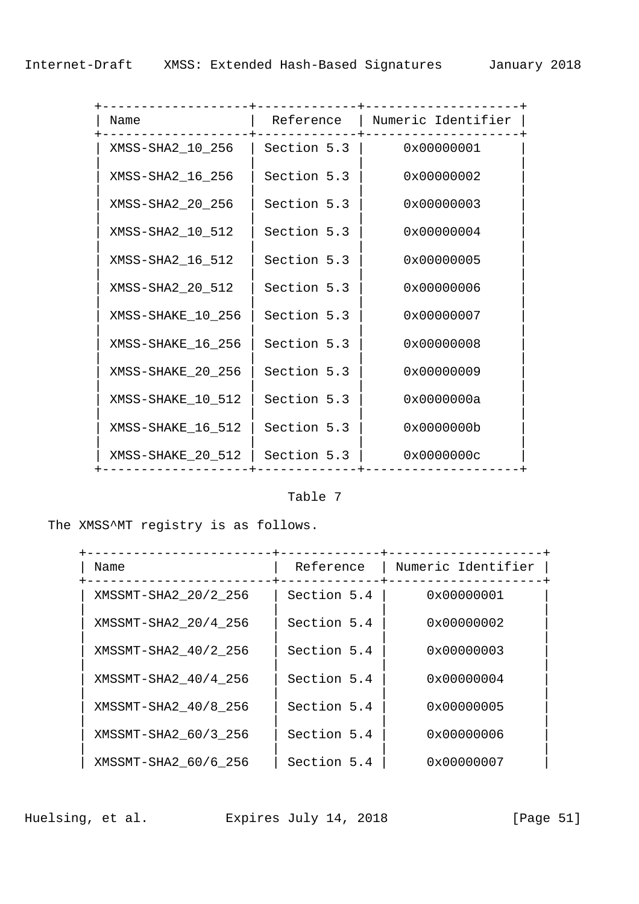| Name | Reference | Numeric Identifier |
| --- | --- | --- |
| XMSS-SHA2_10_256 | Section 5.3 | 0x00000001 |
| XMSS-SHA2_16_256 | Section 5.3 | 0x00000002 |
| XMSS-SHA2_20_256 | Section 5.3 | 0x00000003 |
| XMSS-SHA2_10_512 | Section 5.3 | 0x00000004 |
| XMSS-SHA2_16_512 | Section 5.3 | 0x00000005 |
| XMSS-SHA2_20_512 | Section 5.3 | 0x00000006 |
| XMSS-SHAKE_10_256 | Section 5.3 | 0x00000007 |
| XMSS-SHAKE_16_256 | Section 5.3 | 0x00000008 |
| XMSS-SHAKE_20_256 | Section 5.3 | 0x00000009 |
| XMSS-SHAKE_10_512 | Section 5.3 | 0x0000000a |
| XMSS-SHAKE_16_512 | Section 5.3 | 0x0000000b |
| XMSS-SHAKE_20_512 | Section 5.3 | 0x0000000c |

Table 7

The XMSS^MT registry is as follows.

| Name | Reference | Numeric Identifier |
| --- | --- | --- |
| XMSSMT-SHA2_20/2_256 | Section 5.4 | 0x00000001 |
| XMSSMT-SHA2_20/4_256 | Section 5.4 | 0x00000002 |
| XMSSMT-SHA2_40/2_256 | Section 5.4 | 0x00000003 |
| XMSSMT-SHA2_40/4_256 | Section 5.4 | 0x00000004 |
| XMSSMT-SHA2_40/8_256 | Section 5.4 | 0x00000005 |
| XMSSMT-SHA2_60/3_256 | Section 5.4 | 0x00000006 |
| XMSSMT-SHA2_60/6_256 | Section 5.4 | 0x00000007 |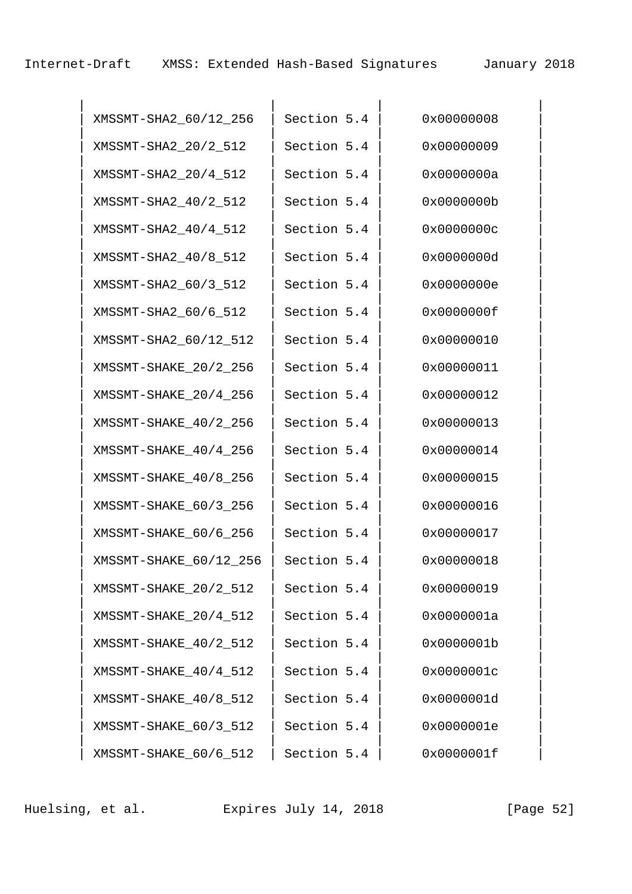| | | |
|---|---|---|
| XMSSMT-SHA2_60/12_256 | Section 5.4 | 0x00000008 |
| XMSSMT-SHA2_20/2_512 | Section 5.4 | 0x00000009 |
| XMSSMT-SHA2_20/4_512 | Section 5.4 | 0x0000000a |
| XMSSMT-SHA2_40/2_512 | Section 5.4 | 0x0000000b |
| XMSSMT-SHA2_40/4_512 | Section 5.4 | 0x0000000c |
| XMSSMT-SHA2_40/8_512 | Section 5.4 | 0x0000000d |
| XMSSMT-SHA2_60/3_512 | Section 5.4 | 0x0000000e |
| XMSSMT-SHA2_60/6_512 | Section 5.4 | 0x0000000f |
| XMSSMT-SHA2_60/12_512 | Section 5.4 | 0x00000010 |
| XMSSMT-SHAKE_20/2_256 | Section 5.4 | 0x00000011 |
| XMSSMT-SHAKE_20/4_256 | Section 5.4 | 0x00000012 |
| XMSSMT-SHAKE_40/2_256 | Section 5.4 | 0x00000013 |
| XMSSMT-SHAKE_40/4_256 | Section 5.4 | 0x00000014 |
| XMSSMT-SHAKE_40/8_256 | Section 5.4 | 0x00000015 |
| XMSSMT-SHAKE_60/3_256 | Section 5.4 | 0x00000016 |
| XMSSMT-SHAKE_60/6_256 | Section 5.4 | 0x00000017 |
| XMSSMT-SHAKE_60/12_256 | Section 5.4 | 0x00000018 |
| XMSSMT-SHAKE_20/2_512 | Section 5.4 | 0x00000019 |
| XMSSMT-SHAKE_20/4_512 | Section 5.4 | 0x0000001a |
| XMSSMT-SHAKE_40/2_512 | Section 5.4 | 0x0000001b |
| XMSSMT-SHAKE_40/4_512 | Section 5.4 | 0x0000001c |
| XMSSMT-SHAKE_40/8_512 | Section 5.4 | 0x0000001d |
| XMSSMT-SHAKE_60/3_512 | Section 5.4 | 0x0000001e |
| XMSSMT-SHAKE_60/6_512 | Section 5.4 | 0x0000001f |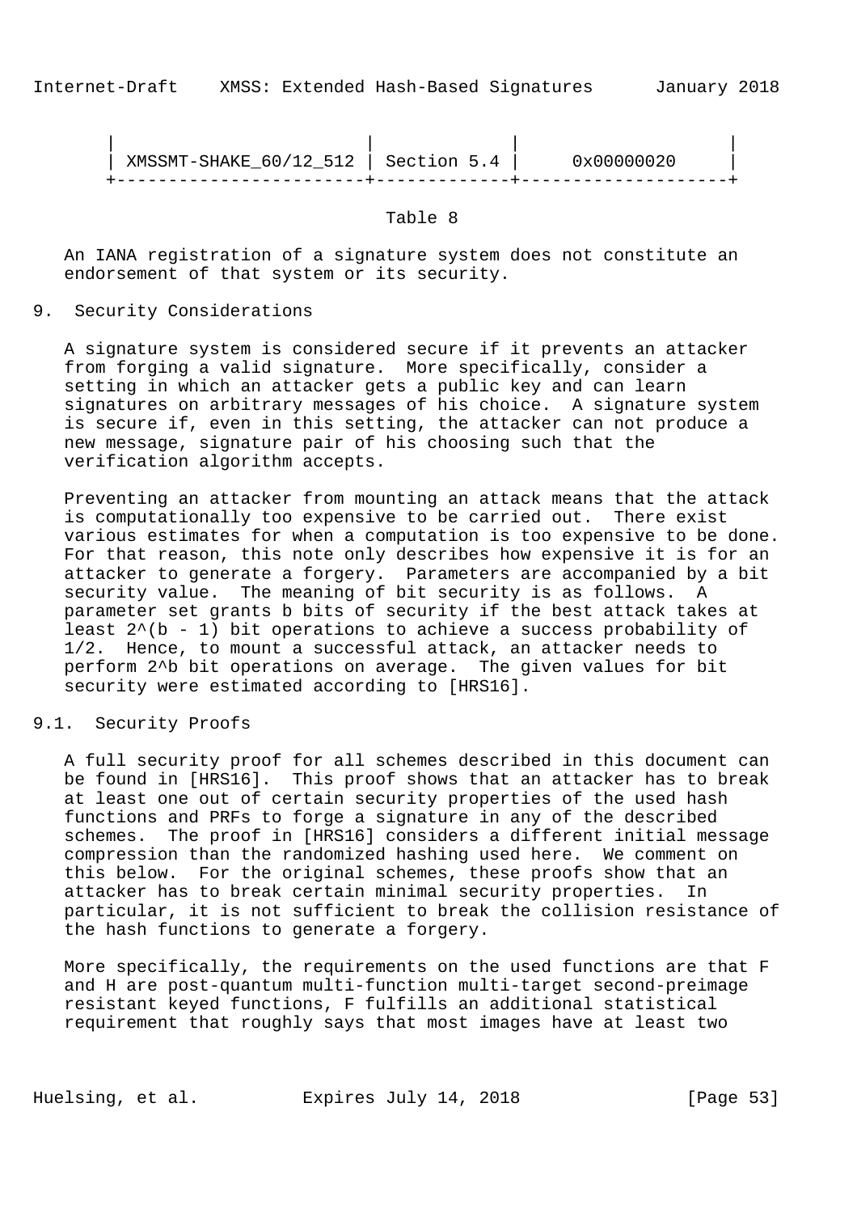| | | |
|---|---|---|
| XMSSMT-SHAKE_60/12_512 | Section 5.4 | 0x00000020 |

Table 8

An IANA registration of a signature system does not constitute an endorsement of that system or its security.

## 9. Security Considerations

A signature system is considered secure if it prevents an attacker from forging a valid signature. More specifically, consider a setting in which an attacker gets a public key and can learn signatures on arbitrary messages of his choice. A signature system is secure if, even in this setting, the attacker can not produce a new message, signature pair of his choosing such that the verification algorithm accepts.

Preventing an attacker from mounting an attack means that the attack is computationally too expensive to be carried out. There exist various estimates for when a computation is too expensive to be done. For that reason, this note only describes how expensive it is for an attacker to generate a forgery. Parameters are accompanied by a bit security value. The meaning of bit security is as follows. A parameter set grants b bits of security if the best attack takes at least $2^{(b - 1)}$ bit operations to achieve a success probability of 1/2. Hence, to mount a successful attack, an attacker needs to perform $2^b$ bit operations on average. The given values for bit security were estimated according to [HRS16].

### 9.1. Security Proofs

A full security proof for all schemes described in this document can be found in [HRS16]. This proof shows that an attacker has to break at least one out of certain security properties of the used hash functions and PRFs to forge a signature in any of the described schemes. The proof in [HRS16] considers a different initial message compression than the randomized hashing used here. We comment on this below. For the original schemes, these proofs show that an attacker has to break certain minimal security properties. In particular, it is not sufficient to break the collision resistance of the hash functions to generate a forgery.

More specifically, the requirements on the used functions are that F and H are post-quantum multi-function multi-target second-preimage resistant keyed functions, F fulfills an additional statistical requirement that roughly says that most images have at least two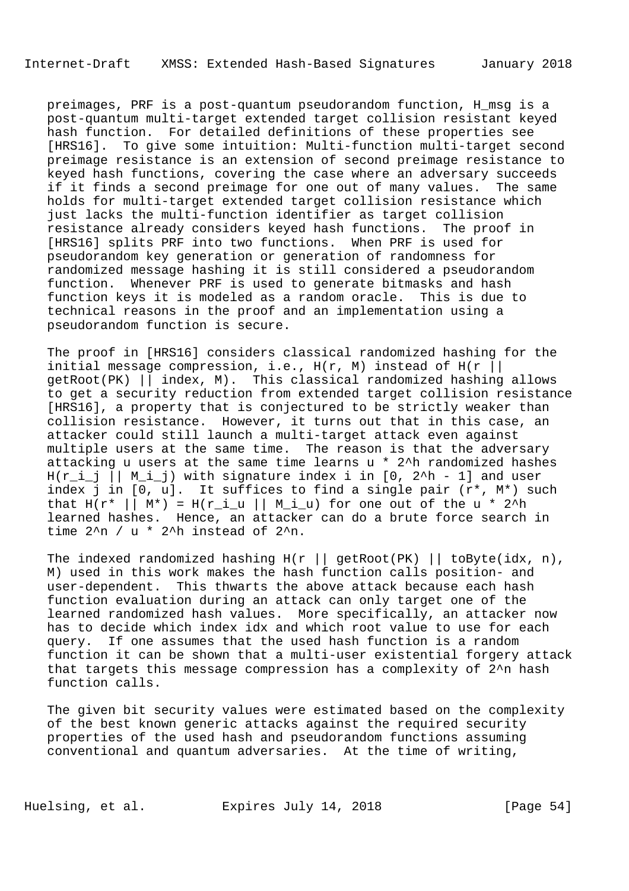preimages, PRF is a post-quantum pseudorandom function, H_msg is a post-quantum multi-target extended target collision resistant keyed hash function. For detailed definitions of these properties see [HRS16]. To give some intuition: Multi-function multi-target second preimage resistance is an extension of second preimage resistance to keyed hash functions, covering the case where an adversary succeeds if it finds a second preimage for one out of many values. The same holds for multi-target extended target collision resistance which just lacks the multi-function identifier as target collision resistance already considers keyed hash functions. The proof in [HRS16] splits PRF into two functions. When PRF is used for pseudorandom key generation or generation of randomness for randomized message hashing it is still considered a pseudorandom function. Whenever PRF is used to generate bitmasks and hash function keys it is modeled as a random oracle. This is due to technical reasons in the proof and an implementation using a pseudorandom function is secure.

The proof in [HRS16] considers classical randomized hashing for the initial message compression, i.e., H(r, M) instead of H(r || getRoot(PK) || index, M). This classical randomized hashing allows to get a security reduction from extended target collision resistance [HRS16], a property that is conjectured to be strictly weaker than collision resistance. However, it turns out that in this case, an attacker could still launch a multi-target attack even against multiple users at the same time. The reason is that the adversary attacking u users at the same time learns u * 2^h randomized hashes H(r_i_j || M_i_j) with signature index i in [0, 2^h - 1] and user index j in [0, u]. It suffices to find a single pair (r*, M*) such that H(r* || M*) = H(r_i_u || M_i_u) for one out of the u * 2^h learned hashes. Hence, an attacker can do a brute force search in time 2^n / u * 2^h instead of 2^n.

The indexed randomized hashing H(r || getRoot(PK) || toByte(idx, n), M) used in this work makes the hash function calls position- and user-dependent. This thwarts the above attack because each hash function evaluation during an attack can only target one of the learned randomized hash values. More specifically, an attacker now has to decide which index idx and which root value to use for each query. If one assumes that the used hash function is a random function it can be shown that a multi-user existential forgery attack that targets this message compression has a complexity of 2^n hash function calls.

The given bit security values were estimated based on the complexity of the best known generic attacks against the required security properties of the used hash and pseudorandom functions assuming conventional and quantum adversaries. At the time of writing,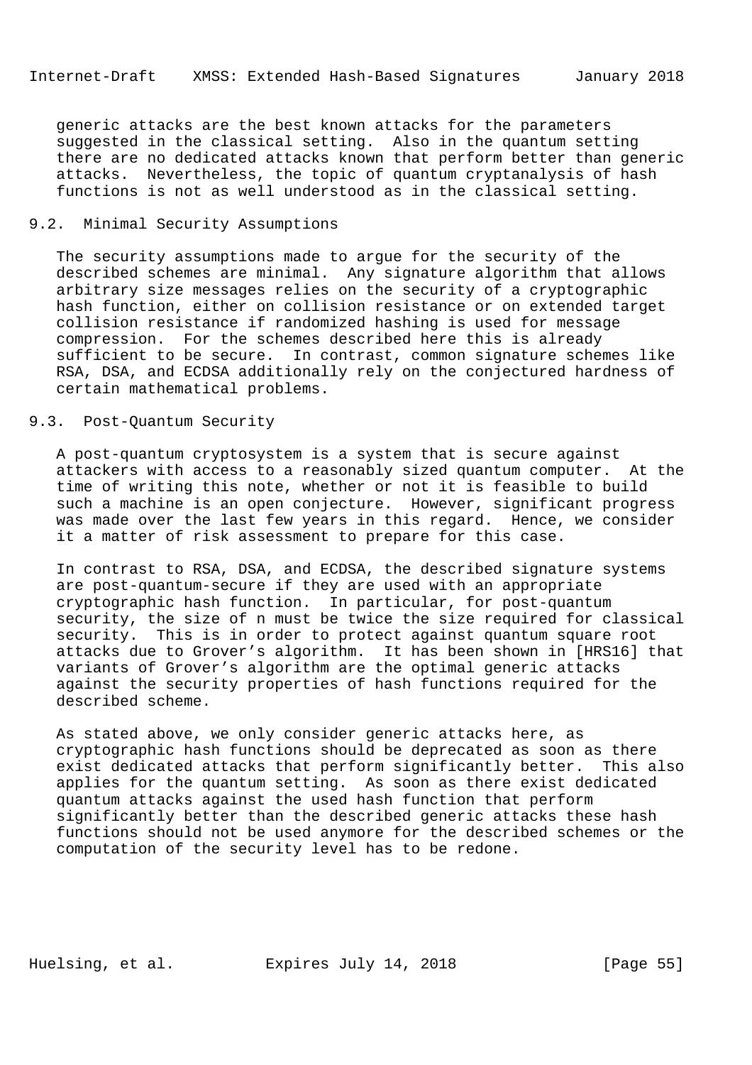generic attacks are the best known attacks for the parameters suggested in the classical setting. Also in the quantum setting there are no dedicated attacks known that perform better than generic attacks. Nevertheless, the topic of quantum cryptanalysis of hash functions is not as well understood as in the classical setting.

## 9.2. Minimal Security Assumptions

The security assumptions made to argue for the security of the described schemes are minimal. Any signature algorithm that allows arbitrary size messages relies on the security of a cryptographic hash function, either on collision resistance or on extended target collision resistance if randomized hashing is used for message compression. For the schemes described here this is already sufficient to be secure. In contrast, common signature schemes like RSA, DSA, and ECDSA additionally rely on the conjectured hardness of certain mathematical problems.

## 9.3. Post-Quantum Security

A post-quantum cryptosystem is a system that is secure against attackers with access to a reasonably sized quantum computer. At the time of writing this note, whether or not it is feasible to build such a machine is an open conjecture. However, significant progress was made over the last few years in this regard. Hence, we consider it a matter of risk assessment to prepare for this case.

In contrast to RSA, DSA, and ECDSA, the described signature systems are post-quantum-secure if they are used with an appropriate cryptographic hash function. In particular, for post-quantum security, the size of n must be twice the size required for classical security. This is in order to protect against quantum square root attacks due to Grover's algorithm. It has been shown in [HRS16] that variants of Grover's algorithm are the optimal generic attacks against the security properties of hash functions required for the described scheme.

As stated above, we only consider generic attacks here, as cryptographic hash functions should be deprecated as soon as there exist dedicated attacks that perform significantly better. This also applies for the quantum setting. As soon as there exist dedicated quantum attacks against the used hash function that perform significantly better than the described generic attacks these hash functions should not be used anymore for the described schemes or the computation of the security level has to be redone.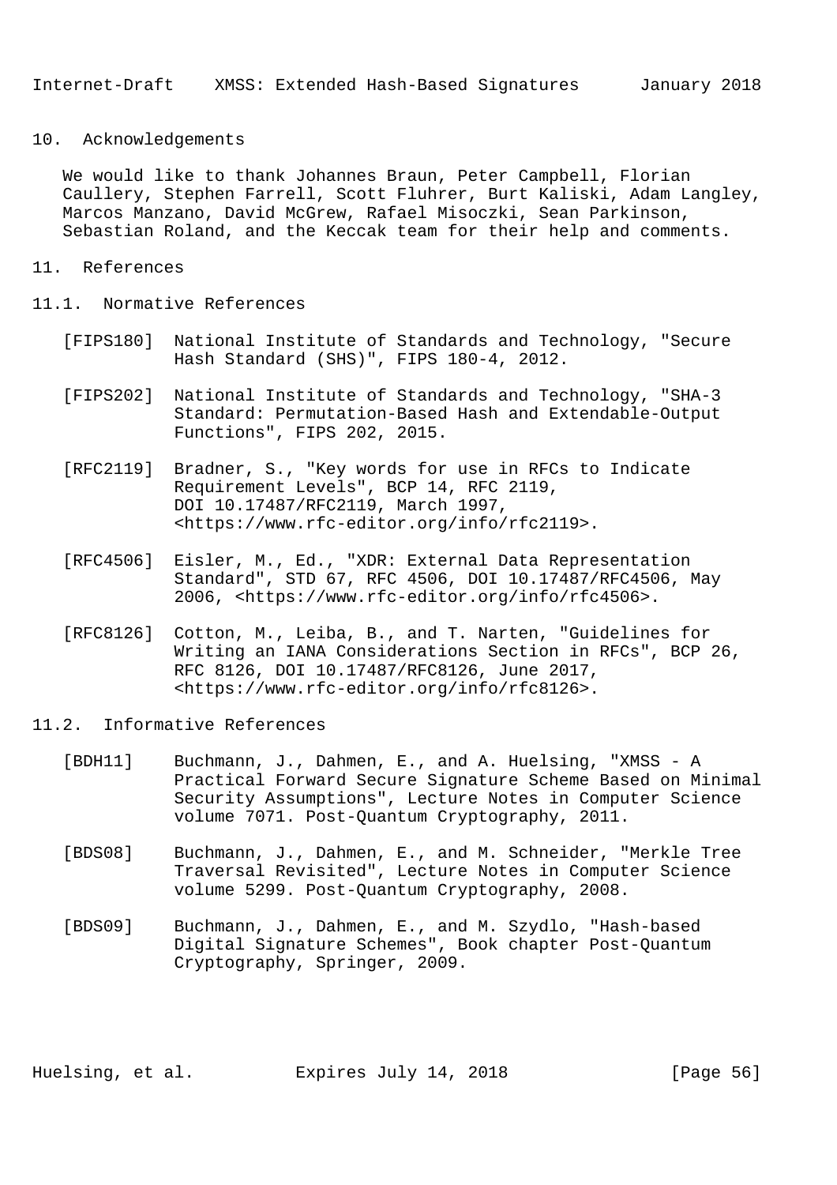## 10. Acknowledgements

We would like to thank Johannes Braun, Peter Campbell, Florian Caullery, Stephen Farrell, Scott Fluhrer, Burt Kaliski, Adam Langley, Marcos Manzano, David McGrew, Rafael Misoczki, Sean Parkinson, Sebastian Roland, and the Keccak team for their help and comments.

## 11. References

### 11.1. Normative References

[FIPS180] National Institute of Standards and Technology, "Secure Hash Standard (SHS)", FIPS 180-4, 2012.

[FIPS202] National Institute of Standards and Technology, "SHA-3 Standard: Permutation-Based Hash and Extendable-Output Functions", FIPS 202, 2015.

[RFC2119] Bradner, S., "Key words for use in RFCs to Indicate Requirement Levels", BCP 14, RFC 2119, DOI 10.17487/RFC2119, March 1997, <https://www.rfc-editor.org/info/rfc2119>.

[RFC4506] Eisler, M., Ed., "XDR: External Data Representation Standard", STD 67, RFC 4506, DOI 10.17487/RFC4506, May 2006, <https://www.rfc-editor.org/info/rfc4506>.

[RFC8126] Cotton, M., Leiba, B., and T. Narten, "Guidelines for Writing an IANA Considerations Section in RFCs", BCP 26, RFC 8126, DOI 10.17487/RFC8126, June 2017, <https://www.rfc-editor.org/info/rfc8126>.

### 11.2. Informative References

[BDH11] Buchmann, J., Dahmen, E., and A. Huelsing, "XMSS - A Practical Forward Secure Signature Scheme Based on Minimal Security Assumptions", Lecture Notes in Computer Science volume 7071. Post-Quantum Cryptography, 2011.

[BDS08] Buchmann, J., Dahmen, E., and M. Schneider, "Merkle Tree Traversal Revisited", Lecture Notes in Computer Science volume 5299. Post-Quantum Cryptography, 2008.

[BDS09] Buchmann, J., Dahmen, E., and M. Szydlo, "Hash-based Digital Signature Schemes", Book chapter Post-Quantum Cryptography, Springer, 2009.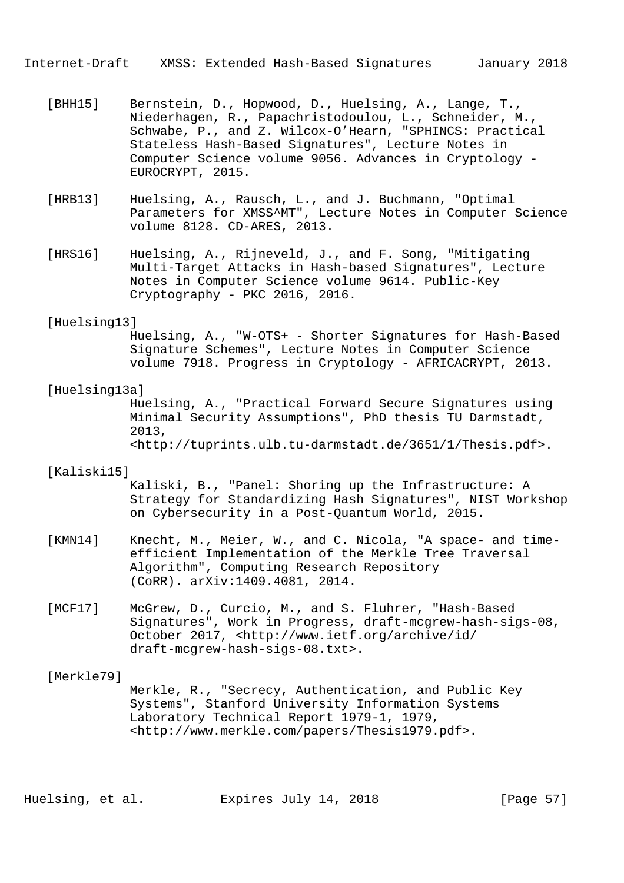[BHH15] Bernstein, D., Hopwood, D., Huelsing, A., Lange, T., Niederhagen, R., Papachristodoulou, L., Schneider, M., Schwabe, P., and Z. Wilcox-O'Hearn, "SPHINCS: Practical Stateless Hash-Based Signatures", Lecture Notes in Computer Science volume 9056. Advances in Cryptology - EUROCRYPT, 2015.

[HRB13] Huelsing, A., Rausch, L., and J. Buchmann, "Optimal Parameters for XMSS^MT", Lecture Notes in Computer Science volume 8128. CD-ARES, 2013.

[HRS16] Huelsing, A., Rijneveld, J., and F. Song, "Mitigating Multi-Target Attacks in Hash-based Signatures", Lecture Notes in Computer Science volume 9614. Public-Key Cryptography - PKC 2016, 2016.

[Huelsing13] Huelsing, A., "W-OTS+ - Shorter Signatures for Hash-Based Signature Schemes", Lecture Notes in Computer Science volume 7918. Progress in Cryptology - AFRICACRYPT, 2013.

[Huelsing13a] Huelsing, A., "Practical Forward Secure Signatures using Minimal Security Assumptions", PhD thesis TU Darmstadt, 2013, <http://tuprints.ulb.tu-darmstadt.de/3651/1/Thesis.pdf>.

[Kaliski15] Kaliski, B., "Panel: Shoring up the Infrastructure: A Strategy for Standardizing Hash Signatures", NIST Workshop on Cybersecurity in a Post-Quantum World, 2015.

[KMN14] Knecht, M., Meier, W., and C. Nicola, "A space- and time-efficient Implementation of the Merkle Tree Traversal Algorithm", Computing Research Repository (CoRR). arXiv:1409.4081, 2014.

[MCF17] McGrew, D., Curcio, M., and S. Fluhrer, "Hash-Based Signatures", Work in Progress, draft-mcgrew-hash-sigs-08, October 2017, <http://www.ietf.org/archive/id/draft-mcgrew-hash-sigs-08.txt>.

[Merkle79] Merkle, R., "Secrecy, Authentication, and Public Key Systems", Stanford University Information Systems Laboratory Technical Report 1979-1, 1979, <http://www.merkle.com/papers/Thesis1979.pdf>.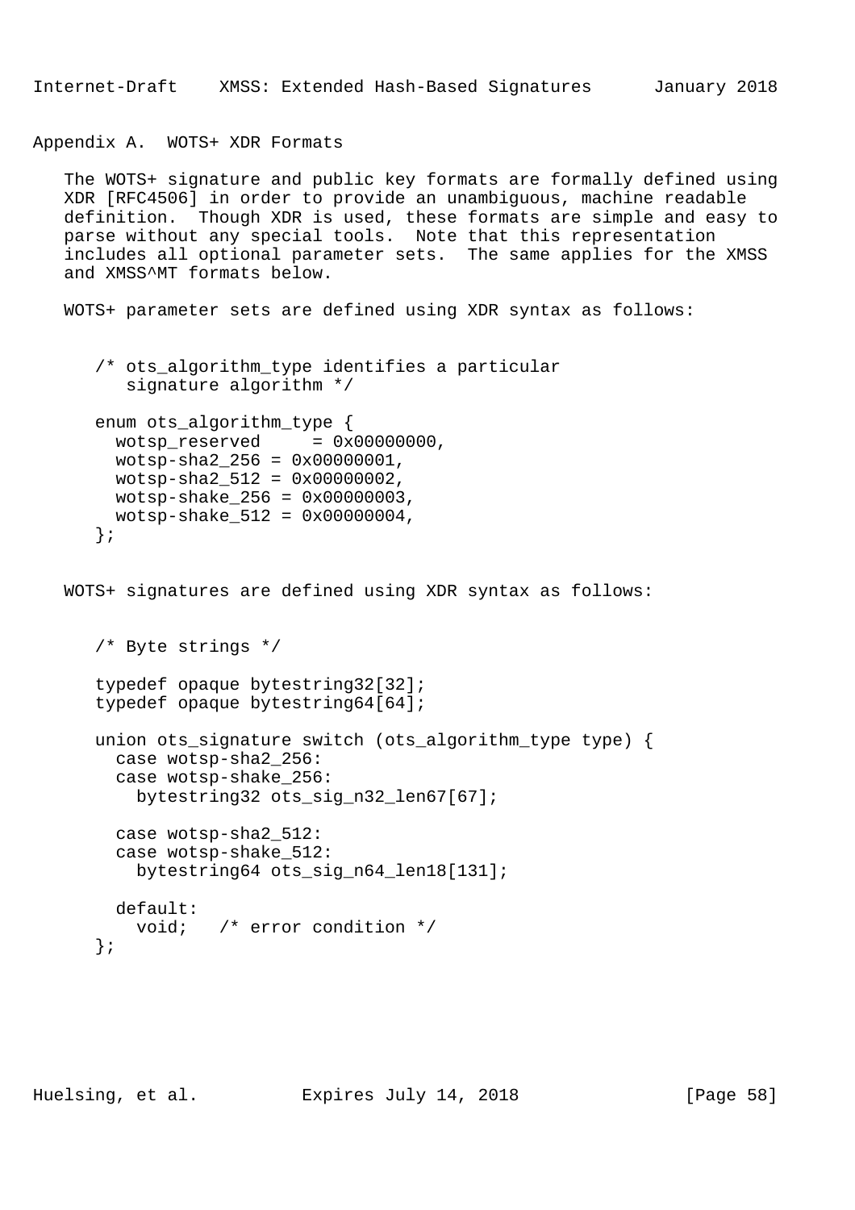## Appendix A. WOTS+ XDR Formats

The WOTS+ signature and public key formats are formally defined using XDR [RFC4506] in order to provide an unambiguous, machine readable definition. Though XDR is used, these formats are simple and easy to parse without any special tools. Note that this representation includes all optional parameter sets. The same applies for the XMSS and XMSS^MT formats below.

WOTS+ parameter sets are defined using XDR syntax as follows:

```
/* ots_algorithm_type identifies a particular
   signature algorithm */

enum ots_algorithm_type {
  wotsp_reserved     = 0x00000000,
  wotsp-sha2_256 = 0x00000001,
  wotsp-sha2_512 = 0x00000002,
  wotsp-shake_256 = 0x00000003,
  wotsp-shake_512 = 0x00000004,
};
```

WOTS+ signatures are defined using XDR syntax as follows:

```
/* Byte strings */

typedef opaque bytestring32[32];
typedef opaque bytestring64[64];

union ots_signature switch (ots_algorithm_type type) {
  case wotsp-sha2_256:
  case wotsp-shake_256:
    bytestring32 ots_sig_n32_len67[67];

  case wotsp-sha2_512:
  case wotsp-shake_512:
    bytestring64 ots_sig_n64_len18[131];

  default:
    void;   /* error condition */
};
```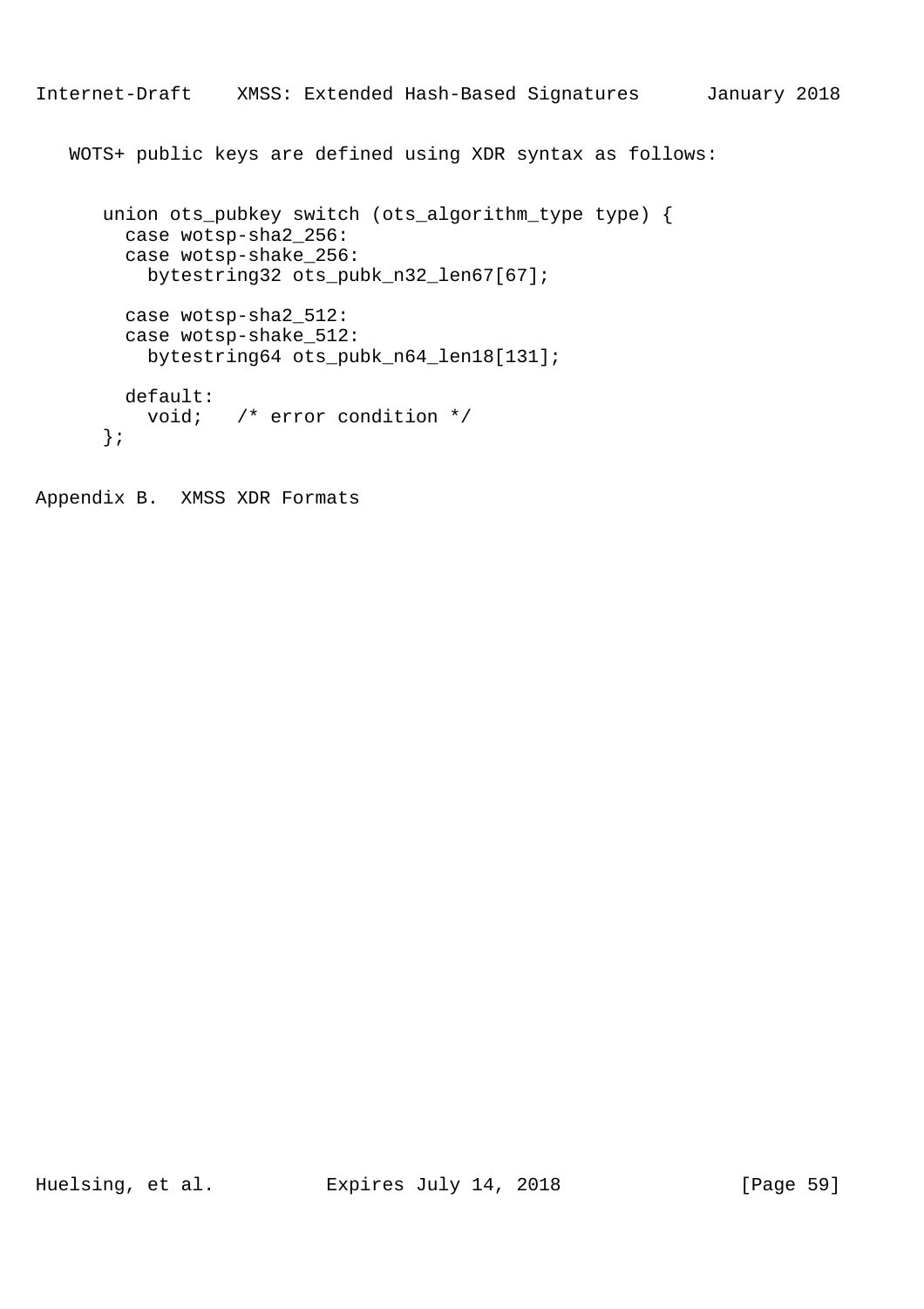WOTS+ public keys are defined using XDR syntax as follows:

```
union ots_pubkey switch (ots_algorithm_type type) {
  case wotsp-sha2_256:
  case wotsp-shake_256:
    bytestring32 ots_pubk_n32_len67[67];

  case wotsp-sha2_512:
  case wotsp-shake_512:
    bytestring64 ots_pubk_n64_len18[131];

  default:
    void;   /* error condition */
};
```

# Appendix B.  XMSS XDR Formats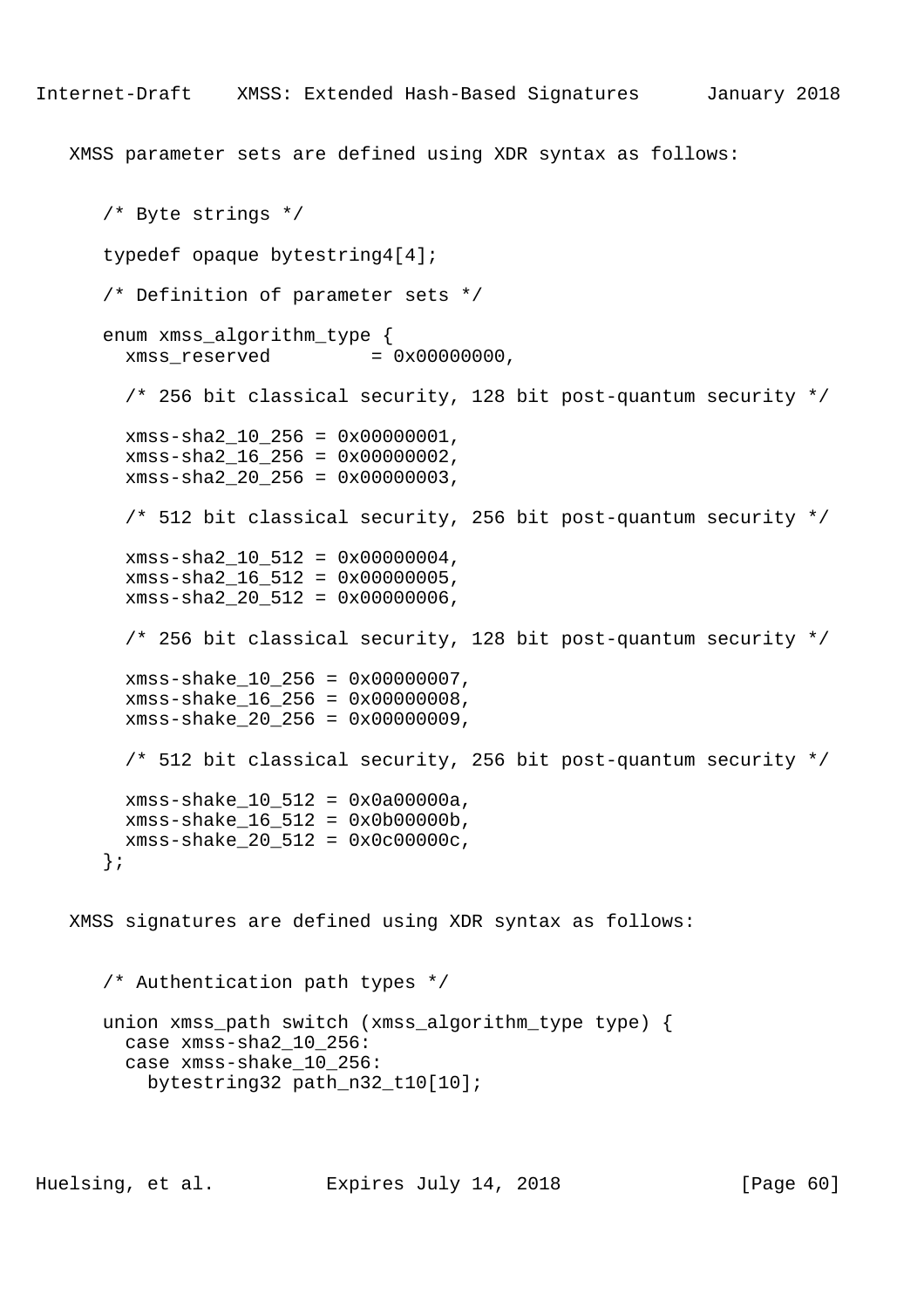XMSS parameter sets are defined using XDR syntax as follows:

```
/* Byte strings */

typedef opaque bytestring4[4];

/* Definition of parameter sets */

enum xmss_algorithm_type {
  xmss_reserved         = 0x00000000,

  /* 256 bit classical security, 128 bit post-quantum security */

  xmss-sha2_10_256 = 0x00000001,
  xmss-sha2_16_256 = 0x00000002,
  xmss-sha2_20_256 = 0x00000003,

  /* 512 bit classical security, 256 bit post-quantum security */

  xmss-sha2_10_512 = 0x00000004,
  xmss-sha2_16_512 = 0x00000005,
  xmss-sha2_20_512 = 0x00000006,

  /* 256 bit classical security, 128 bit post-quantum security */

  xmss-shake_10_256 = 0x00000007,
  xmss-shake_16_256 = 0x00000008,
  xmss-shake_20_256 = 0x00000009,

  /* 512 bit classical security, 256 bit post-quantum security */

  xmss-shake_10_512 = 0x0a00000a,
  xmss-shake_16_512 = 0x0b00000b,
  xmss-shake_20_512 = 0x0c00000c,
};
```

XMSS signatures are defined using XDR syntax as follows:

```
/* Authentication path types */

union xmss_path switch (xmss_algorithm_type type) {
  case xmss-sha2_10_256:
  case xmss-shake_10_256:
    bytestring32 path_n32_t10[10];
```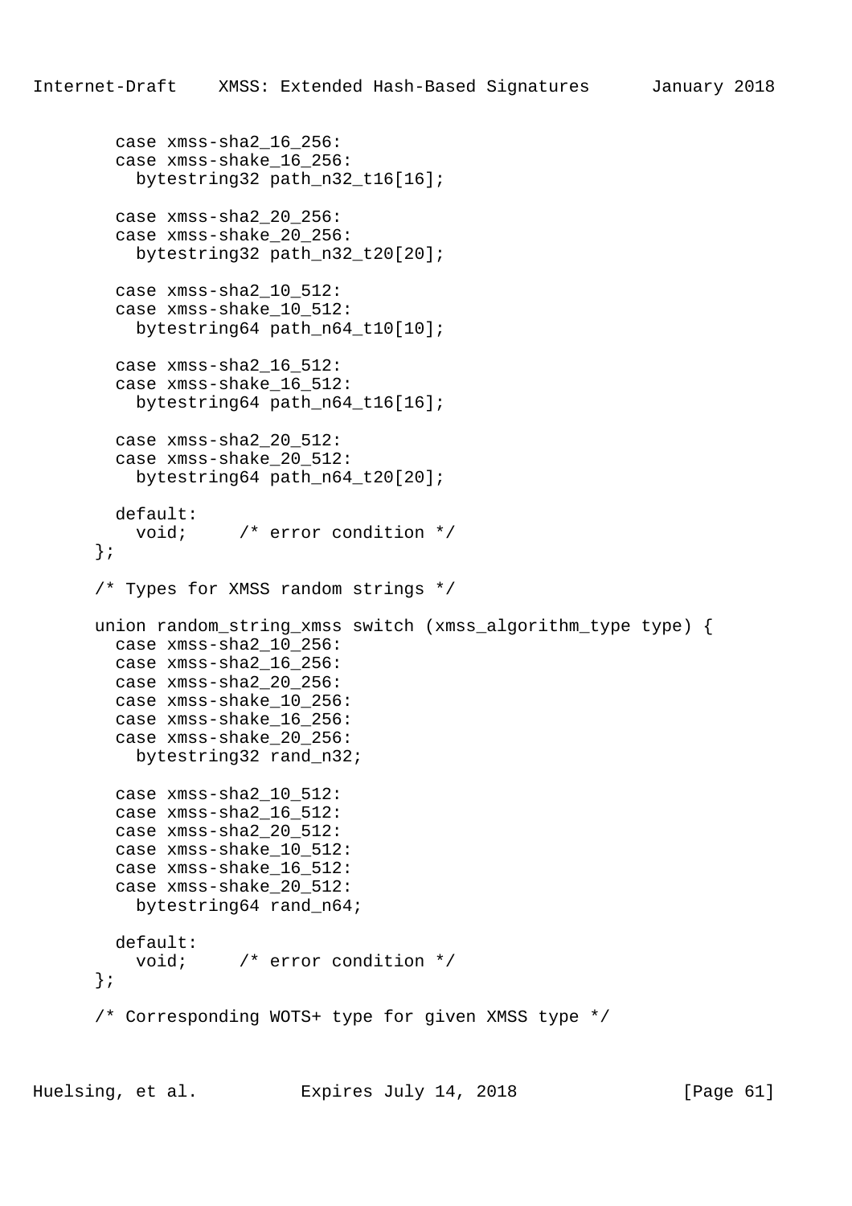```
    case xmss-sha2_16_256:
    case xmss-shake_16_256:
      bytestring32 path_n32_t16[16];

    case xmss-sha2_20_256:
    case xmss-shake_20_256:
      bytestring32 path_n32_t20[20];

    case xmss-sha2_10_512:
    case xmss-shake_10_512:
      bytestring64 path_n64_t10[10];

    case xmss-sha2_16_512:
    case xmss-shake_16_512:
      bytestring64 path_n64_t16[16];

    case xmss-sha2_20_512:
    case xmss-shake_20_512:
      bytestring64 path_n64_t20[20];

    default:
      void;     /* error condition */
  };

  /* Types for XMSS random strings */

  union random_string_xmss switch (xmss_algorithm_type type) {
    case xmss-sha2_10_256:
    case xmss-sha2_16_256:
    case xmss-sha2_20_256:
    case xmss-shake_10_256:
    case xmss-shake_16_256:
    case xmss-shake_20_256:
      bytestring32 rand_n32;

    case xmss-sha2_10_512:
    case xmss-sha2_16_512:
    case xmss-sha2_20_512:
    case xmss-shake_10_512:
    case xmss-shake_16_512:
    case xmss-shake_20_512:
      bytestring64 rand_n64;

    default:
      void;     /* error condition */
  };

  /* Corresponding WOTS+ type for given XMSS type */
```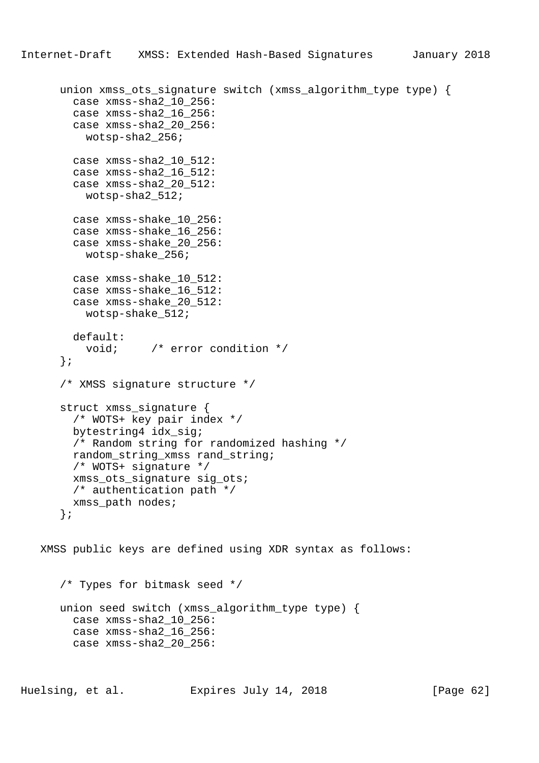```
union xmss_ots_signature switch (xmss_algorithm_type type) {
  case xmss-sha2_10_256:
  case xmss-sha2_16_256:
  case xmss-sha2_20_256:
    wotsp-sha2_256;

  case xmss-sha2_10_512:
  case xmss-sha2_16_512:
  case xmss-sha2_20_512:
    wotsp-sha2_512;

  case xmss-shake_10_256:
  case xmss-shake_16_256:
  case xmss-shake_20_256:
    wotsp-shake_256;

  case xmss-shake_10_512:
  case xmss-shake_16_512:
  case xmss-shake_20_512:
    wotsp-shake_512;

  default:
    void;     /* error condition */
};

/* XMSS signature structure */

struct xmss_signature {
  /* WOTS+ key pair index */
  bytestring4 idx_sig;
  /* Random string for randomized hashing */
  random_string_xmss rand_string;
  /* WOTS+ signature */
  xmss_ots_signature sig_ots;
  /* authentication path */
  xmss_path nodes;
};
```

XMSS public keys are defined using XDR syntax as follows:

```
/* Types for bitmask seed */

union seed switch (xmss_algorithm_type type) {
  case xmss-sha2_10_256:
  case xmss-sha2_16_256:
  case xmss-sha2_20_256:
```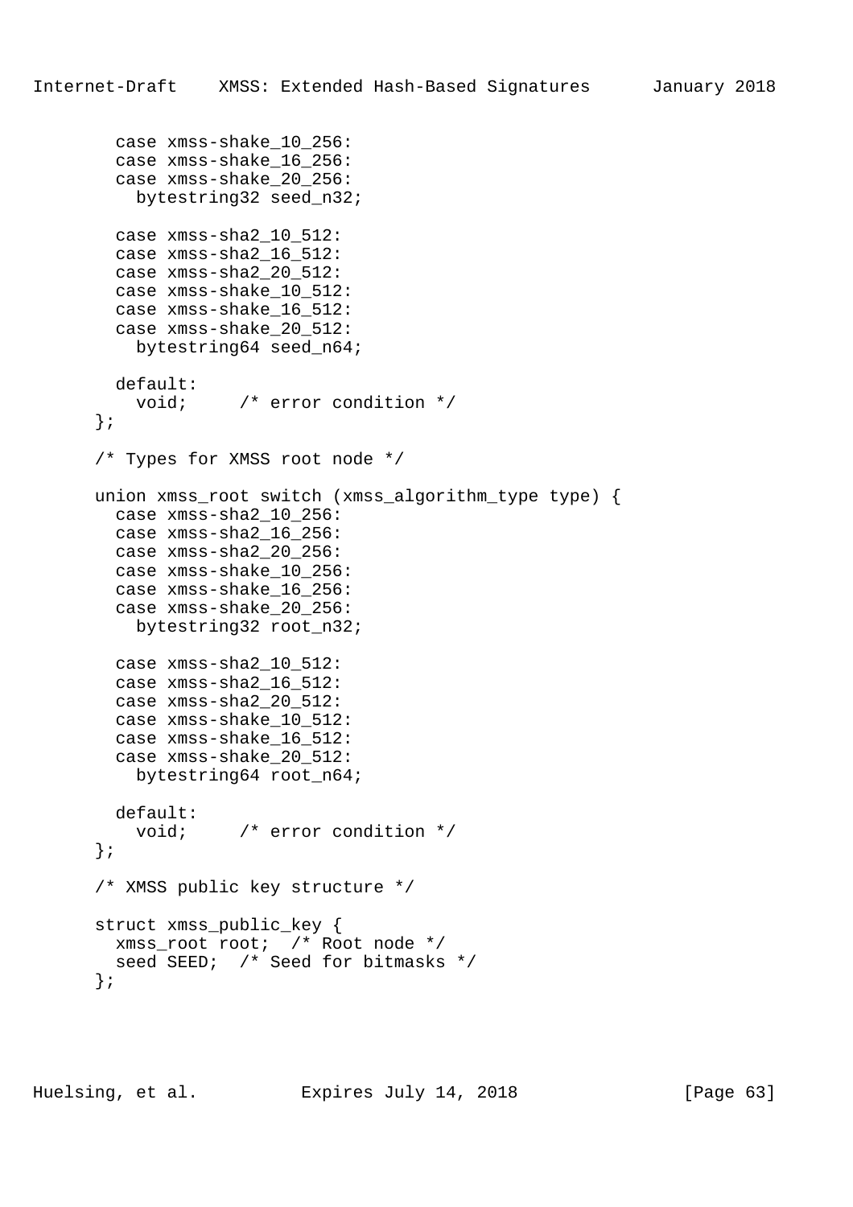```
        case xmss-shake_10_256:
        case xmss-shake_16_256:
        case xmss-shake_20_256:
          bytestring32 seed_n32;

        case xmss-sha2_10_512:
        case xmss-sha2_16_512:
        case xmss-sha2_20_512:
        case xmss-shake_10_512:
        case xmss-shake_16_512:
        case xmss-shake_20_512:
          bytestring64 seed_n64;

        default:
          void;     /* error condition */
      };

      /* Types for XMSS root node */

      union xmss_root switch (xmss_algorithm_type type) {
        case xmss-sha2_10_256:
        case xmss-sha2_16_256:
        case xmss-sha2_20_256:
        case xmss-shake_10_256:
        case xmss-shake_16_256:
        case xmss-shake_20_256:
          bytestring32 root_n32;

        case xmss-sha2_10_512:
        case xmss-sha2_16_512:
        case xmss-sha2_20_512:
        case xmss-shake_10_512:
        case xmss-shake_16_512:
        case xmss-shake_20_512:
          bytestring64 root_n64;

        default:
          void;     /* error condition */
      };

      /* XMSS public key structure */

      struct xmss_public_key {
        xmss_root root;  /* Root node */
        seed SEED;  /* Seed for bitmasks */
      };
```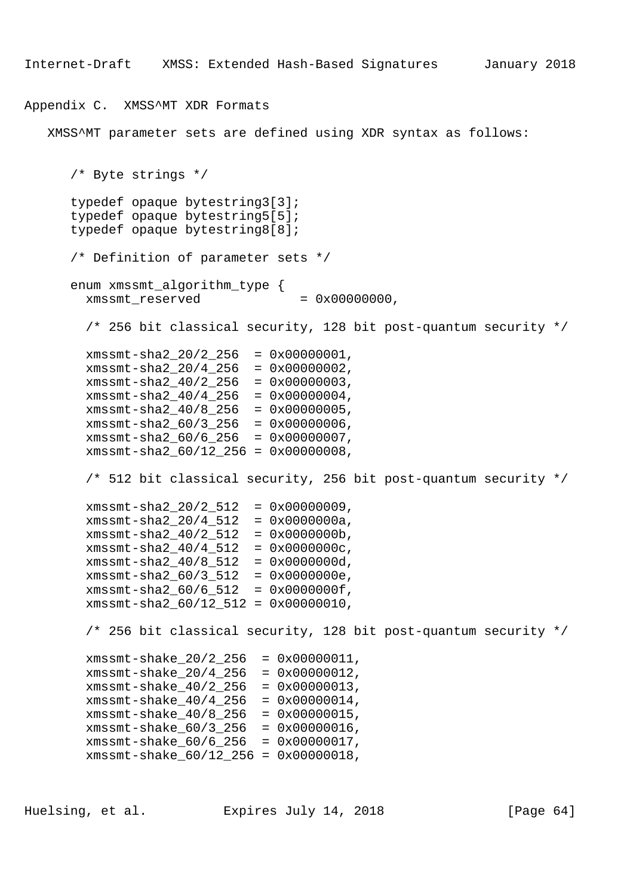## Appendix C. XMSS^MT XDR Formats

XMSS^MT parameter sets are defined using XDR syntax as follows:

```
/* Byte strings */

typedef opaque bytestring3[3];
typedef opaque bytestring5[5];
typedef opaque bytestring8[8];

/* Definition of parameter sets */

enum xmssmt_algorithm_type {
  xmssmt_reserved            = 0x00000000,

  /* 256 bit classical security, 128 bit post-quantum security */

  xmssmt-sha2_20/2_256  = 0x00000001,
  xmssmt-sha2_20/4_256  = 0x00000002,
  xmssmt-sha2_40/2_256  = 0x00000003,
  xmssmt-sha2_40/4_256  = 0x00000004,
  xmssmt-sha2_40/8_256  = 0x00000005,
  xmssmt-sha2_60/3_256  = 0x00000006,
  xmssmt-sha2_60/6_256  = 0x00000007,
  xmssmt-sha2_60/12_256 = 0x00000008,

  /* 512 bit classical security, 256 bit post-quantum security */

  xmssmt-sha2_20/2_512  = 0x00000009,
  xmssmt-sha2_20/4_512  = 0x0000000a,
  xmssmt-sha2_40/2_512  = 0x0000000b,
  xmssmt-sha2_40/4_512  = 0x0000000c,
  xmssmt-sha2_40/8_512  = 0x0000000d,
  xmssmt-sha2_60/3_512  = 0x0000000e,
  xmssmt-sha2_60/6_512  = 0x0000000f,
  xmssmt-sha2_60/12_512 = 0x00000010,

  /* 256 bit classical security, 128 bit post-quantum security */

  xmssmt-shake_20/2_256  = 0x00000011,
  xmssmt-shake_20/4_256  = 0x00000012,
  xmssmt-shake_40/2_256  = 0x00000013,
  xmssmt-shake_40/4_256  = 0x00000014,
  xmssmt-shake_40/8_256  = 0x00000015,
  xmssmt-shake_60/3_256  = 0x00000016,
  xmssmt-shake_60/6_256  = 0x00000017,
  xmssmt-shake_60/12_256 = 0x00000018,
```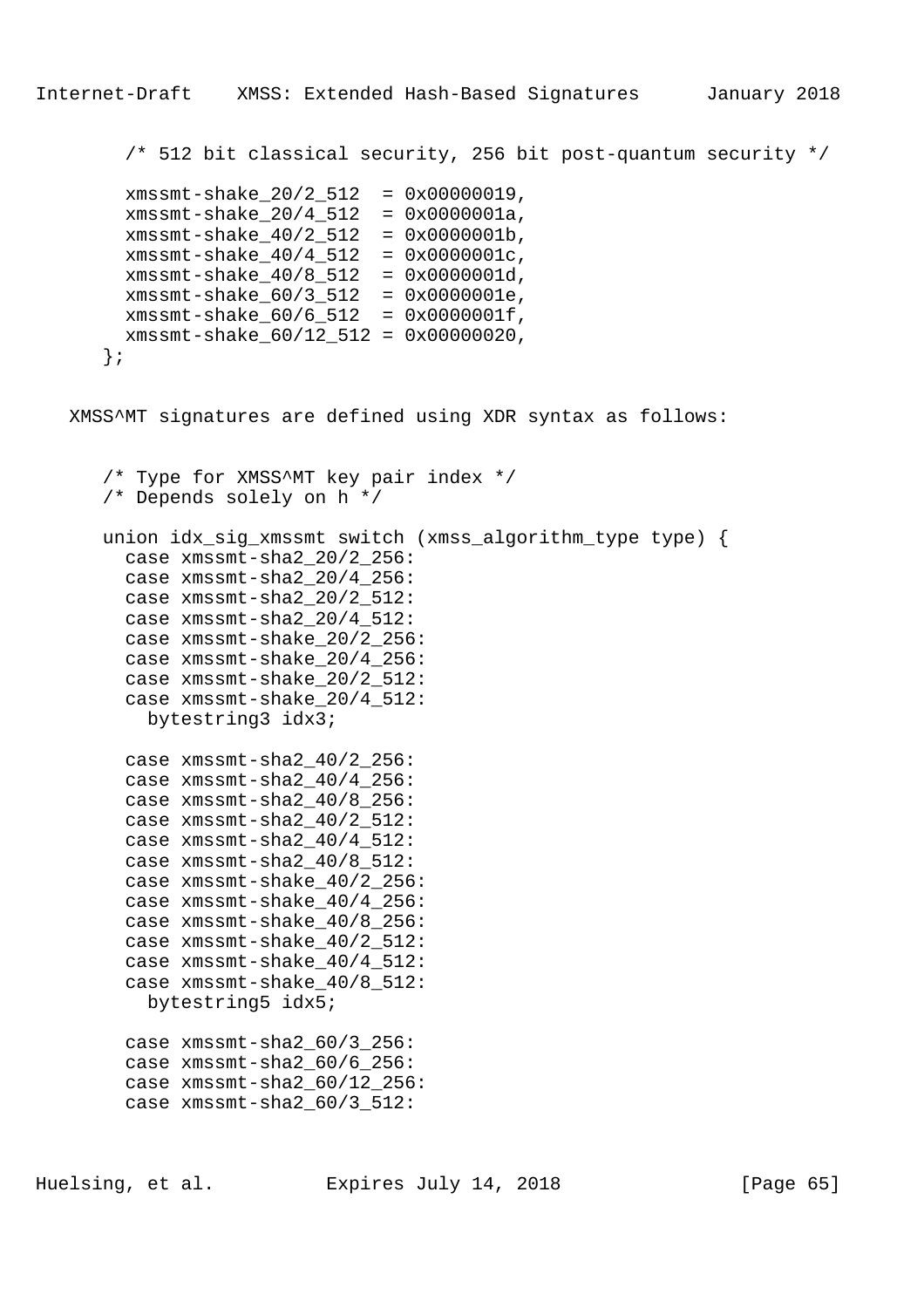```
  /* 512 bit classical security, 256 bit post-quantum security */

  xmssmt-shake_20/2_512  = 0x00000019,
  xmssmt-shake_20/4_512  = 0x0000001a,
  xmssmt-shake_40/2_512  = 0x0000001b,
  xmssmt-shake_40/4_512  = 0x0000001c,
  xmssmt-shake_40/8_512  = 0x0000001d,
  xmssmt-shake_60/3_512  = 0x0000001e,
  xmssmt-shake_60/6_512  = 0x0000001f,
  xmssmt-shake_60/12_512 = 0x00000020,
};
```

XMSS^MT signatures are defined using XDR syntax as follows:

```
/* Type for XMSS^MT key pair index */
/* Depends solely on h */

union idx_sig_xmssmt switch (xmss_algorithm_type type) {
  case xmssmt-sha2_20/2_256:
  case xmssmt-sha2_20/4_256:
  case xmssmt-sha2_20/2_512:
  case xmssmt-sha2_20/4_512:
  case xmssmt-shake_20/2_256:
  case xmssmt-shake_20/4_256:
  case xmssmt-shake_20/2_512:
  case xmssmt-shake_20/4_512:
    bytestring3 idx3;

  case xmssmt-sha2_40/2_256:
  case xmssmt-sha2_40/4_256:
  case xmssmt-sha2_40/8_256:
  case xmssmt-sha2_40/2_512:
  case xmssmt-sha2_40/4_512:
  case xmssmt-sha2_40/8_512:
  case xmssmt-shake_40/2_256:
  case xmssmt-shake_40/4_256:
  case xmssmt-shake_40/8_256:
  case xmssmt-shake_40/2_512:
  case xmssmt-shake_40/4_512:
  case xmssmt-shake_40/8_512:
    bytestring5 idx5;

  case xmssmt-sha2_60/3_256:
  case xmssmt-sha2_60/6_256:
  case xmssmt-sha2_60/12_256:
  case xmssmt-sha2_60/3_512:
```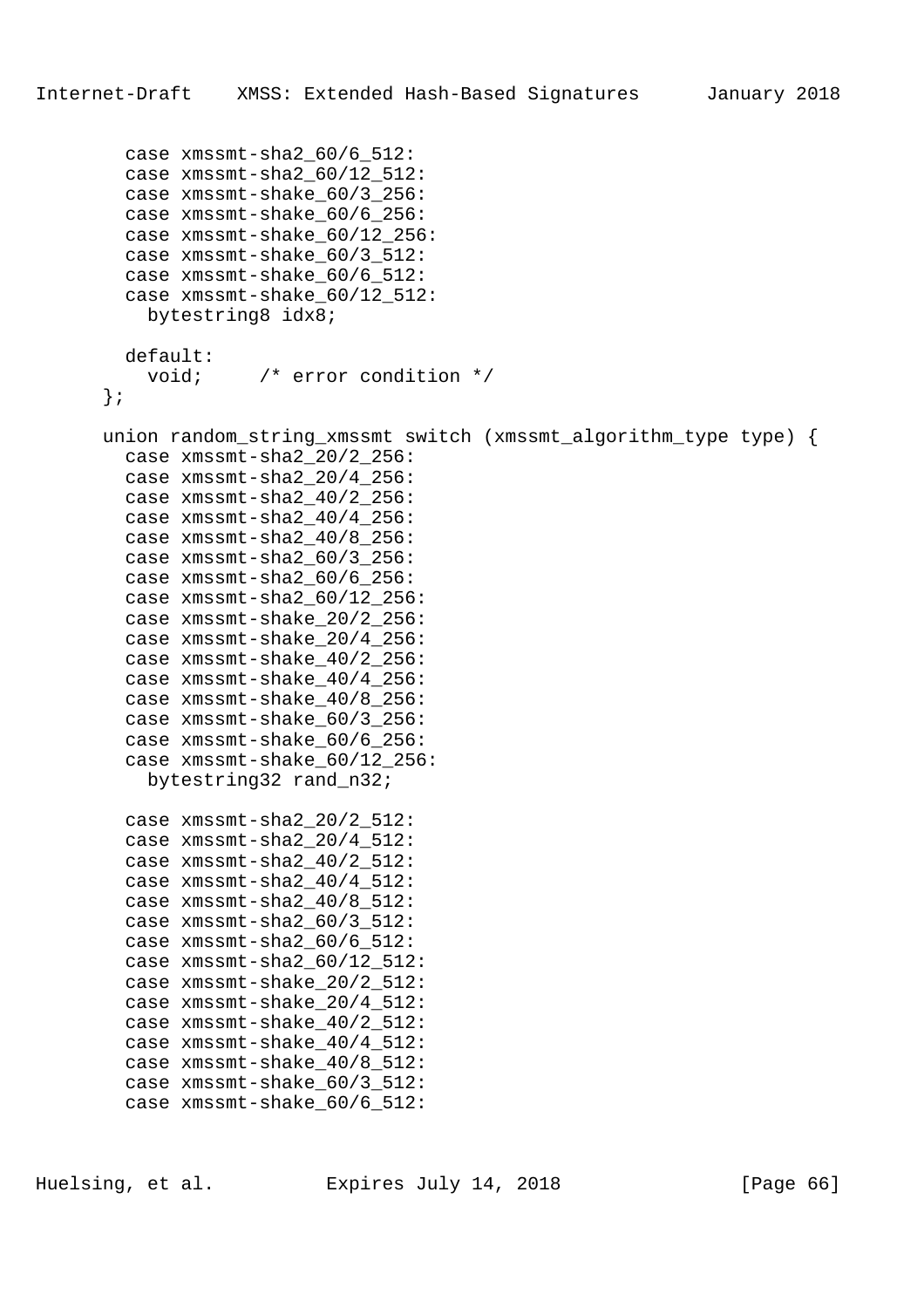```
         case xmssmt-sha2_60/6_512:
         case xmssmt-sha2_60/12_512:
         case xmssmt-shake_60/3_256:
         case xmssmt-shake_60/6_256:
         case xmssmt-shake_60/12_256:
         case xmssmt-shake_60/3_512:
         case xmssmt-shake_60/6_512:
         case xmssmt-shake_60/12_512:
           bytestring8 idx8;

         default:
           void;     /* error condition */
       };

       union random_string_xmssmt switch (xmssmt_algorithm_type type) {
         case xmssmt-sha2_20/2_256:
         case xmssmt-sha2_20/4_256:
         case xmssmt-sha2_40/2_256:
         case xmssmt-sha2_40/4_256:
         case xmssmt-sha2_40/8_256:
         case xmssmt-sha2_60/3_256:
         case xmssmt-sha2_60/6_256:
         case xmssmt-sha2_60/12_256:
         case xmssmt-shake_20/2_256:
         case xmssmt-shake_20/4_256:
         case xmssmt-shake_40/2_256:
         case xmssmt-shake_40/4_256:
         case xmssmt-shake_40/8_256:
         case xmssmt-shake_60/3_256:
         case xmssmt-shake_60/6_256:
         case xmssmt-shake_60/12_256:
           bytestring32 rand_n32;

         case xmssmt-sha2_20/2_512:
         case xmssmt-sha2_20/4_512:
         case xmssmt-sha2_40/2_512:
         case xmssmt-sha2_40/4_512:
         case xmssmt-sha2_40/8_512:
         case xmssmt-sha2_60/3_512:
         case xmssmt-sha2_60/6_512:
         case xmssmt-sha2_60/12_512:
         case xmssmt-shake_20/2_512:
         case xmssmt-shake_20/4_512:
         case xmssmt-shake_40/2_512:
         case xmssmt-shake_40/4_512:
         case xmssmt-shake_40/8_512:
         case xmssmt-shake_60/3_512:
         case xmssmt-shake_60/6_512:
```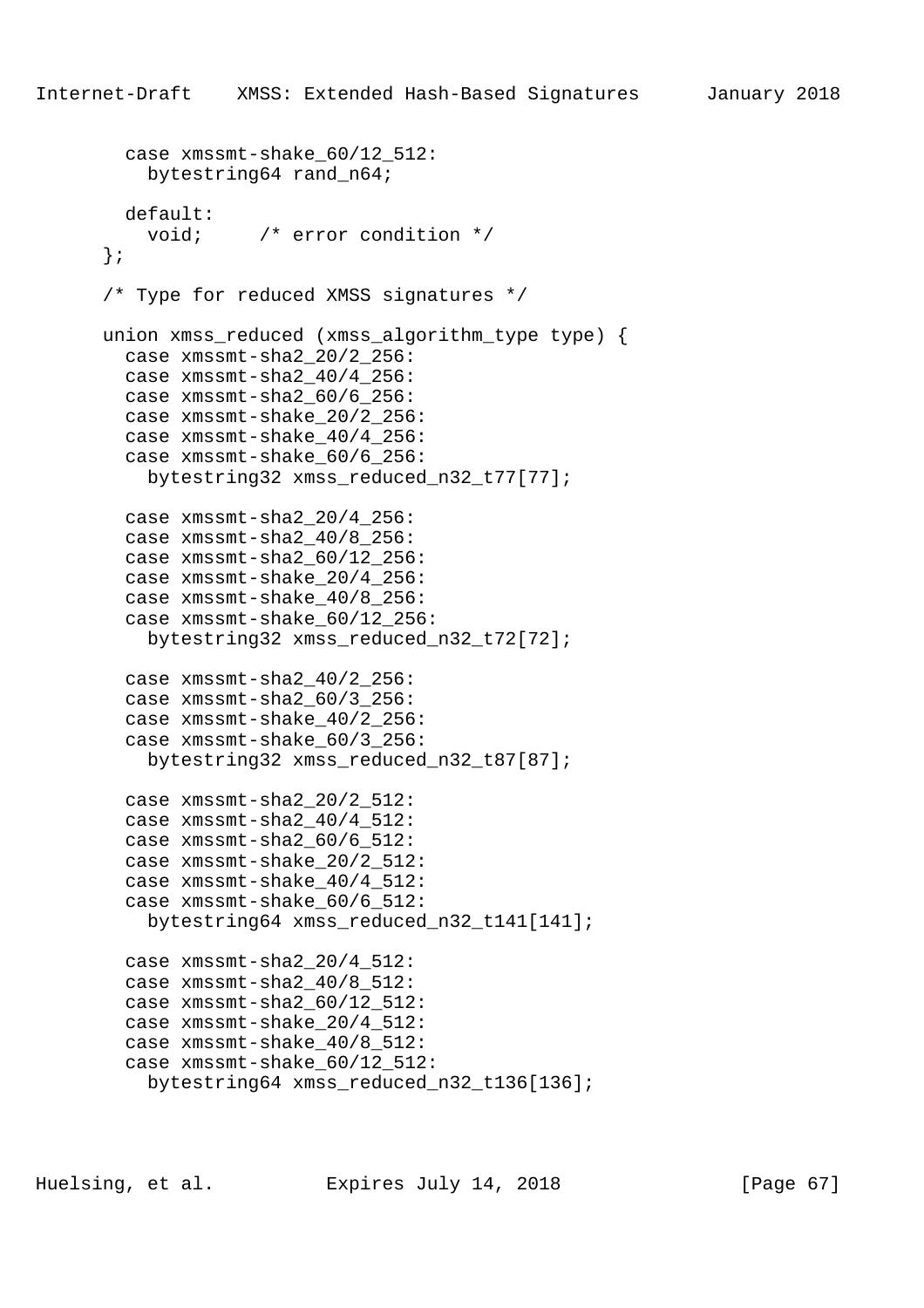```
        case xmssmt-shake_60/12_512:
          bytestring64 rand_n64;

        default:
          void;     /* error condition */
      };

      /* Type for reduced XMSS signatures */

      union xmss_reduced (xmss_algorithm_type type) {
        case xmssmt-sha2_20/2_256:
        case xmssmt-sha2_40/4_256:
        case xmssmt-sha2_60/6_256:
        case xmssmt-shake_20/2_256:
        case xmssmt-shake_40/4_256:
        case xmssmt-shake_60/6_256:
          bytestring32 xmss_reduced_n32_t77[77];

        case xmssmt-sha2_20/4_256:
        case xmssmt-sha2_40/8_256:
        case xmssmt-sha2_60/12_256:
        case xmssmt-shake_20/4_256:
        case xmssmt-shake_40/8_256:
        case xmssmt-shake_60/12_256:
          bytestring32 xmss_reduced_n32_t72[72];

        case xmssmt-sha2_40/2_256:
        case xmssmt-sha2_60/3_256:
        case xmssmt-shake_40/2_256:
        case xmssmt-shake_60/3_256:
          bytestring32 xmss_reduced_n32_t87[87];

        case xmssmt-sha2_20/2_512:
        case xmssmt-sha2_40/4_512:
        case xmssmt-sha2_60/6_512:
        case xmssmt-shake_20/2_512:
        case xmssmt-shake_40/4_512:
        case xmssmt-shake_60/6_512:
          bytestring64 xmss_reduced_n32_t141[141];

        case xmssmt-sha2_20/4_512:
        case xmssmt-sha2_40/8_512:
        case xmssmt-sha2_60/12_512:
        case xmssmt-shake_20/4_512:
        case xmssmt-shake_40/8_512:
        case xmssmt-shake_60/12_512:
          bytestring64 xmss_reduced_n32_t136[136];
```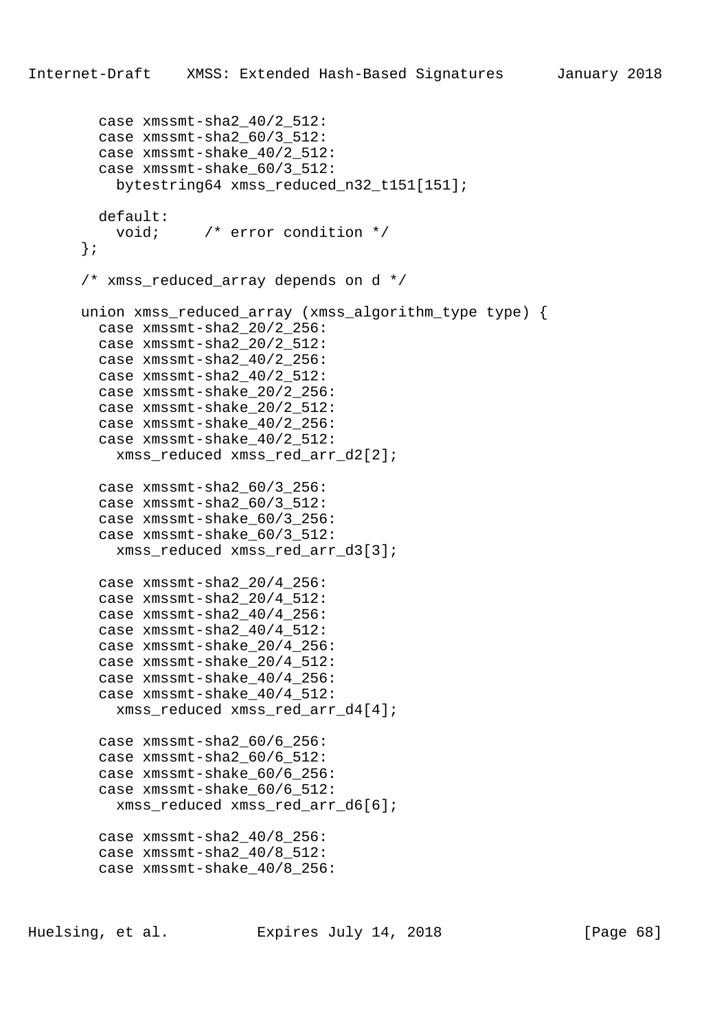```
        case xmssmt-sha2_40/2_512:
        case xmssmt-sha2_60/3_512:
        case xmssmt-shake_40/2_512:
        case xmssmt-shake_60/3_512:
          bytestring64 xmss_reduced_n32_t151[151];

        default:
          void;     /* error condition */
      };

      /* xmss_reduced_array depends on d */

      union xmss_reduced_array (xmss_algorithm_type type) {
        case xmssmt-sha2_20/2_256:
        case xmssmt-sha2_20/2_512:
        case xmssmt-sha2_40/2_256:
        case xmssmt-sha2_40/2_512:
        case xmssmt-shake_20/2_256:
        case xmssmt-shake_20/2_512:
        case xmssmt-shake_40/2_256:
        case xmssmt-shake_40/2_512:
          xmss_reduced xmss_red_arr_d2[2];

        case xmssmt-sha2_60/3_256:
        case xmssmt-sha2_60/3_512:
        case xmssmt-shake_60/3_256:
        case xmssmt-shake_60/3_512:
          xmss_reduced xmss_red_arr_d3[3];

        case xmssmt-sha2_20/4_256:
        case xmssmt-sha2_20/4_512:
        case xmssmt-sha2_40/4_256:
        case xmssmt-sha2_40/4_512:
        case xmssmt-shake_20/4_256:
        case xmssmt-shake_20/4_512:
        case xmssmt-shake_40/4_256:
        case xmssmt-shake_40/4_512:
          xmss_reduced xmss_red_arr_d4[4];

        case xmssmt-sha2_60/6_256:
        case xmssmt-sha2_60/6_512:
        case xmssmt-shake_60/6_256:
        case xmssmt-shake_60/6_512:
          xmss_reduced xmss_red_arr_d6[6];

        case xmssmt-sha2_40/8_256:
        case xmssmt-sha2_40/8_512:
        case xmssmt-shake_40/8_256:
```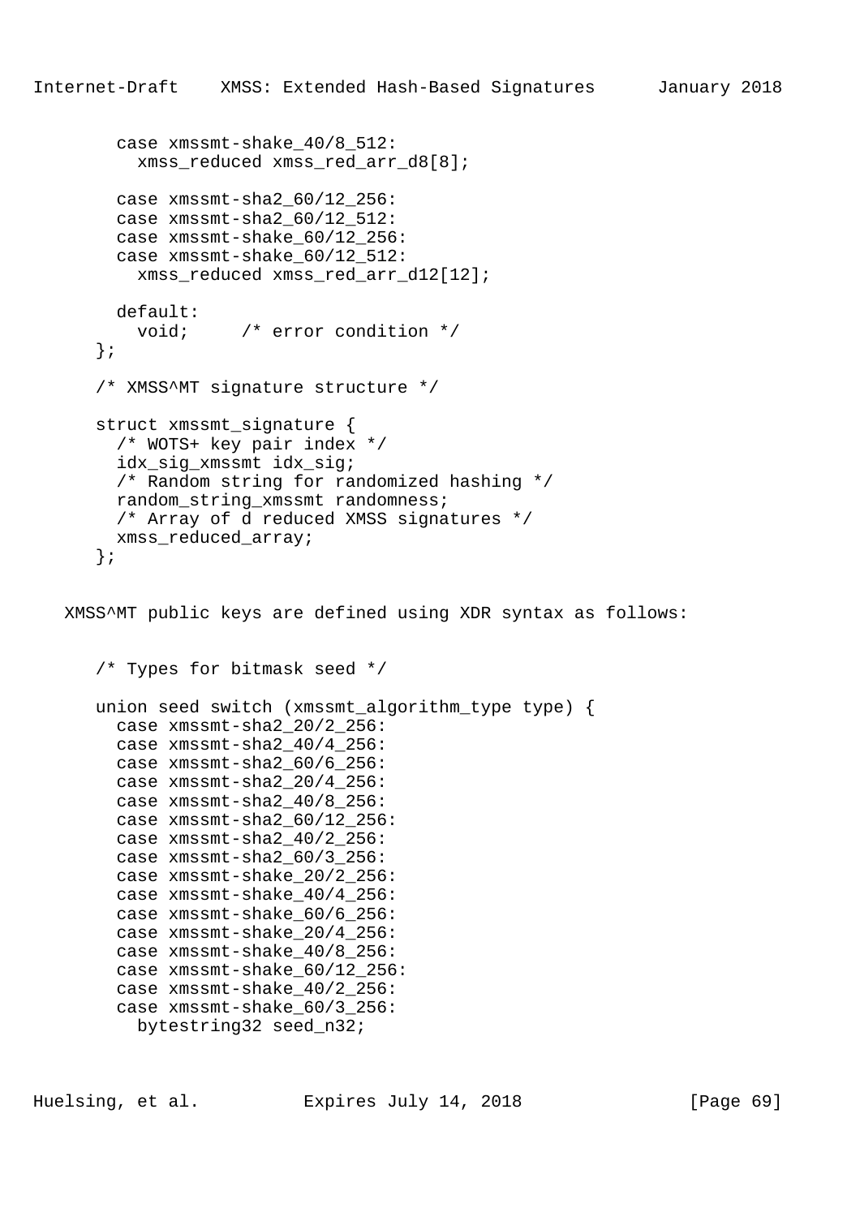```
        case xmssmt-shake_40/8_512:
          xmss_reduced xmss_red_arr_d8[8];

        case xmssmt-sha2_60/12_256:
        case xmssmt-sha2_60/12_512:
        case xmssmt-shake_60/12_256:
        case xmssmt-shake_60/12_512:
          xmss_reduced xmss_red_arr_d12[12];

        default:
          void;     /* error condition */
      };

      /* XMSS^MT signature structure */

      struct xmssmt_signature {
        /* WOTS+ key pair index */
        idx_sig_xmssmt idx_sig;
        /* Random string for randomized hashing */
        random_string_xmssmt randomness;
        /* Array of d reduced XMSS signatures */
        xmss_reduced_array;
      };
```

XMSS^MT public keys are defined using XDR syntax as follows:

```
      /* Types for bitmask seed */

      union seed switch (xmssmt_algorithm_type type) {
        case xmssmt-sha2_20/2_256:
        case xmssmt-sha2_40/4_256:
        case xmssmt-sha2_60/6_256:
        case xmssmt-sha2_20/4_256:
        case xmssmt-sha2_40/8_256:
        case xmssmt-sha2_60/12_256:
        case xmssmt-sha2_40/2_256:
        case xmssmt-sha2_60/3_256:
        case xmssmt-shake_20/2_256:
        case xmssmt-shake_40/4_256:
        case xmssmt-shake_60/6_256:
        case xmssmt-shake_20/4_256:
        case xmssmt-shake_40/8_256:
        case xmssmt-shake_60/12_256:
        case xmssmt-shake_40/2_256:
        case xmssmt-shake_60/3_256:
          bytestring32 seed_n32;
```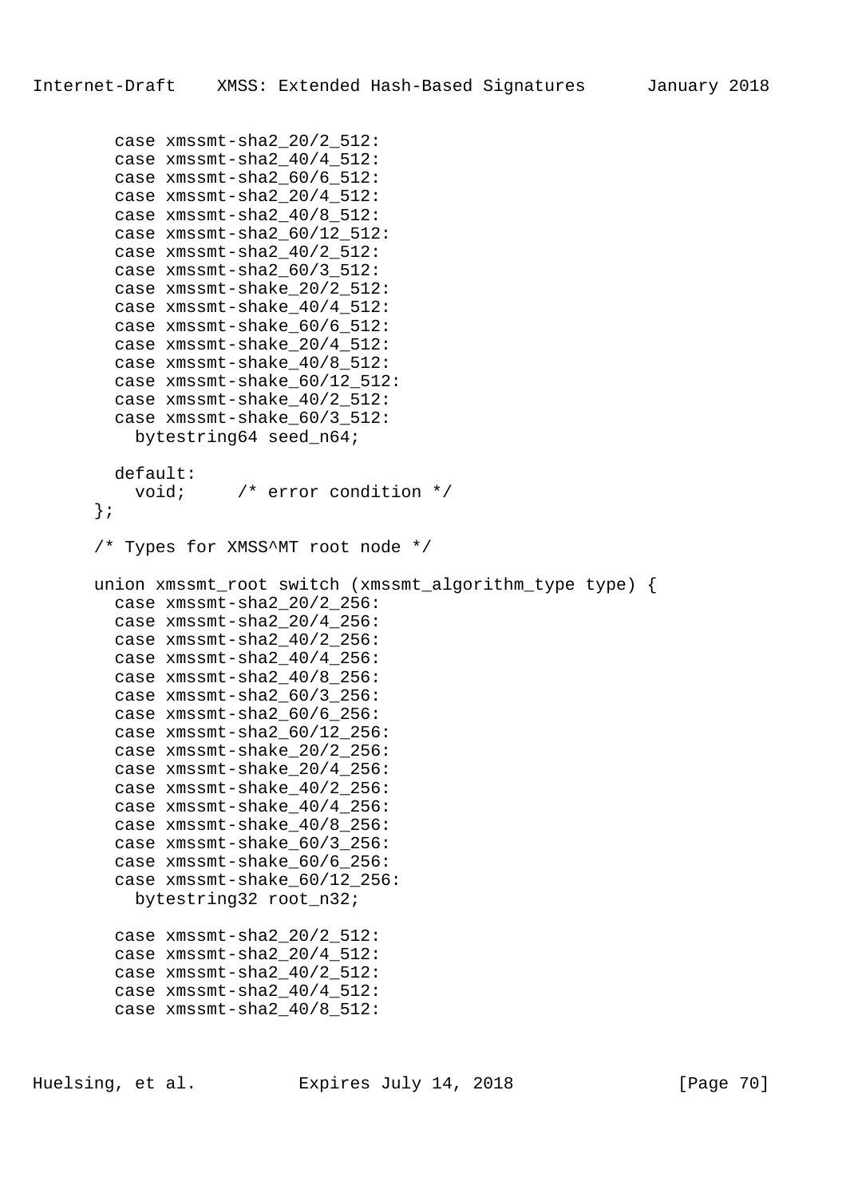```
        case xmssmt-sha2_20/2_512:
        case xmssmt-sha2_40/4_512:
        case xmssmt-sha2_60/6_512:
        case xmssmt-sha2_20/4_512:
        case xmssmt-sha2_40/8_512:
        case xmssmt-sha2_60/12_512:
        case xmssmt-sha2_40/2_512:
        case xmssmt-sha2_60/3_512:
        case xmssmt-shake_20/2_512:
        case xmssmt-shake_40/4_512:
        case xmssmt-shake_60/6_512:
        case xmssmt-shake_20/4_512:
        case xmssmt-shake_40/8_512:
        case xmssmt-shake_60/12_512:
        case xmssmt-shake_40/2_512:
        case xmssmt-shake_60/3_512:
          bytestring64 seed_n64;

        default:
          void;     /* error condition */
      };

      /* Types for XMSS^MT root node */

      union xmssmt_root switch (xmssmt_algorithm_type type) {
        case xmssmt-sha2_20/2_256:
        case xmssmt-sha2_20/4_256:
        case xmssmt-sha2_40/2_256:
        case xmssmt-sha2_40/4_256:
        case xmssmt-sha2_40/8_256:
        case xmssmt-sha2_60/3_256:
        case xmssmt-sha2_60/6_256:
        case xmssmt-sha2_60/12_256:
        case xmssmt-shake_20/2_256:
        case xmssmt-shake_20/4_256:
        case xmssmt-shake_40/2_256:
        case xmssmt-shake_40/4_256:
        case xmssmt-shake_40/8_256:
        case xmssmt-shake_60/3_256:
        case xmssmt-shake_60/6_256:
        case xmssmt-shake_60/12_256:
          bytestring32 root_n32;

        case xmssmt-sha2_20/2_512:
        case xmssmt-sha2_20/4_512:
        case xmssmt-sha2_40/2_512:
        case xmssmt-sha2_40/4_512:
        case xmssmt-sha2_40/8_512:
```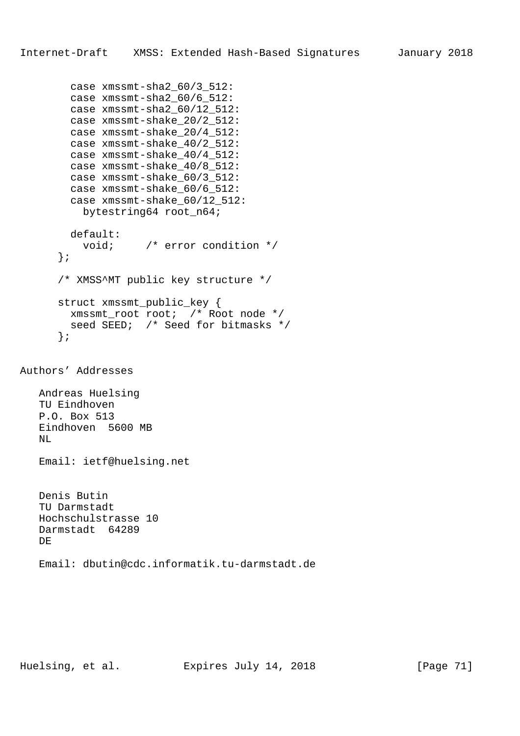```
        case xmssmt-sha2_60/3_512:
        case xmssmt-sha2_60/6_512:
        case xmssmt-sha2_60/12_512:
        case xmssmt-shake_20/2_512:
        case xmssmt-shake_20/4_512:
        case xmssmt-shake_40/2_512:
        case xmssmt-shake_40/4_512:
        case xmssmt-shake_40/8_512:
        case xmssmt-shake_60/3_512:
        case xmssmt-shake_60/6_512:
        case xmssmt-shake_60/12_512:
          bytestring64 root_n64;

        default:
          void;     /* error condition */
      };

      /* XMSS^MT public key structure */

      struct xmssmt_public_key {
        xmssmt_root root;  /* Root node */
        seed SEED;  /* Seed for bitmasks */
      };
```

## Authors' Addresses

Andreas Huelsing
TU Eindhoven
P.O. Box 513
Eindhoven  5600 MB
NL

Email: ietf@huelsing.net

Denis Butin
TU Darmstadt
Hochschulstrasse 10
Darmstadt  64289
DE

Email: dbutin@cdc.informatik.tu-darmstadt.de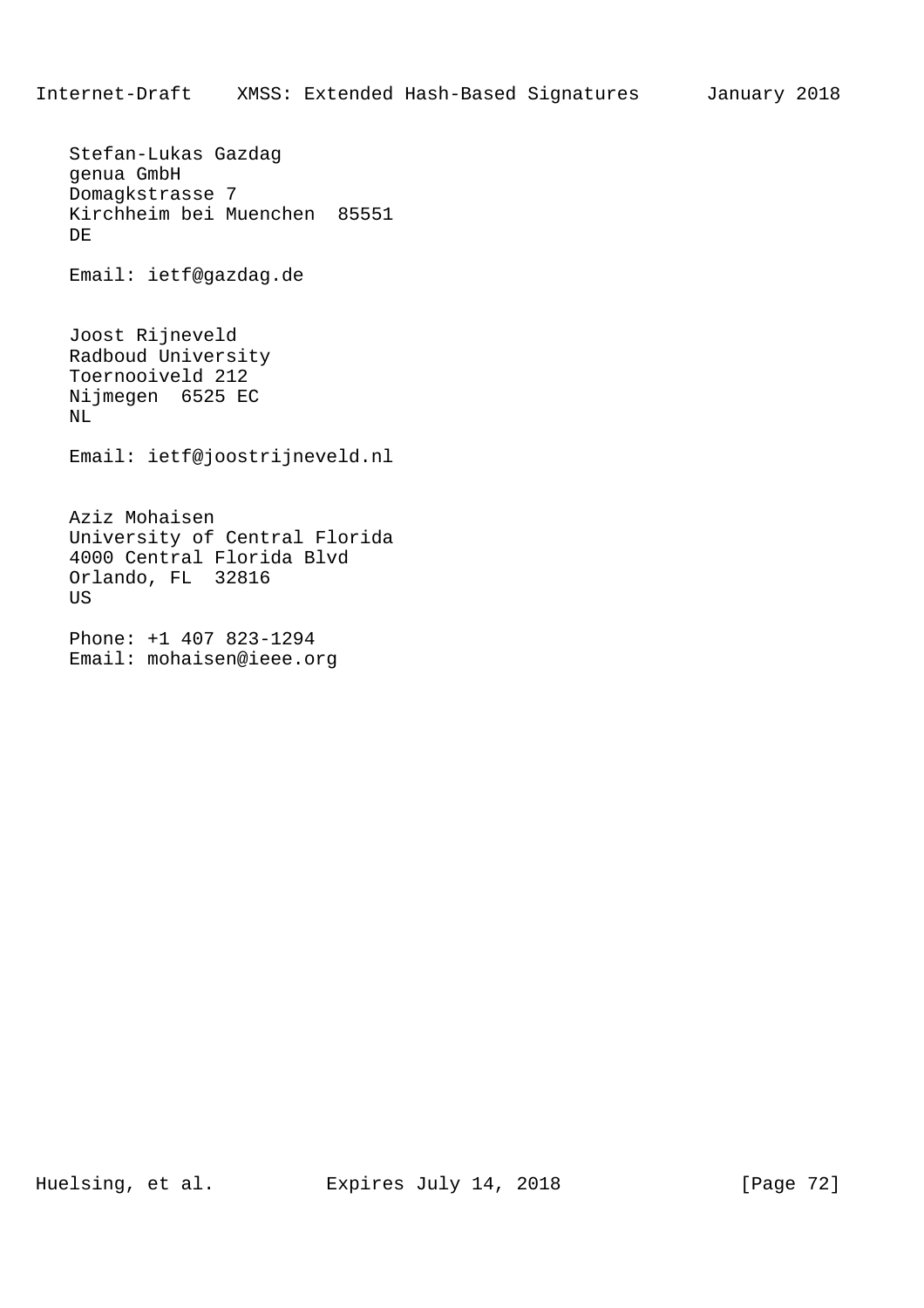Stefan-Lukas Gazdag
genua GmbH
Domagkstrasse 7
Kirchheim bei Muenchen  85551
DE

Email: ietf@gazdag.de

Joost Rijneveld
Radboud University
Toernooiveld 212
Nijmegen  6525 EC
NL

Email: ietf@joostrijneveld.nl

Aziz Mohaisen
University of Central Florida
4000 Central Florida Blvd
Orlando, FL  32816
US

Phone: +1 407 823-1294
Email: mohaisen@ieee.org